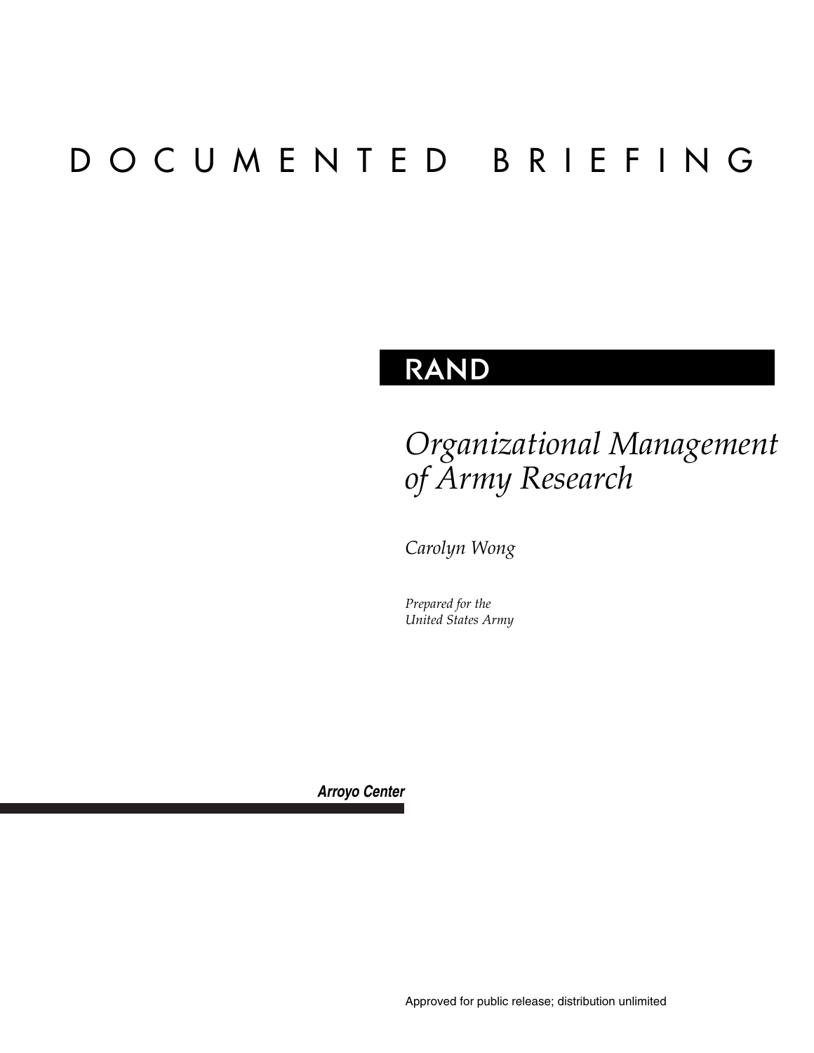# DOCUMENTED BRIEFING

**RAND**

# *Organizational Management of Army Research*

*Carolyn Wong*

*Prepared for the*
*United States Army*

***Arroyo Center***

Approved for public release; distribution unlimited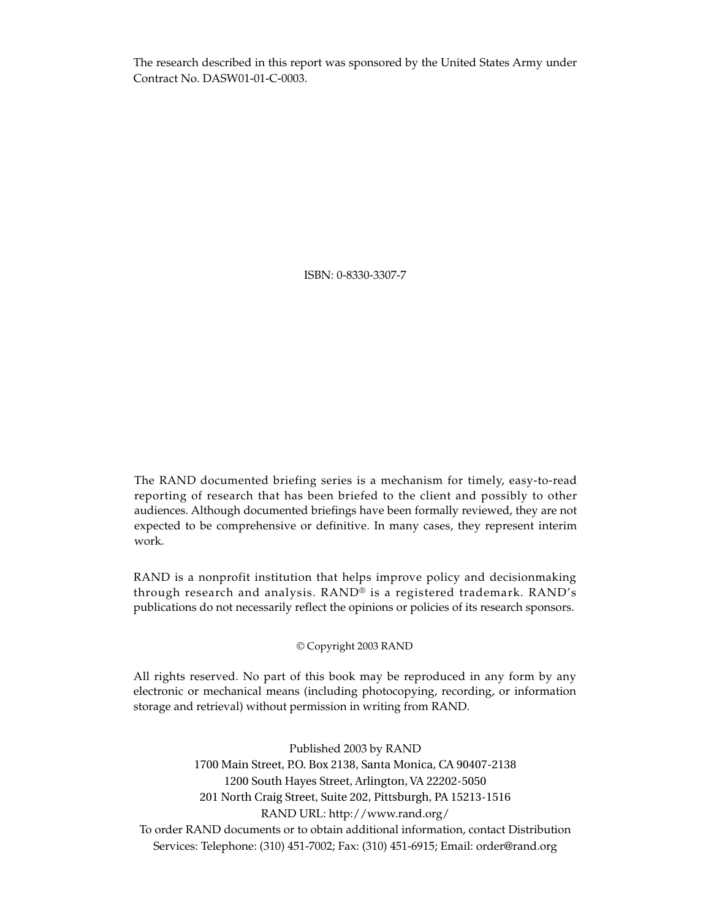The research described in this report was sponsored by the United States Army under Contract No. DASW01-01-C-0003.

ISBN: 0-8330-3307-7

The RAND documented briefing series is a mechanism for timely, easy-to-read reporting of research that has been briefed to the client and possibly to other audiences. Although documented briefings have been formally reviewed, they are not expected to be comprehensive or definitive. In many cases, they represent interim work.

RAND is a nonprofit institution that helps improve policy and decisionmaking through research and analysis. RAND® is a registered trademark. RAND's publications do not necessarily reflect the opinions or policies of its research sponsors.

© Copyright 2003 RAND

All rights reserved. No part of this book may be reproduced in any form by any electronic or mechanical means (including photocopying, recording, or information storage and retrieval) without permission in writing from RAND.

Published 2003 by RAND
1700 Main Street, P.O. Box 2138, Santa Monica, CA 90407-2138
1200 South Hayes Street, Arlington, VA 22202-5050
201 North Craig Street, Suite 202, Pittsburgh, PA 15213-1516
RAND URL: http://www.rand.org/
To order RAND documents or to obtain additional information, contact Distribution Services: Telephone: (310) 451-7002; Fax: (310) 451-6915; Email: order@rand.org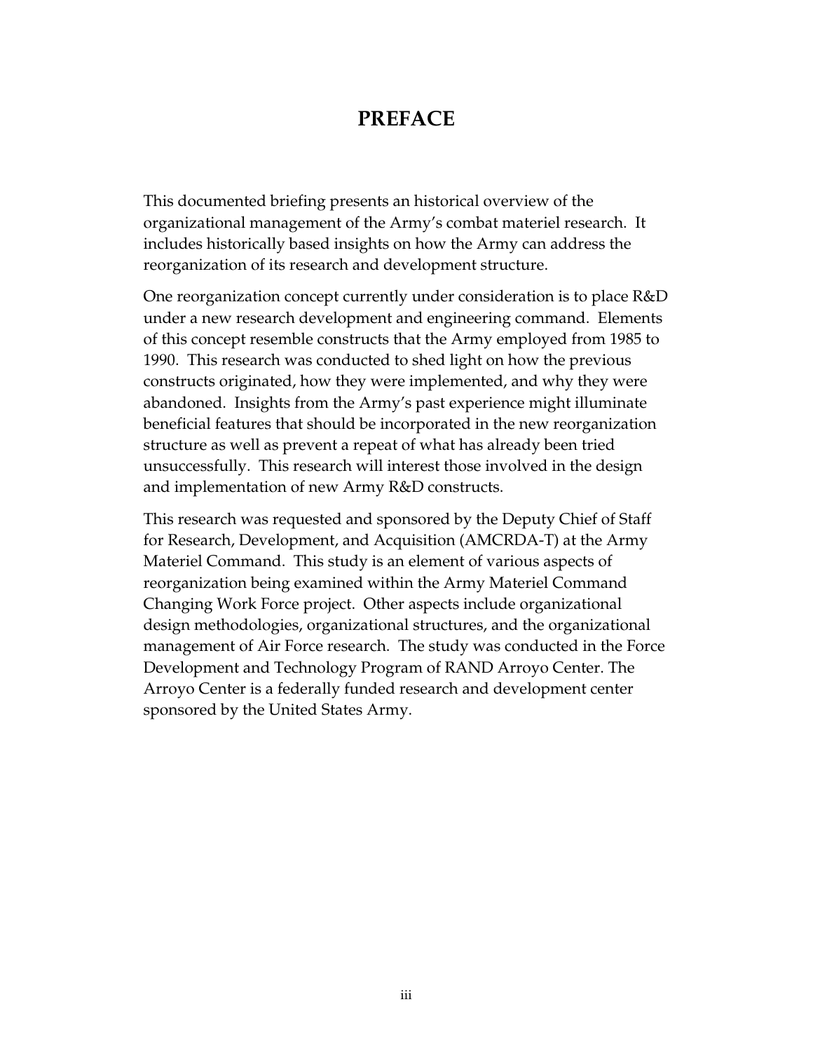# PREFACE

This documented briefing presents an historical overview of the organizational management of the Army's combat materiel research. It includes historically based insights on how the Army can address the reorganization of its research and development structure.

One reorganization concept currently under consideration is to place R&D under a new research development and engineering command. Elements of this concept resemble constructs that the Army employed from 1985 to 1990. This research was conducted to shed light on how the previous constructs originated, how they were implemented, and why they were abandoned. Insights from the Army's past experience might illuminate beneficial features that should be incorporated in the new reorganization structure as well as prevent a repeat of what has already been tried unsuccessfully. This research will interest those involved in the design and implementation of new Army R&D constructs.

This research was requested and sponsored by the Deputy Chief of Staff for Research, Development, and Acquisition (AMCRDA-T) at the Army Materiel Command. This study is an element of various aspects of reorganization being examined within the Army Materiel Command Changing Work Force project. Other aspects include organizational design methodologies, organizational structures, and the organizational management of Air Force research. The study was conducted in the Force Development and Technology Program of RAND Arroyo Center. The Arroyo Center is a federally funded research and development center sponsored by the United States Army.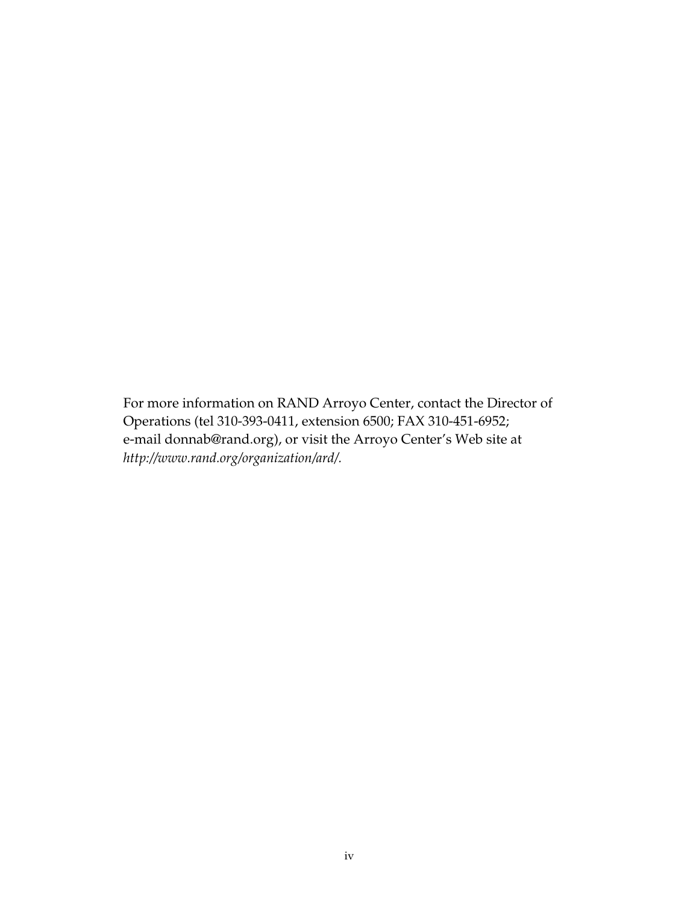For more information on RAND Arroyo Center, contact the Director of Operations (tel 310-393-0411, extension 6500; FAX 310-451-6952; e-mail donnab@rand.org), or visit the Arroyo Center's Web site at *http://www.rand.org/organization/ard/*.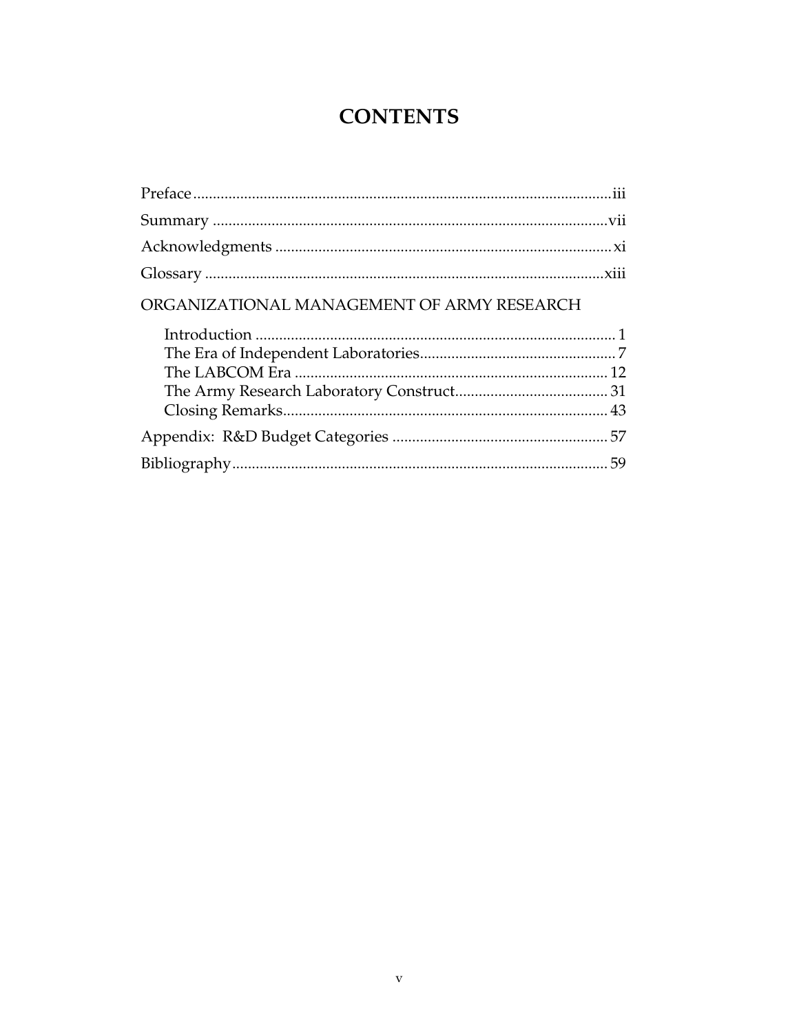# CONTENTS

Preface .......... iii

Summary .......... vii

Acknowledgments .......... xi

Glossary .......... xiii

ORGANIZATIONAL MANAGEMENT OF ARMY RESEARCH

- Introduction .......... 1
- The Era of Independent Laboratories .......... 7
- The LABCOM Era .......... 12
- The Army Research Laboratory Construct .......... 31
- Closing Remarks .......... 43

Appendix: R&D Budget Categories .......... 57

Bibliography .......... 59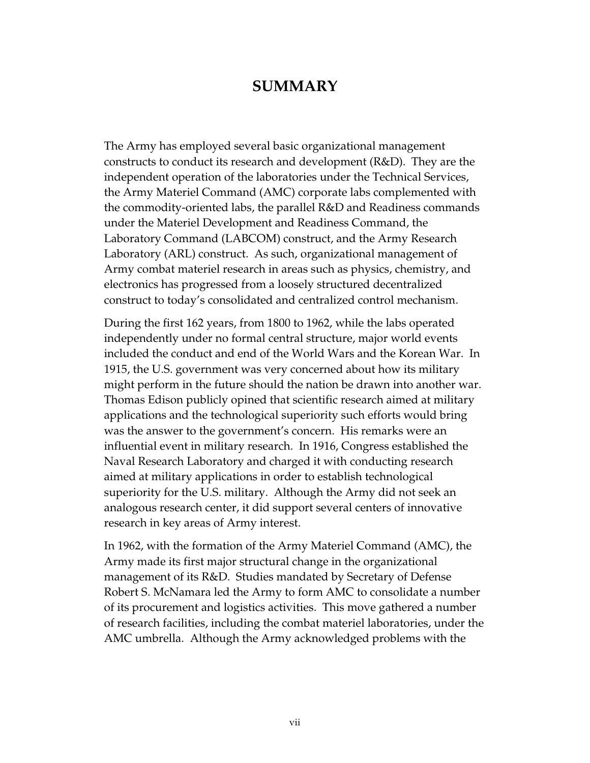# SUMMARY

The Army has employed several basic organizational management constructs to conduct its research and development (R&D). They are the independent operation of the laboratories under the Technical Services, the Army Materiel Command (AMC) corporate labs complemented with the commodity-oriented labs, the parallel R&D and Readiness commands under the Materiel Development and Readiness Command, the Laboratory Command (LABCOM) construct, and the Army Research Laboratory (ARL) construct. As such, organizational management of Army combat materiel research in areas such as physics, chemistry, and electronics has progressed from a loosely structured decentralized construct to today's consolidated and centralized control mechanism.

During the first 162 years, from 1800 to 1962, while the labs operated independently under no formal central structure, major world events included the conduct and end of the World Wars and the Korean War. In 1915, the U.S. government was very concerned about how its military might perform in the future should the nation be drawn into another war. Thomas Edison publicly opined that scientific research aimed at military applications and the technological superiority such efforts would bring was the answer to the government's concern. His remarks were an influential event in military research. In 1916, Congress established the Naval Research Laboratory and charged it with conducting research aimed at military applications in order to establish technological superiority for the U.S. military. Although the Army did not seek an analogous research center, it did support several centers of innovative research in key areas of Army interest.

In 1962, with the formation of the Army Materiel Command (AMC), the Army made its first major structural change in the organizational management of its R&D. Studies mandated by Secretary of Defense Robert S. McNamara led the Army to form AMC to consolidate a number of its procurement and logistics activities. This move gathered a number of research facilities, including the combat materiel laboratories, under the AMC umbrella. Although the Army acknowledged problems with the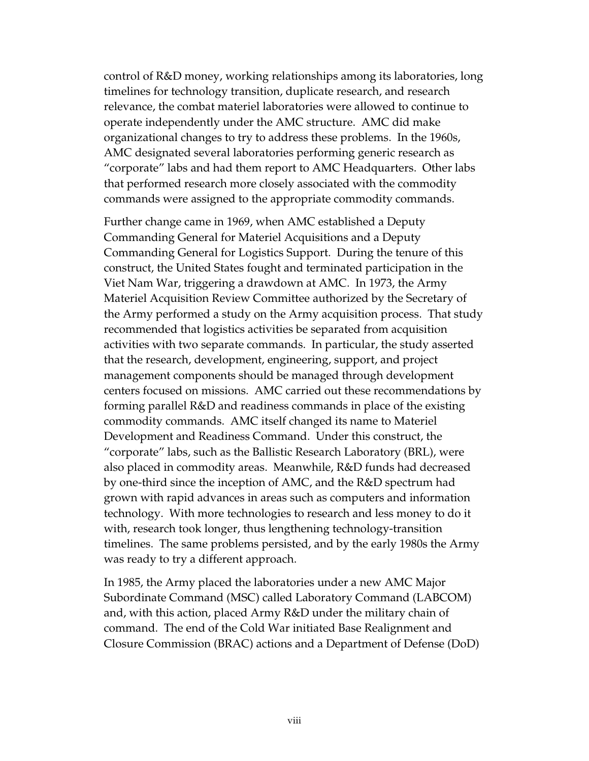control of R&D money, working relationships among its laboratories, long timelines for technology transition, duplicate research, and research relevance, the combat materiel laboratories were allowed to continue to operate independently under the AMC structure. AMC did make organizational changes to try to address these problems. In the 1960s, AMC designated several laboratories performing generic research as "corporate" labs and had them report to AMC Headquarters. Other labs that performed research more closely associated with the commodity commands were assigned to the appropriate commodity commands.

Further change came in 1969, when AMC established a Deputy Commanding General for Materiel Acquisitions and a Deputy Commanding General for Logistics Support. During the tenure of this construct, the United States fought and terminated participation in the Viet Nam War, triggering a drawdown at AMC. In 1973, the Army Materiel Acquisition Review Committee authorized by the Secretary of the Army performed a study on the Army acquisition process. That study recommended that logistics activities be separated from acquisition activities with two separate commands. In particular, the study asserted that the research, development, engineering, support, and project management components should be managed through development centers focused on missions. AMC carried out these recommendations by forming parallel R&D and readiness commands in place of the existing commodity commands. AMC itself changed its name to Materiel Development and Readiness Command. Under this construct, the "corporate" labs, such as the Ballistic Research Laboratory (BRL), were also placed in commodity areas. Meanwhile, R&D funds had decreased by one-third since the inception of AMC, and the R&D spectrum had grown with rapid advances in areas such as computers and information technology. With more technologies to research and less money to do it with, research took longer, thus lengthening technology-transition timelines. The same problems persisted, and by the early 1980s the Army was ready to try a different approach.

In 1985, the Army placed the laboratories under a new AMC Major Subordinate Command (MSC) called Laboratory Command (LABCOM) and, with this action, placed Army R&D under the military chain of command. The end of the Cold War initiated Base Realignment and Closure Commission (BRAC) actions and a Department of Defense (DoD)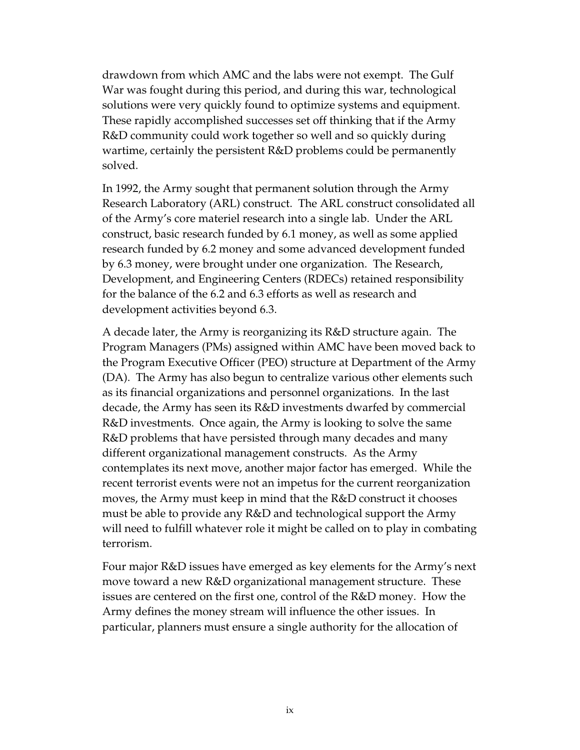drawdown from which AMC and the labs were not exempt. The Gulf War was fought during this period, and during this war, technological solutions were very quickly found to optimize systems and equipment. These rapidly accomplished successes set off thinking that if the Army R&D community could work together so well and so quickly during wartime, certainly the persistent R&D problems could be permanently solved.

In 1992, the Army sought that permanent solution through the Army Research Laboratory (ARL) construct. The ARL construct consolidated all of the Army's core materiel research into a single lab. Under the ARL construct, basic research funded by 6.1 money, as well as some applied research funded by 6.2 money and some advanced development funded by 6.3 money, were brought under one organization. The Research, Development, and Engineering Centers (RDECs) retained responsibility for the balance of the 6.2 and 6.3 efforts as well as research and development activities beyond 6.3.

A decade later, the Army is reorganizing its R&D structure again. The Program Managers (PMs) assigned within AMC have been moved back to the Program Executive Officer (PEO) structure at Department of the Army (DA). The Army has also begun to centralize various other elements such as its financial organizations and personnel organizations. In the last decade, the Army has seen its R&D investments dwarfed by commercial R&D investments. Once again, the Army is looking to solve the same R&D problems that have persisted through many decades and many different organizational management constructs. As the Army contemplates its next move, another major factor has emerged. While the recent terrorist events were not an impetus for the current reorganization moves, the Army must keep in mind that the R&D construct it chooses must be able to provide any R&D and technological support the Army will need to fulfill whatever role it might be called on to play in combating terrorism.

Four major R&D issues have emerged as key elements for the Army's next move toward a new R&D organizational management structure. These issues are centered on the first one, control of the R&D money. How the Army defines the money stream will influence the other issues. In particular, planners must ensure a single authority for the allocation of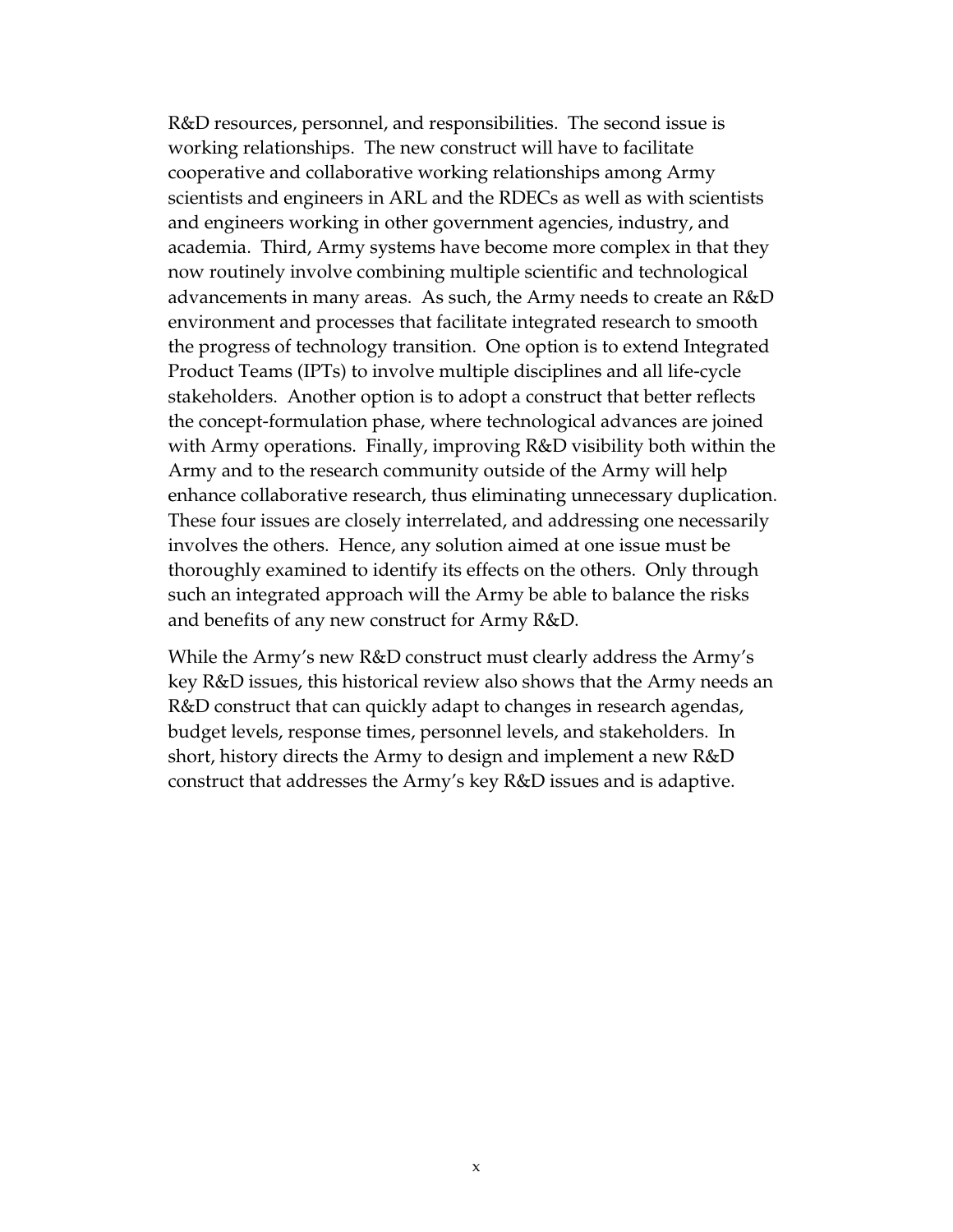R&D resources, personnel, and responsibilities. The second issue is working relationships. The new construct will have to facilitate cooperative and collaborative working relationships among Army scientists and engineers in ARL and the RDECs as well as with scientists and engineers working in other government agencies, industry, and academia. Third, Army systems have become more complex in that they now routinely involve combining multiple scientific and technological advancements in many areas. As such, the Army needs to create an R&D environment and processes that facilitate integrated research to smooth the progress of technology transition. One option is to extend Integrated Product Teams (IPTs) to involve multiple disciplines and all life-cycle stakeholders. Another option is to adopt a construct that better reflects the concept-formulation phase, where technological advances are joined with Army operations. Finally, improving R&D visibility both within the Army and to the research community outside of the Army will help enhance collaborative research, thus eliminating unnecessary duplication. These four issues are closely interrelated, and addressing one necessarily involves the others. Hence, any solution aimed at one issue must be thoroughly examined to identify its effects on the others. Only through such an integrated approach will the Army be able to balance the risks and benefits of any new construct for Army R&D.

While the Army's new R&D construct must clearly address the Army's key R&D issues, this historical review also shows that the Army needs an R&D construct that can quickly adapt to changes in research agendas, budget levels, response times, personnel levels, and stakeholders. In short, history directs the Army to design and implement a new R&D construct that addresses the Army's key R&D issues and is adaptive.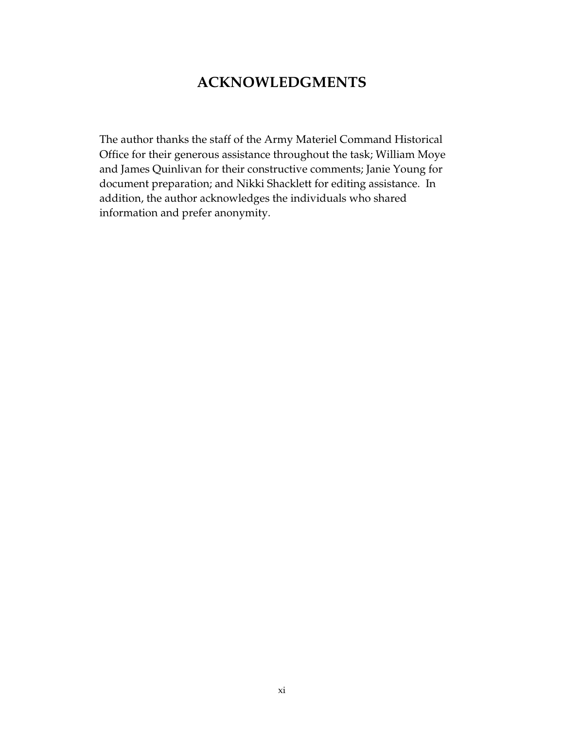# ACKNOWLEDGMENTS

The author thanks the staff of the Army Materiel Command Historical Office for their generous assistance throughout the task; William Moye and James Quinlivan for their constructive comments; Janie Young for document preparation; and Nikki Shacklett for editing assistance. In addition, the author acknowledges the individuals who shared information and prefer anonymity.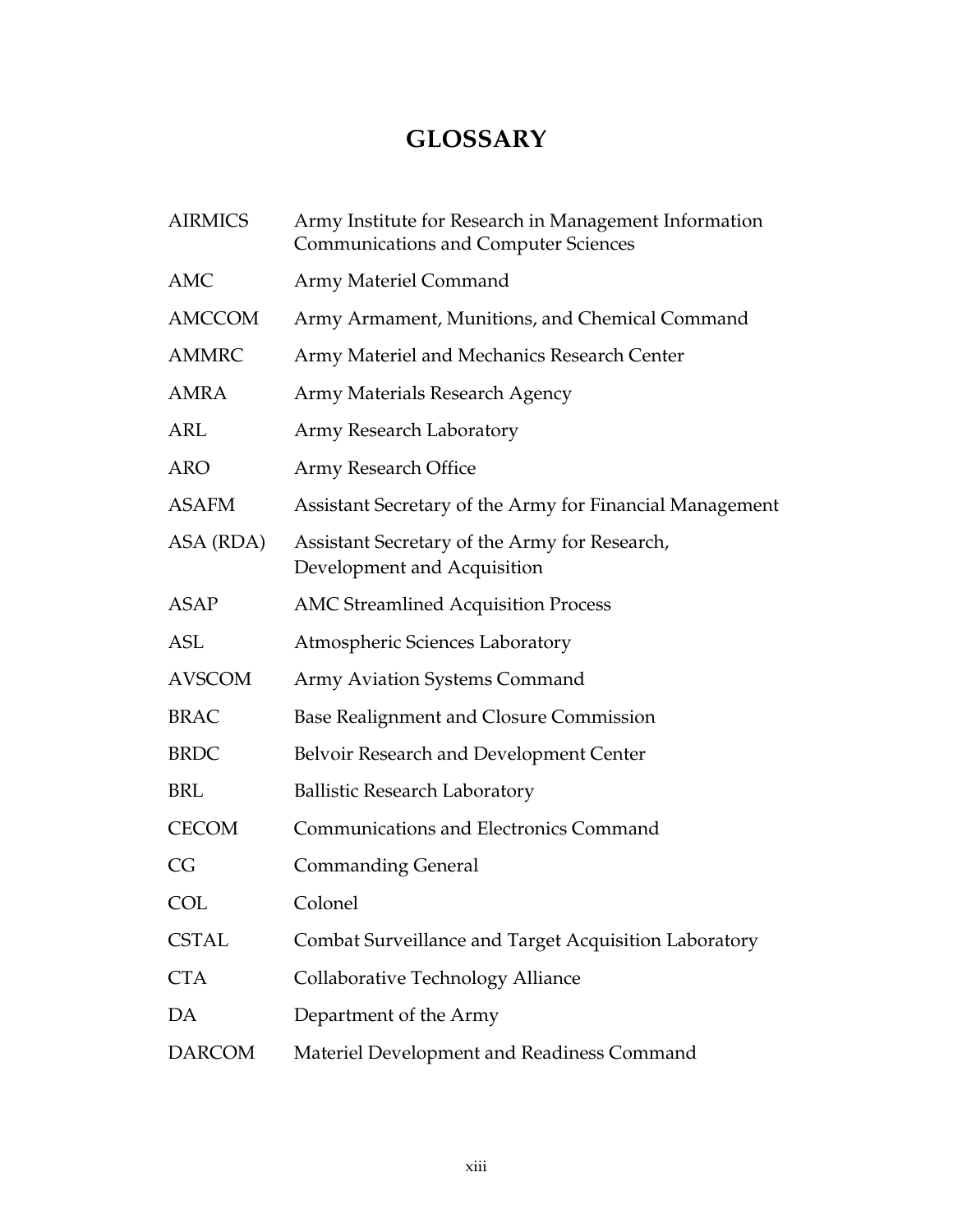# GLOSSARY

| | |
|---|---|
| AIRMICS | Army Institute for Research in Management Information Communications and Computer Sciences |
| AMC | Army Materiel Command |
| AMCCOM | Army Armament, Munitions, and Chemical Command |
| AMMRC | Army Materiel and Mechanics Research Center |
| AMRA | Army Materials Research Agency |
| ARL | Army Research Laboratory |
| ARO | Army Research Office |
| ASAFM | Assistant Secretary of the Army for Financial Management |
| ASA (RDA) | Assistant Secretary of the Army for Research, Development and Acquisition |
| ASAP | AMC Streamlined Acquisition Process |
| ASL | Atmospheric Sciences Laboratory |
| AVSCOM | Army Aviation Systems Command |
| BRAC | Base Realignment and Closure Commission |
| BRDC | Belvoir Research and Development Center |
| BRL | Ballistic Research Laboratory |
| CECOM | Communications and Electronics Command |
| CG | Commanding General |
| COL | Colonel |
| CSTAL | Combat Surveillance and Target Acquisition Laboratory |
| CTA | Collaborative Technology Alliance |
| DA | Department of the Army |
| DARCOM | Materiel Development and Readiness Command |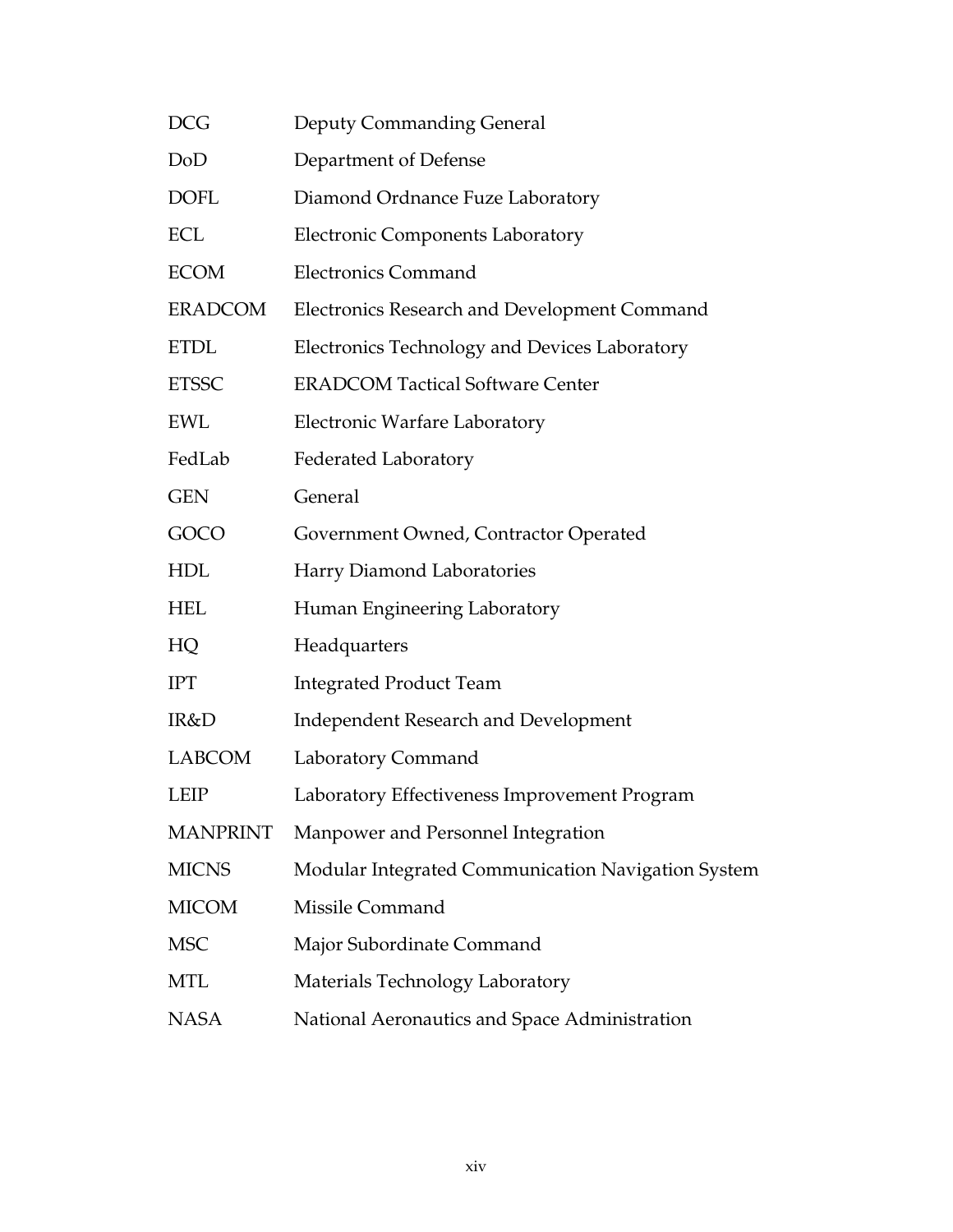| | |
|---|---|
| DCG | Deputy Commanding General |
| DoD | Department of Defense |
| DOFL | Diamond Ordnance Fuze Laboratory |
| ECL | Electronic Components Laboratory |
| ECOM | Electronics Command |
| ERADCOM | Electronics Research and Development Command |
| ETDL | Electronics Technology and Devices Laboratory |
| ETSSC | ERADCOM Tactical Software Center |
| EWL | Electronic Warfare Laboratory |
| FedLab | Federated Laboratory |
| GEN | General |
| GOCO | Government Owned, Contractor Operated |
| HDL | Harry Diamond Laboratories |
| HEL | Human Engineering Laboratory |
| HQ | Headquarters |
| IPT | Integrated Product Team |
| IR&D | Independent Research and Development |
| LABCOM | Laboratory Command |
| LEIP | Laboratory Effectiveness Improvement Program |
| MANPRINT | Manpower and Personnel Integration |
| MICNS | Modular Integrated Communication Navigation System |
| MICOM | Missile Command |
| MSC | Major Subordinate Command |
| MTL | Materials Technology Laboratory |
| NASA | National Aeronautics and Space Administration |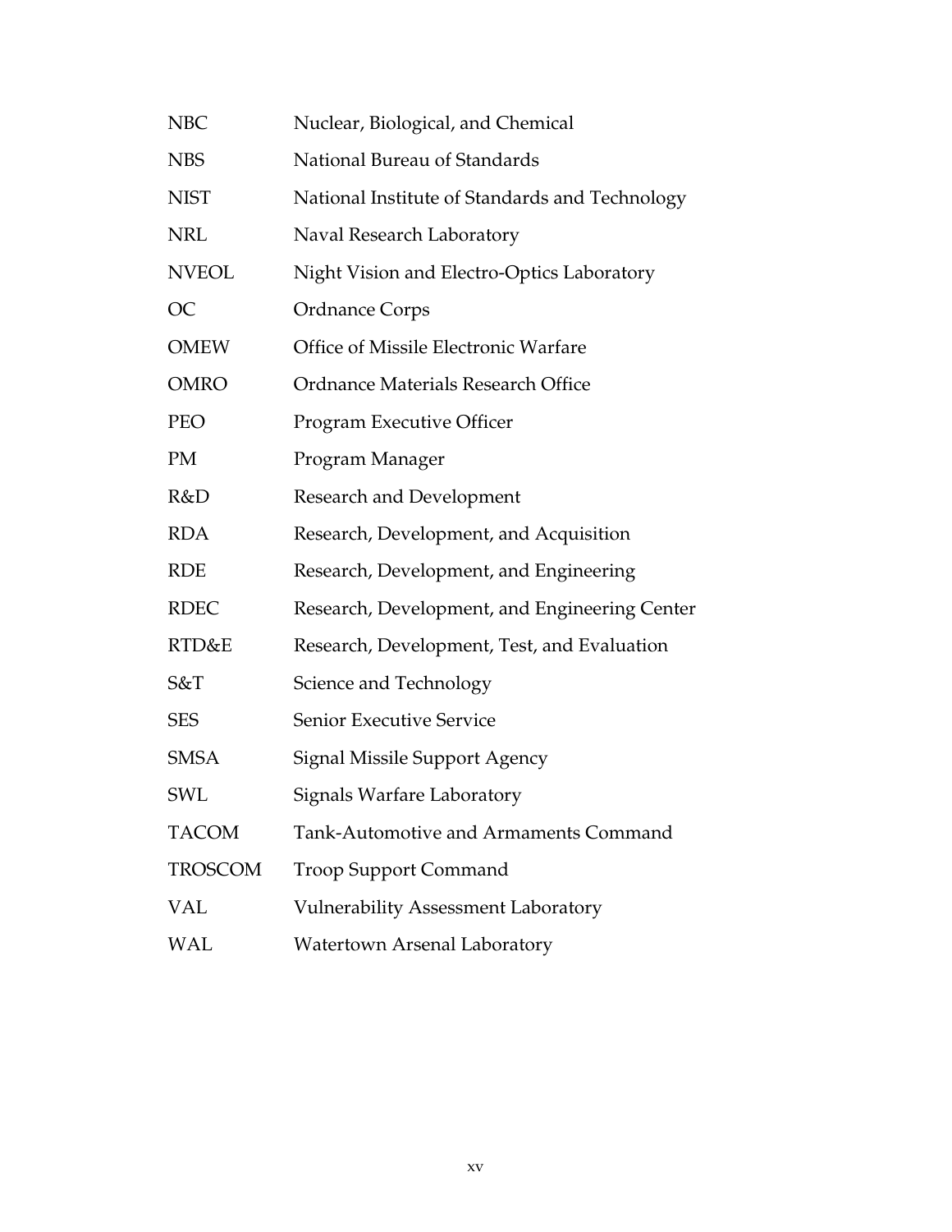| | |
|---|---|
| NBC | Nuclear, Biological, and Chemical |
| NBS | National Bureau of Standards |
| NIST | National Institute of Standards and Technology |
| NRL | Naval Research Laboratory |
| NVEOL | Night Vision and Electro-Optics Laboratory |
| OC | Ordnance Corps |
| OMEW | Office of Missile Electronic Warfare |
| OMRO | Ordnance Materials Research Office |
| PEO | Program Executive Officer |
| PM | Program Manager |
| R&D | Research and Development |
| RDA | Research, Development, and Acquisition |
| RDE | Research, Development, and Engineering |
| RDEC | Research, Development, and Engineering Center |
| RTD&E | Research, Development, Test, and Evaluation |
| S&T | Science and Technology |
| SES | Senior Executive Service |
| SMSA | Signal Missile Support Agency |
| SWL | Signals Warfare Laboratory |
| TACOM | Tank-Automotive and Armaments Command |
| TROSCOM | Troop Support Command |
| VAL | Vulnerability Assessment Laboratory |
| WAL | Watertown Arsenal Laboratory |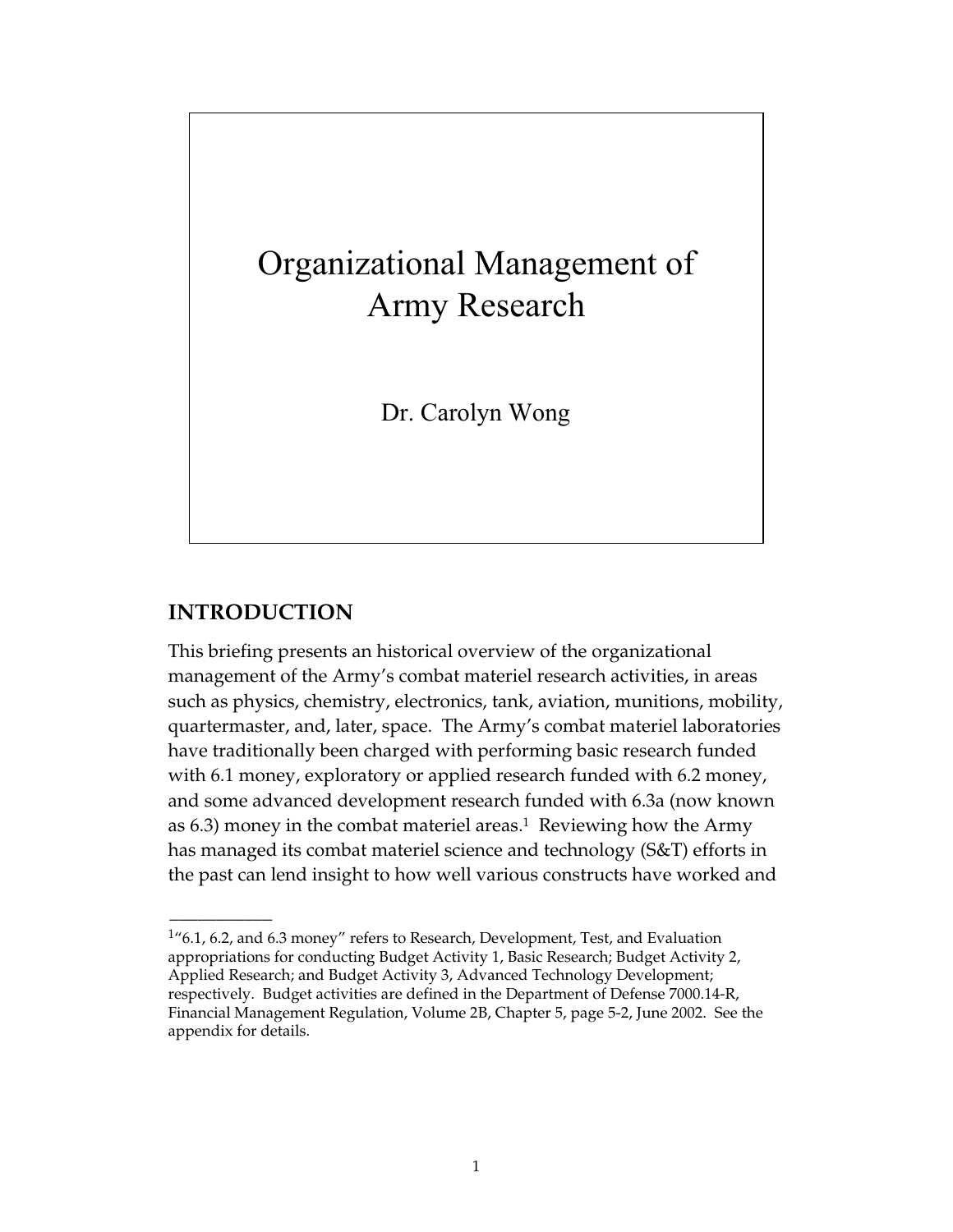# Organizational Management of Army Research

Dr. Carolyn Wong

## INTRODUCTION

This briefing presents an historical overview of the organizational management of the Army's combat materiel research activities, in areas such as physics, chemistry, electronics, tank, aviation, munitions, mobility, quartermaster, and, later, space. The Army's combat materiel laboratories have traditionally been charged with performing basic research funded with 6.1 money, exploratory or applied research funded with 6.2 money, and some advanced development research funded with 6.3a (now known as 6.3) money in the combat materiel areas.[1] Reviewing how the Army has managed its combat materiel science and technology (S&T) efforts in the past can lend insight to how well various constructs have worked and

---

[1] "6.1, 6.2, and 6.3 money" refers to Research, Development, Test, and Evaluation appropriations for conducting Budget Activity 1, Basic Research; Budget Activity 2, Applied Research; and Budget Activity 3, Advanced Technology Development; respectively. Budget activities are defined in the Department of Defense 7000.14-R, Financial Management Regulation, Volume 2B, Chapter 5, page 5-2, June 2002. See the appendix for details.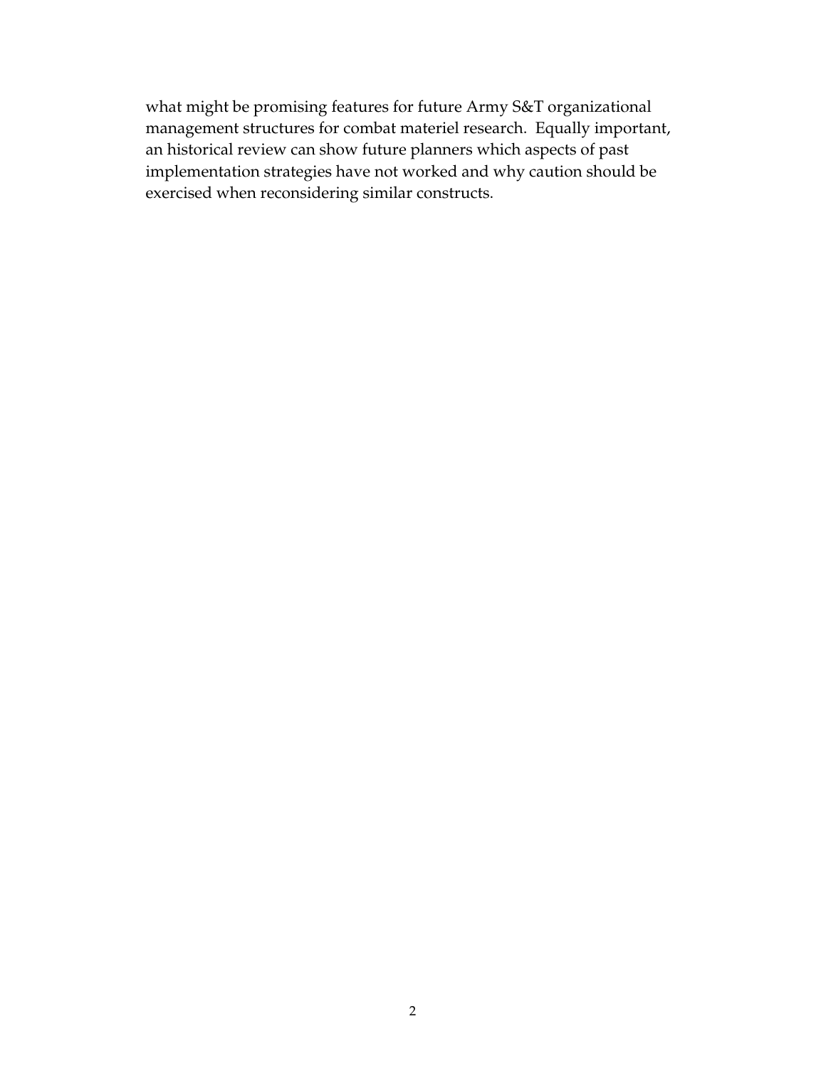what might be promising features for future Army S&T organizational management structures for combat materiel research. Equally important, an historical review can show future planners which aspects of past implementation strategies have not worked and why caution should be exercised when reconsidering similar constructs.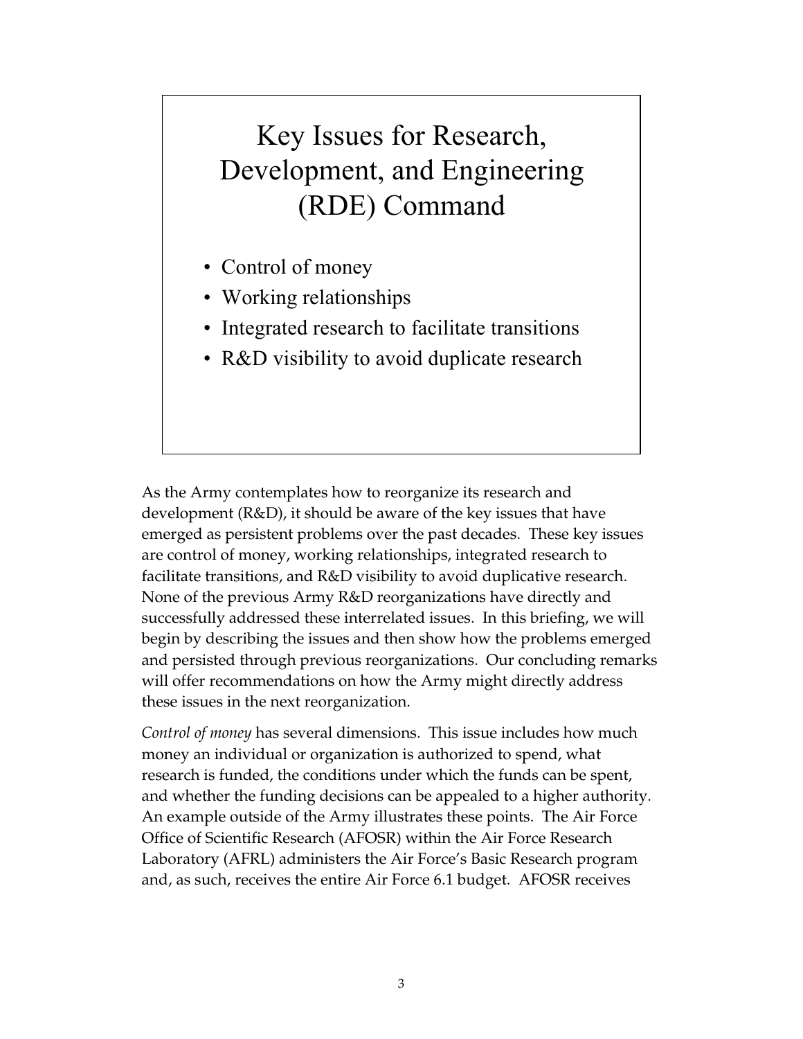## Key Issues for Research, Development, and Engineering (RDE) Command

- Control of money
- Working relationships
- Integrated research to facilitate transitions
- R&D visibility to avoid duplicate research

As the Army contemplates how to reorganize its research and development (R&D), it should be aware of the key issues that have emerged as persistent problems over the past decades. These key issues are control of money, working relationships, integrated research to facilitate transitions, and R&D visibility to avoid duplicative research. None of the previous Army R&D reorganizations have directly and successfully addressed these interrelated issues. In this briefing, we will begin by describing the issues and then show how the problems emerged and persisted through previous reorganizations. Our concluding remarks will offer recommendations on how the Army might directly address these issues in the next reorganization.

*Control of money* has several dimensions. This issue includes how much money an individual or organization is authorized to spend, what research is funded, the conditions under which the funds can be spent, and whether the funding decisions can be appealed to a higher authority. An example outside of the Army illustrates these points. The Air Force Office of Scientific Research (AFOSR) within the Air Force Research Laboratory (AFRL) administers the Air Force's Basic Research program and, as such, receives the entire Air Force 6.1 budget. AFOSR receives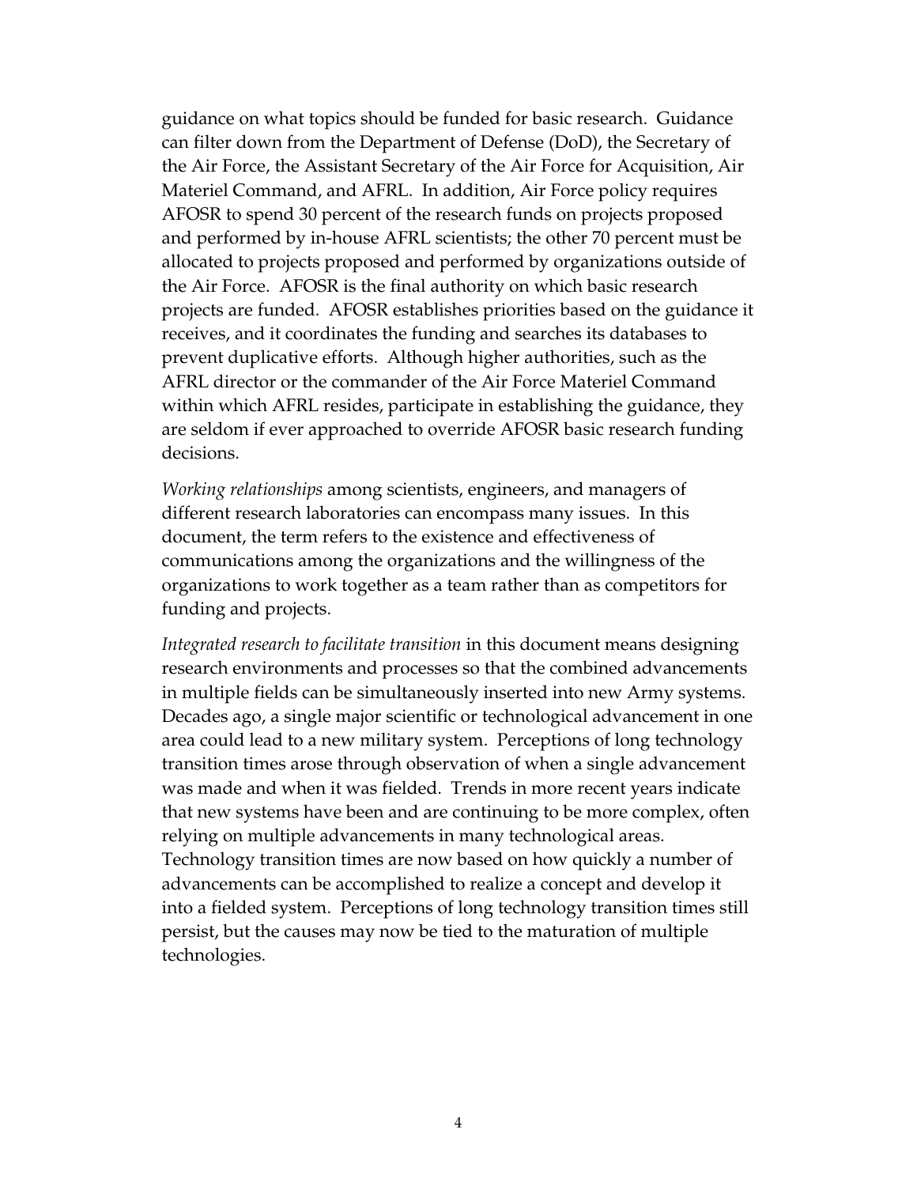guidance on what topics should be funded for basic research. Guidance can filter down from the Department of Defense (DoD), the Secretary of the Air Force, the Assistant Secretary of the Air Force for Acquisition, Air Materiel Command, and AFRL. In addition, Air Force policy requires AFOSR to spend 30 percent of the research funds on projects proposed and performed by in-house AFRL scientists; the other 70 percent must be allocated to projects proposed and performed by organizations outside of the Air Force. AFOSR is the final authority on which basic research projects are funded. AFOSR establishes priorities based on the guidance it receives, and it coordinates the funding and searches its databases to prevent duplicative efforts. Although higher authorities, such as the AFRL director or the commander of the Air Force Materiel Command within which AFRL resides, participate in establishing the guidance, they are seldom if ever approached to override AFOSR basic research funding decisions.

*Working relationships* among scientists, engineers, and managers of different research laboratories can encompass many issues. In this document, the term refers to the existence and effectiveness of communications among the organizations and the willingness of the organizations to work together as a team rather than as competitors for funding and projects.

*Integrated research to facilitate transition* in this document means designing research environments and processes so that the combined advancements in multiple fields can be simultaneously inserted into new Army systems. Decades ago, a single major scientific or technological advancement in one area could lead to a new military system. Perceptions of long technology transition times arose through observation of when a single advancement was made and when it was fielded. Trends in more recent years indicate that new systems have been and are continuing to be more complex, often relying on multiple advancements in many technological areas. Technology transition times are now based on how quickly a number of advancements can be accomplished to realize a concept and develop it into a fielded system. Perceptions of long technology transition times still persist, but the causes may now be tied to the maturation of multiple technologies.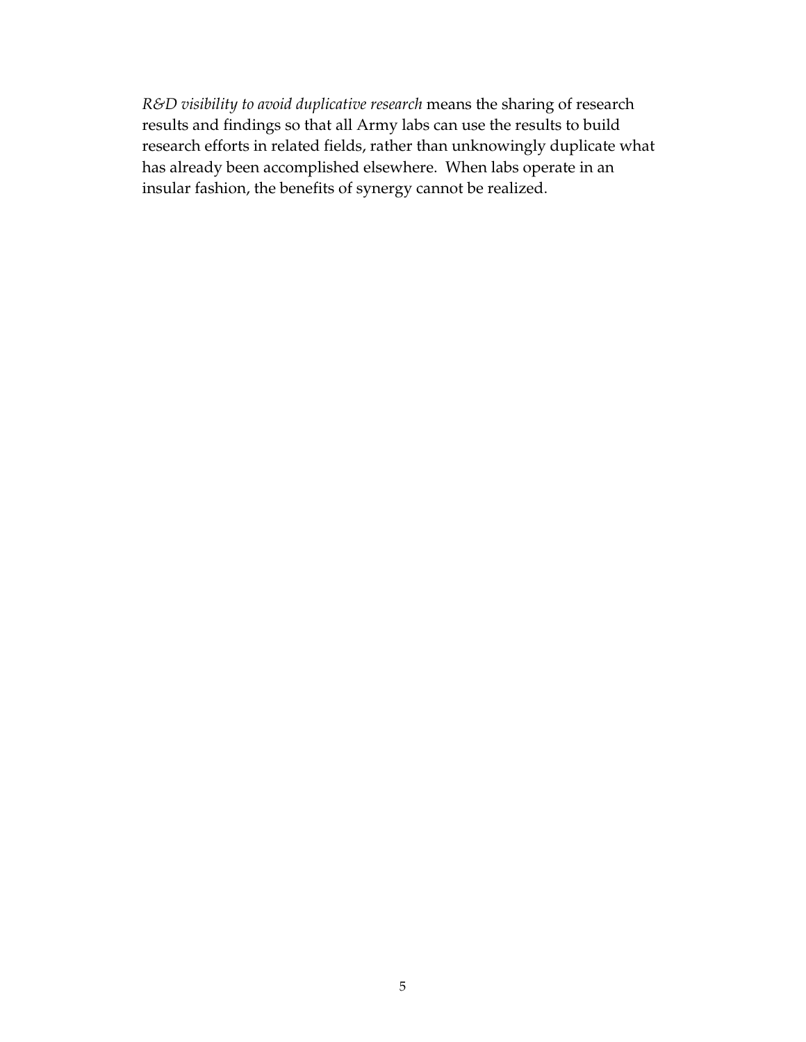*R&D visibility to avoid duplicative research* means the sharing of research results and findings so that all Army labs can use the results to build research efforts in related fields, rather than unknowingly duplicate what has already been accomplished elsewhere. When labs operate in an insular fashion, the benefits of synergy cannot be realized.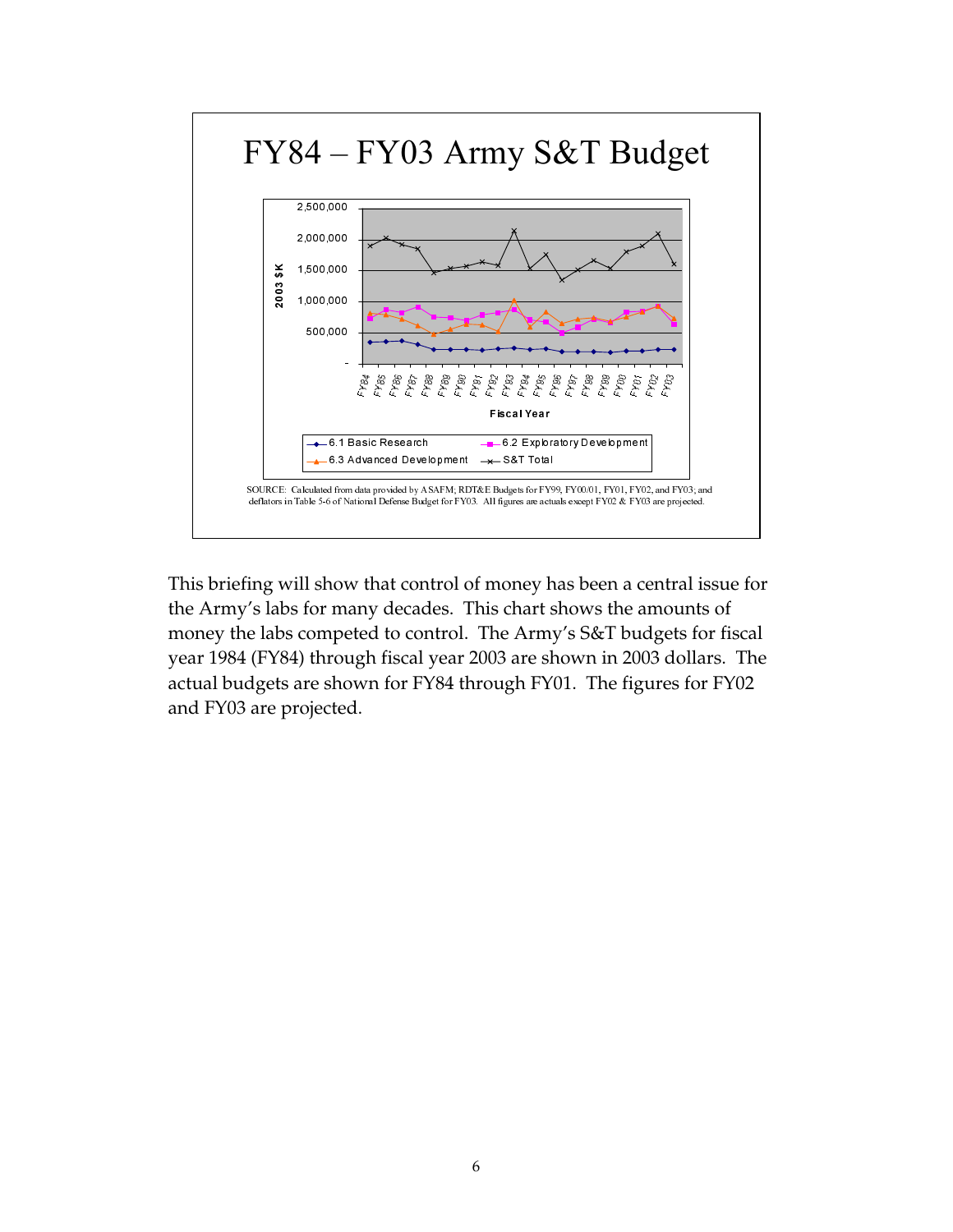# FY84 – FY03 Army S&T Budget

SOURCE: Calculated from data provided by ASAFM; RDT&E Budgets for FY99, FY00/01, FY01, FY02, and FY03; and deflators in Table 5-6 of National Defense Budget for FY03. All figures are actuals except FY02 & FY03 are projected.

This briefing will show that control of money has been a central issue for the Army's labs for many decades. This chart shows the amounts of money the labs competed to control. The Army's S&T budgets for fiscal year 1984 (FY84) through fiscal year 2003 are shown in 2003 dollars. The actual budgets are shown for FY84 through FY01. The figures for FY02 and FY03 are projected.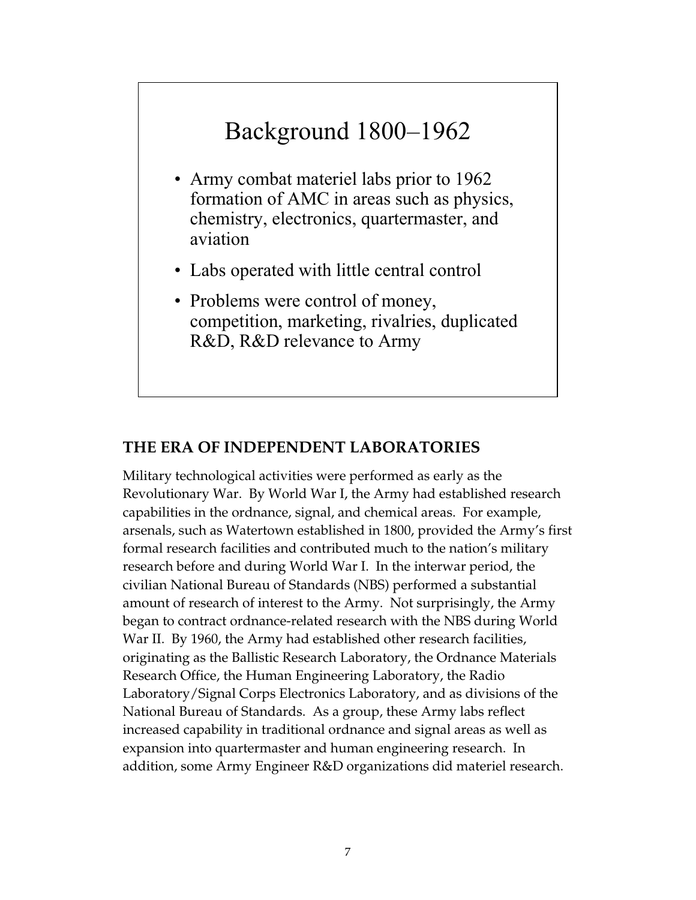## Background 1800–1962

- Army combat materiel labs prior to 1962 formation of AMC in areas such as physics, chemistry, electronics, quartermaster, and aviation
- Labs operated with little central control
- Problems were control of money, competition, marketing, rivalries, duplicated R&D, R&D relevance to Army

## THE ERA OF INDEPENDENT LABORATORIES

Military technological activities were performed as early as the Revolutionary War. By World War I, the Army had established research capabilities in the ordnance, signal, and chemical areas. For example, arsenals, such as Watertown established in 1800, provided the Army's first formal research facilities and contributed much to the nation's military research before and during World War I. In the interwar period, the civilian National Bureau of Standards (NBS) performed a substantial amount of research of interest to the Army. Not surprisingly, the Army began to contract ordnance-related research with the NBS during World War II. By 1960, the Army had established other research facilities, originating as the Ballistic Research Laboratory, the Ordnance Materials Research Office, the Human Engineering Laboratory, the Radio Laboratory/Signal Corps Electronics Laboratory, and as divisions of the National Bureau of Standards. As a group, these Army labs reflect increased capability in traditional ordnance and signal areas as well as expansion into quartermaster and human engineering research. In addition, some Army Engineer R&D organizations did materiel research.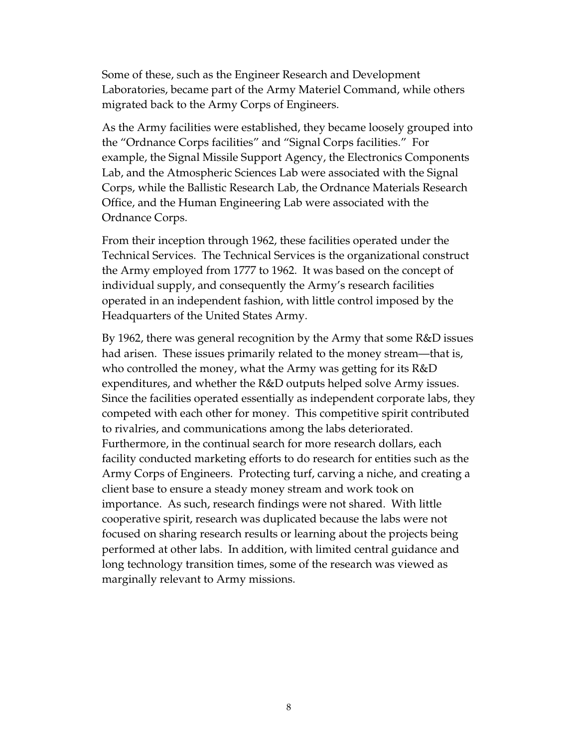Some of these, such as the Engineer Research and Development Laboratories, became part of the Army Materiel Command, while others migrated back to the Army Corps of Engineers.

As the Army facilities were established, they became loosely grouped into the "Ordnance Corps facilities" and "Signal Corps facilities." For example, the Signal Missile Support Agency, the Electronics Components Lab, and the Atmospheric Sciences Lab were associated with the Signal Corps, while the Ballistic Research Lab, the Ordnance Materials Research Office, and the Human Engineering Lab were associated with the Ordnance Corps.

From their inception through 1962, these facilities operated under the Technical Services. The Technical Services is the organizational construct the Army employed from 1777 to 1962. It was based on the concept of individual supply, and consequently the Army's research facilities operated in an independent fashion, with little control imposed by the Headquarters of the United States Army.

By 1962, there was general recognition by the Army that some R&D issues had arisen. These issues primarily related to the money stream—that is, who controlled the money, what the Army was getting for its R&D expenditures, and whether the R&D outputs helped solve Army issues. Since the facilities operated essentially as independent corporate labs, they competed with each other for money. This competitive spirit contributed to rivalries, and communications among the labs deteriorated. Furthermore, in the continual search for more research dollars, each facility conducted marketing efforts to do research for entities such as the Army Corps of Engineers. Protecting turf, carving a niche, and creating a client base to ensure a steady money stream and work took on importance. As such, research findings were not shared. With little cooperative spirit, research was duplicated because the labs were not focused on sharing research results or learning about the projects being performed at other labs. In addition, with limited central guidance and long technology transition times, some of the research was viewed as marginally relevant to Army missions.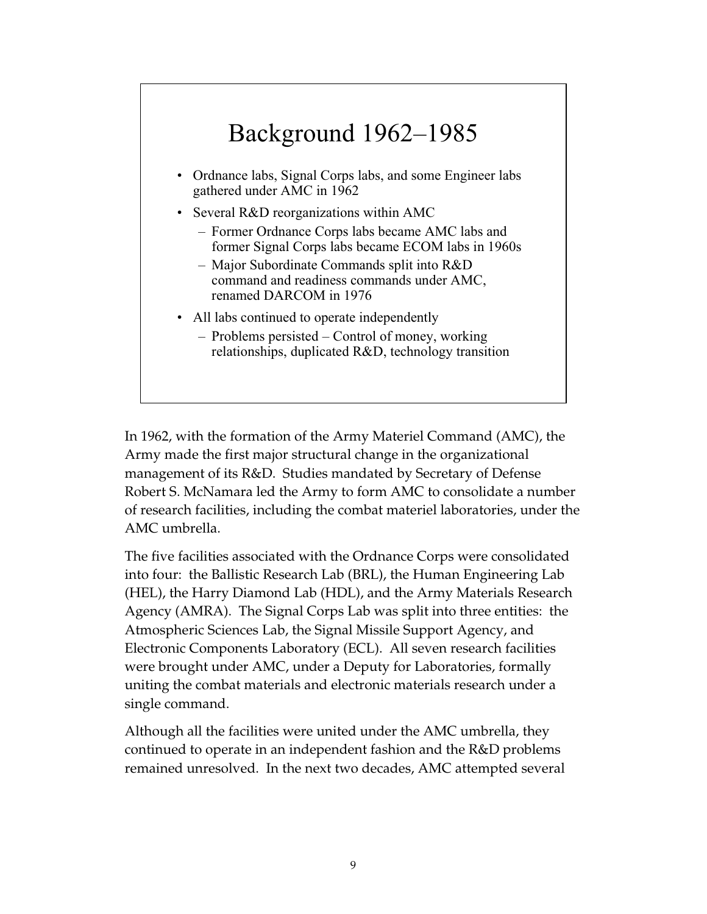## Background 1962–1985

- Ordnance labs, Signal Corps labs, and some Engineer labs gathered under AMC in 1962
- Several R&D reorganizations within AMC
  - Former Ordnance Corps labs became AMC labs and former Signal Corps labs became ECOM labs in 1960s
  - Major Subordinate Commands split into R&D command and readiness commands under AMC, renamed DARCOM in 1976
- All labs continued to operate independently
  - Problems persisted – Control of money, working relationships, duplicated R&D, technology transition

In 1962, with the formation of the Army Materiel Command (AMC), the Army made the first major structural change in the organizational management of its R&D. Studies mandated by Secretary of Defense Robert S. McNamara led the Army to form AMC to consolidate a number of research facilities, including the combat materiel laboratories, under the AMC umbrella.

The five facilities associated with the Ordnance Corps were consolidated into four: the Ballistic Research Lab (BRL), the Human Engineering Lab (HEL), the Harry Diamond Lab (HDL), and the Army Materials Research Agency (AMRA). The Signal Corps Lab was split into three entities: the Atmospheric Sciences Lab, the Signal Missile Support Agency, and Electronic Components Laboratory (ECL). All seven research facilities were brought under AMC, under a Deputy for Laboratories, formally uniting the combat materials and electronic materials research under a single command.

Although all the facilities were united under the AMC umbrella, they continued to operate in an independent fashion and the R&D problems remained unresolved. In the next two decades, AMC attempted several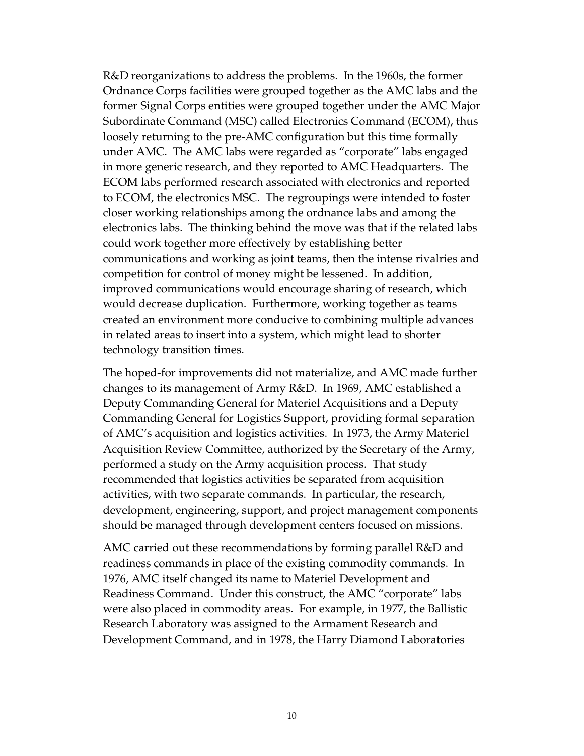R&D reorganizations to address the problems. In the 1960s, the former Ordnance Corps facilities were grouped together as the AMC labs and the former Signal Corps entities were grouped together under the AMC Major Subordinate Command (MSC) called Electronics Command (ECOM), thus loosely returning to the pre-AMC configuration but this time formally under AMC. The AMC labs were regarded as "corporate" labs engaged in more generic research, and they reported to AMC Headquarters. The ECOM labs performed research associated with electronics and reported to ECOM, the electronics MSC. The regroupings were intended to foster closer working relationships among the ordnance labs and among the electronics labs. The thinking behind the move was that if the related labs could work together more effectively by establishing better communications and working as joint teams, then the intense rivalries and competition for control of money might be lessened. In addition, improved communications would encourage sharing of research, which would decrease duplication. Furthermore, working together as teams created an environment more conducive to combining multiple advances in related areas to insert into a system, which might lead to shorter technology transition times.

The hoped-for improvements did not materialize, and AMC made further changes to its management of Army R&D. In 1969, AMC established a Deputy Commanding General for Materiel Acquisitions and a Deputy Commanding General for Logistics Support, providing formal separation of AMC's acquisition and logistics activities. In 1973, the Army Materiel Acquisition Review Committee, authorized by the Secretary of the Army, performed a study on the Army acquisition process. That study recommended that logistics activities be separated from acquisition activities, with two separate commands. In particular, the research, development, engineering, support, and project management components should be managed through development centers focused on missions.

AMC carried out these recommendations by forming parallel R&D and readiness commands in place of the existing commodity commands. In 1976, AMC itself changed its name to Materiel Development and Readiness Command. Under this construct, the AMC "corporate" labs were also placed in commodity areas. For example, in 1977, the Ballistic Research Laboratory was assigned to the Armament Research and Development Command, and in 1978, the Harry Diamond Laboratories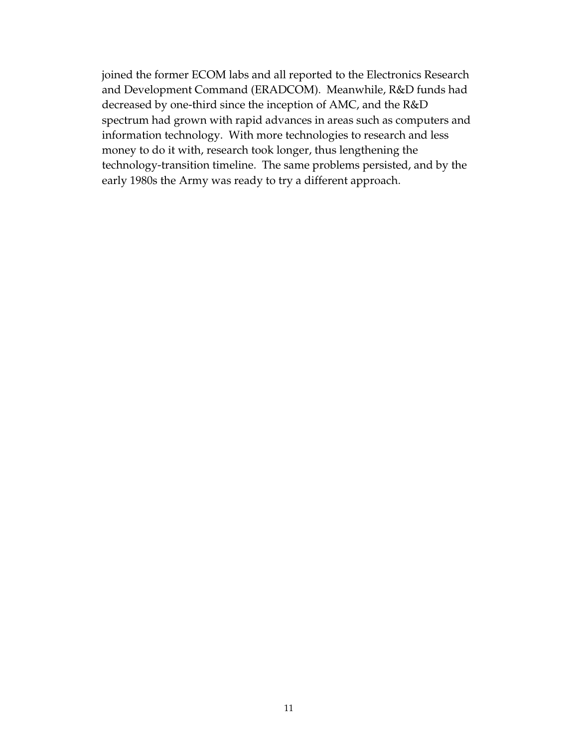joined the former ECOM labs and all reported to the Electronics Research and Development Command (ERADCOM). Meanwhile, R&D funds had decreased by one-third since the inception of AMC, and the R&D spectrum had grown with rapid advances in areas such as computers and information technology. With more technologies to research and less money to do it with, research took longer, thus lengthening the technology-transition timeline. The same problems persisted, and by the early 1980s the Army was ready to try a different approach.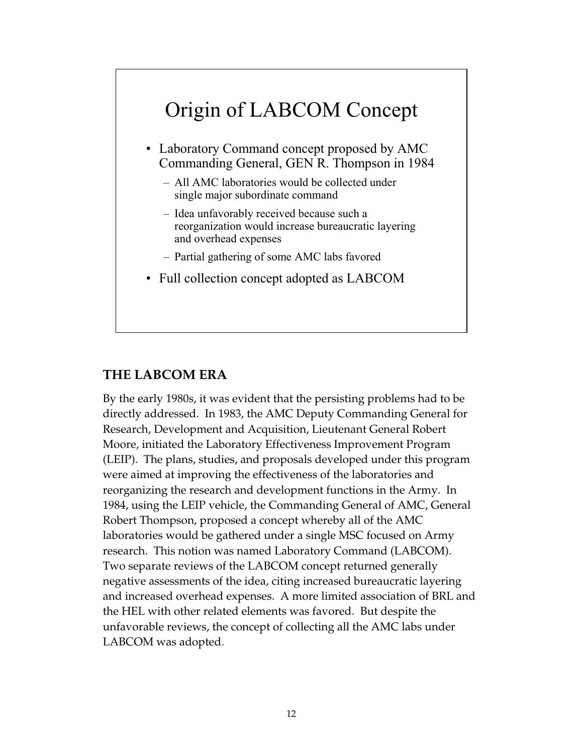## Origin of LABCOM Concept

- Laboratory Command concept proposed by AMC Commanding General, GEN R. Thompson in 1984
  - All AMC laboratories would be collected under single major subordinate command
  - Idea unfavorably received because such a reorganization would increase bureaucratic layering and overhead expenses
  - Partial gathering of some AMC labs favored
- Full collection concept adopted as LABCOM

## THE LABCOM ERA

By the early 1980s, it was evident that the persisting problems had to be directly addressed. In 1983, the AMC Deputy Commanding General for Research, Development and Acquisition, Lieutenant General Robert Moore, initiated the Laboratory Effectiveness Improvement Program (LEIP). The plans, studies, and proposals developed under this program were aimed at improving the effectiveness of the laboratories and reorganizing the research and development functions in the Army. In 1984, using the LEIP vehicle, the Commanding General of AMC, General Robert Thompson, proposed a concept whereby all of the AMC laboratories would be gathered under a single MSC focused on Army research. This notion was named Laboratory Command (LABCOM). Two separate reviews of the LABCOM concept returned generally negative assessments of the idea, citing increased bureaucratic layering and increased overhead expenses. A more limited association of BRL and the HEL with other related elements was favored. But despite the unfavorable reviews, the concept of collecting all the AMC labs under LABCOM was adopted.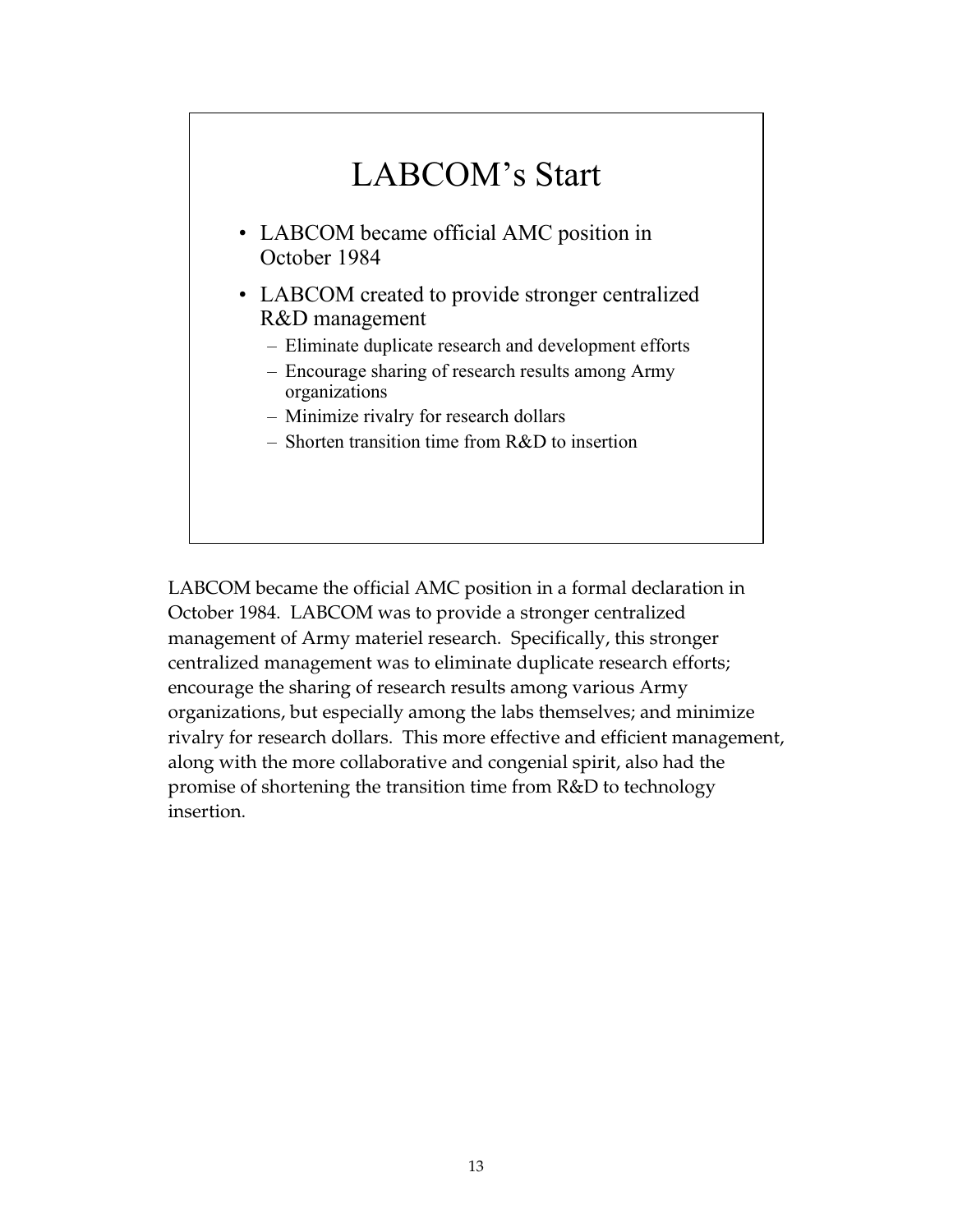## LABCOM's Start

- LABCOM became official AMC position in October 1984
- LABCOM created to provide stronger centralized R&D management
  - Eliminate duplicate research and development efforts
  - Encourage sharing of research results among Army organizations
  - Minimize rivalry for research dollars
  - Shorten transition time from R&D to insertion

LABCOM became the official AMC position in a formal declaration in October 1984. LABCOM was to provide a stronger centralized management of Army materiel research. Specifically, this stronger centralized management was to eliminate duplicate research efforts; encourage the sharing of research results among various Army organizations, but especially among the labs themselves; and minimize rivalry for research dollars. This more effective and efficient management, along with the more collaborative and congenial spirit, also had the promise of shortening the transition time from R&D to technology insertion.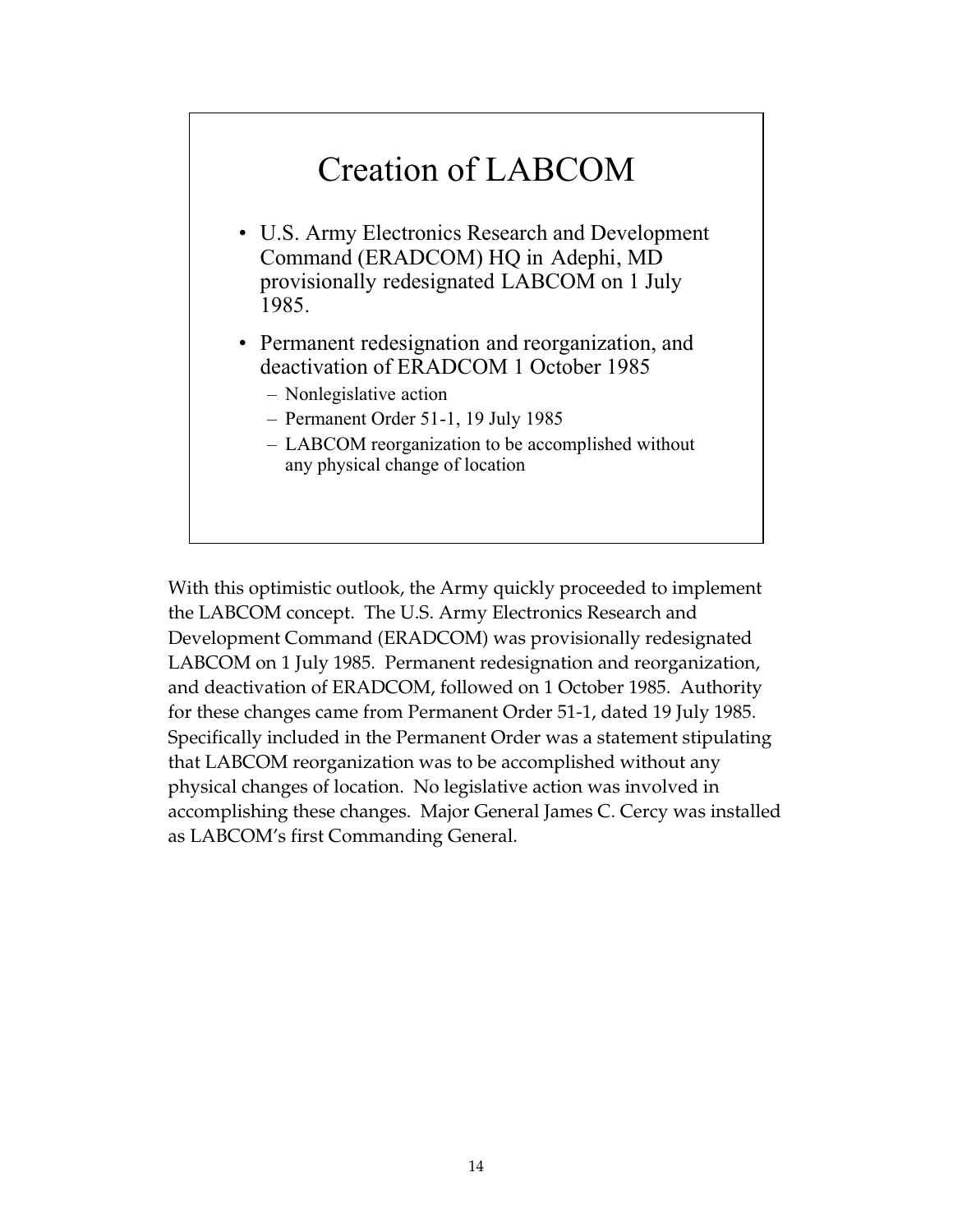## Creation of LABCOM

- U.S. Army Electronics Research and Development Command (ERADCOM) HQ in Adephi, MD provisionally redesignated LABCOM on 1 July 1985.
- Permanent redesignation and reorganization, and deactivation of ERADCOM 1 October 1985
  - Nonlegislative action
  - Permanent Order 51-1, 19 July 1985
  - LABCOM reorganization to be accomplished without any physical change of location

With this optimistic outlook, the Army quickly proceeded to implement the LABCOM concept. The U.S. Army Electronics Research and Development Command (ERADCOM) was provisionally redesignated LABCOM on 1 July 1985. Permanent redesignation and reorganization, and deactivation of ERADCOM, followed on 1 October 1985. Authority for these changes came from Permanent Order 51-1, dated 19 July 1985. Specifically included in the Permanent Order was a statement stipulating that LABCOM reorganization was to be accomplished without any physical changes of location. No legislative action was involved in accomplishing these changes. Major General James C. Cercy was installed as LABCOM's first Commanding General.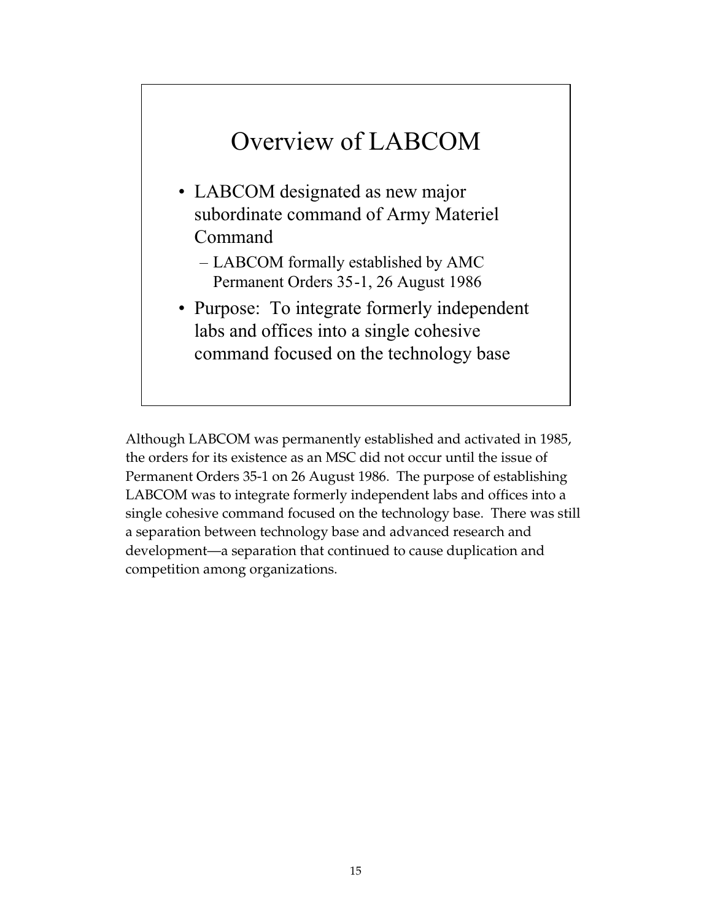## Overview of LABCOM

- LABCOM designated as new major subordinate command of Army Materiel Command
  - LABCOM formally established by AMC Permanent Orders 35-1, 26 August 1986
- Purpose: To integrate formerly independent labs and offices into a single cohesive command focused on the technology base

Although LABCOM was permanently established and activated in 1985, the orders for its existence as an MSC did not occur until the issue of Permanent Orders 35-1 on 26 August 1986. The purpose of establishing LABCOM was to integrate formerly independent labs and offices into a single cohesive command focused on the technology base. There was still a separation between technology base and advanced research and development—a separation that continued to cause duplication and competition among organizations.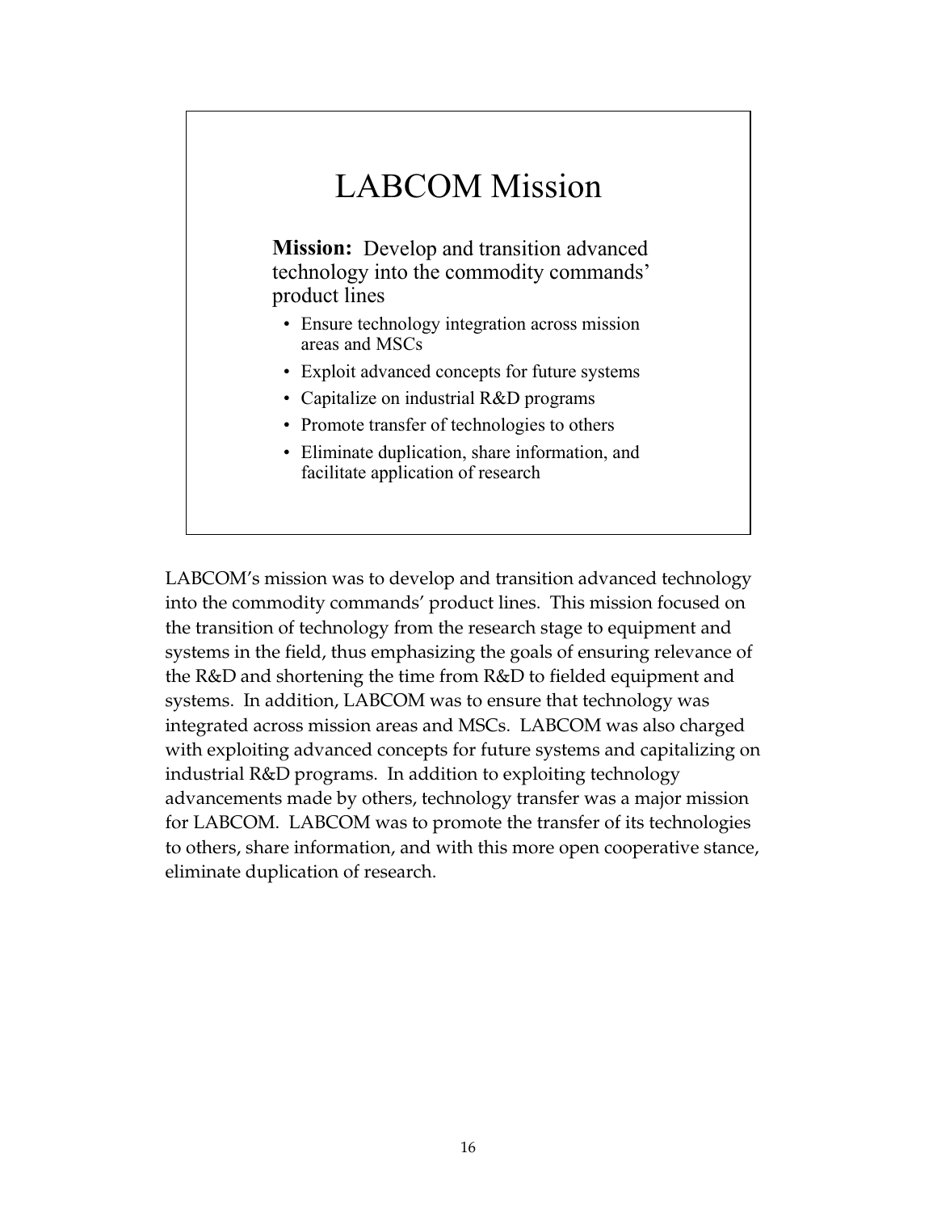## LABCOM Mission

**Mission:** Develop and transition advanced technology into the commodity commands' product lines

- Ensure technology integration across mission areas and MSCs
- Exploit advanced concepts for future systems
- Capitalize on industrial R&D programs
- Promote transfer of technologies to others
- Eliminate duplication, share information, and facilitate application of research

LABCOM's mission was to develop and transition advanced technology into the commodity commands' product lines. This mission focused on the transition of technology from the research stage to equipment and systems in the field, thus emphasizing the goals of ensuring relevance of the R&D and shortening the time from R&D to fielded equipment and systems. In addition, LABCOM was to ensure that technology was integrated across mission areas and MSCs. LABCOM was also charged with exploiting advanced concepts for future systems and capitalizing on industrial R&D programs. In addition to exploiting technology advancements made by others, technology transfer was a major mission for LABCOM. LABCOM was to promote the transfer of its technologies to others, share information, and with this more open cooperative stance, eliminate duplication of research.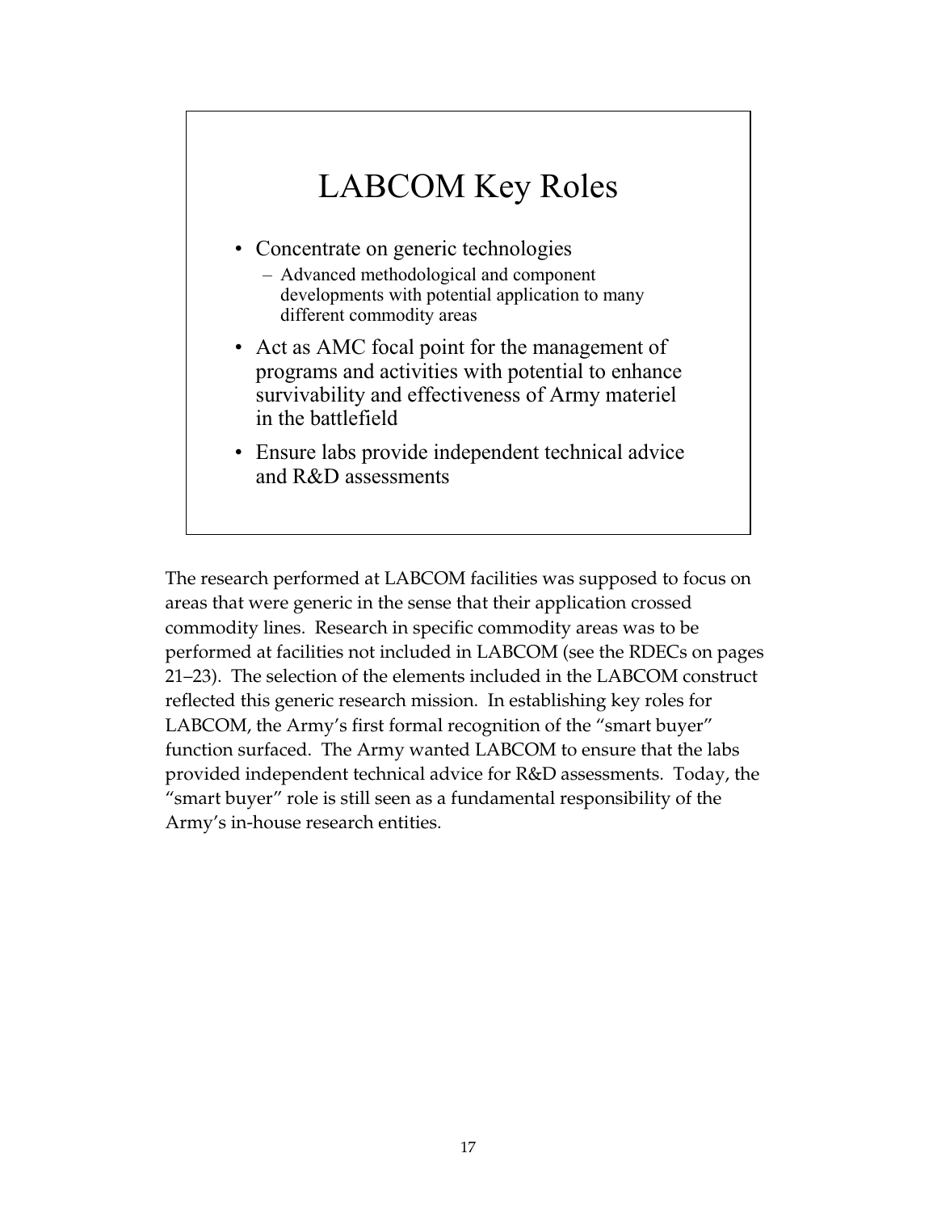## LABCOM Key Roles

- Concentrate on generic technologies
  - Advanced methodological and component developments with potential application to many different commodity areas
- Act as AMC focal point for the management of programs and activities with potential to enhance survivability and effectiveness of Army materiel in the battlefield
- Ensure labs provide independent technical advice and R&D assessments

The research performed at LABCOM facilities was supposed to focus on areas that were generic in the sense that their application crossed commodity lines. Research in specific commodity areas was to be performed at facilities not included in LABCOM (see the RDECs on pages 21–23). The selection of the elements included in the LABCOM construct reflected this generic research mission. In establishing key roles for LABCOM, the Army's first formal recognition of the "smart buyer" function surfaced. The Army wanted LABCOM to ensure that the labs provided independent technical advice for R&D assessments. Today, the "smart buyer" role is still seen as a fundamental responsibility of the Army's in-house research entities.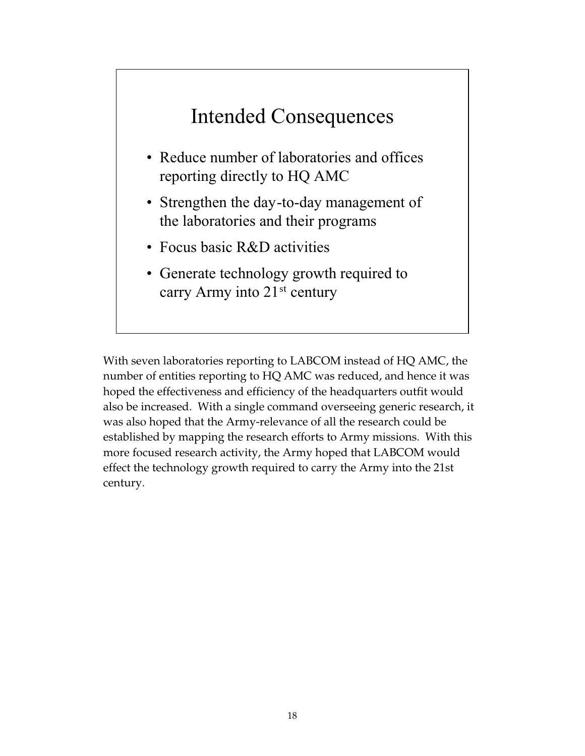## Intended Consequences

- Reduce number of laboratories and offices reporting directly to HQ AMC
- Strengthen the day-to-day management of the laboratories and their programs
- Focus basic R&D activities
- Generate technology growth required to carry Army into 21st century

With seven laboratories reporting to LABCOM instead of HQ AMC, the number of entities reporting to HQ AMC was reduced, and hence it was hoped the effectiveness and efficiency of the headquarters outfit would also be increased. With a single command overseeing generic research, it was also hoped that the Army-relevance of all the research could be established by mapping the research efforts to Army missions. With this more focused research activity, the Army hoped that LABCOM would effect the technology growth required to carry the Army into the 21st century.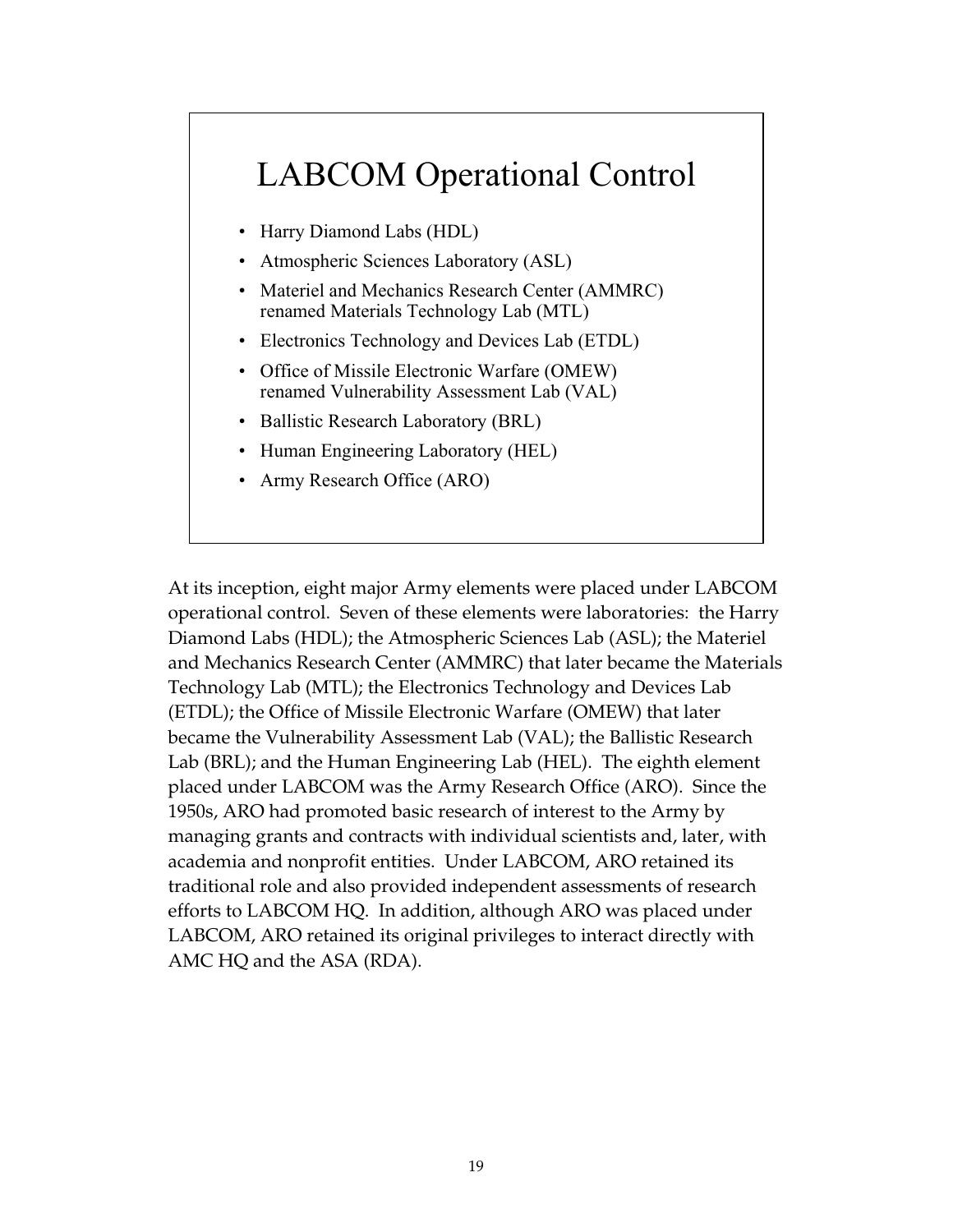## LABCOM Operational Control

- Harry Diamond Labs (HDL)
- Atmospheric Sciences Laboratory (ASL)
- Materiel and Mechanics Research Center (AMMRC) renamed Materials Technology Lab (MTL)
- Electronics Technology and Devices Lab (ETDL)
- Office of Missile Electronic Warfare (OMEW) renamed Vulnerability Assessment Lab (VAL)
- Ballistic Research Laboratory (BRL)
- Human Engineering Laboratory (HEL)
- Army Research Office (ARO)

At its inception, eight major Army elements were placed under LABCOM operational control. Seven of these elements were laboratories: the Harry Diamond Labs (HDL); the Atmospheric Sciences Lab (ASL); the Materiel and Mechanics Research Center (AMMRC) that later became the Materials Technology Lab (MTL); the Electronics Technology and Devices Lab (ETDL); the Office of Missile Electronic Warfare (OMEW) that later became the Vulnerability Assessment Lab (VAL); the Ballistic Research Lab (BRL); and the Human Engineering Lab (HEL). The eighth element placed under LABCOM was the Army Research Office (ARO). Since the 1950s, ARO had promoted basic research of interest to the Army by managing grants and contracts with individual scientists and, later, with academia and nonprofit entities. Under LABCOM, ARO retained its traditional role and also provided independent assessments of research efforts to LABCOM HQ. In addition, although ARO was placed under LABCOM, ARO retained its original privileges to interact directly with AMC HQ and the ASA (RDA).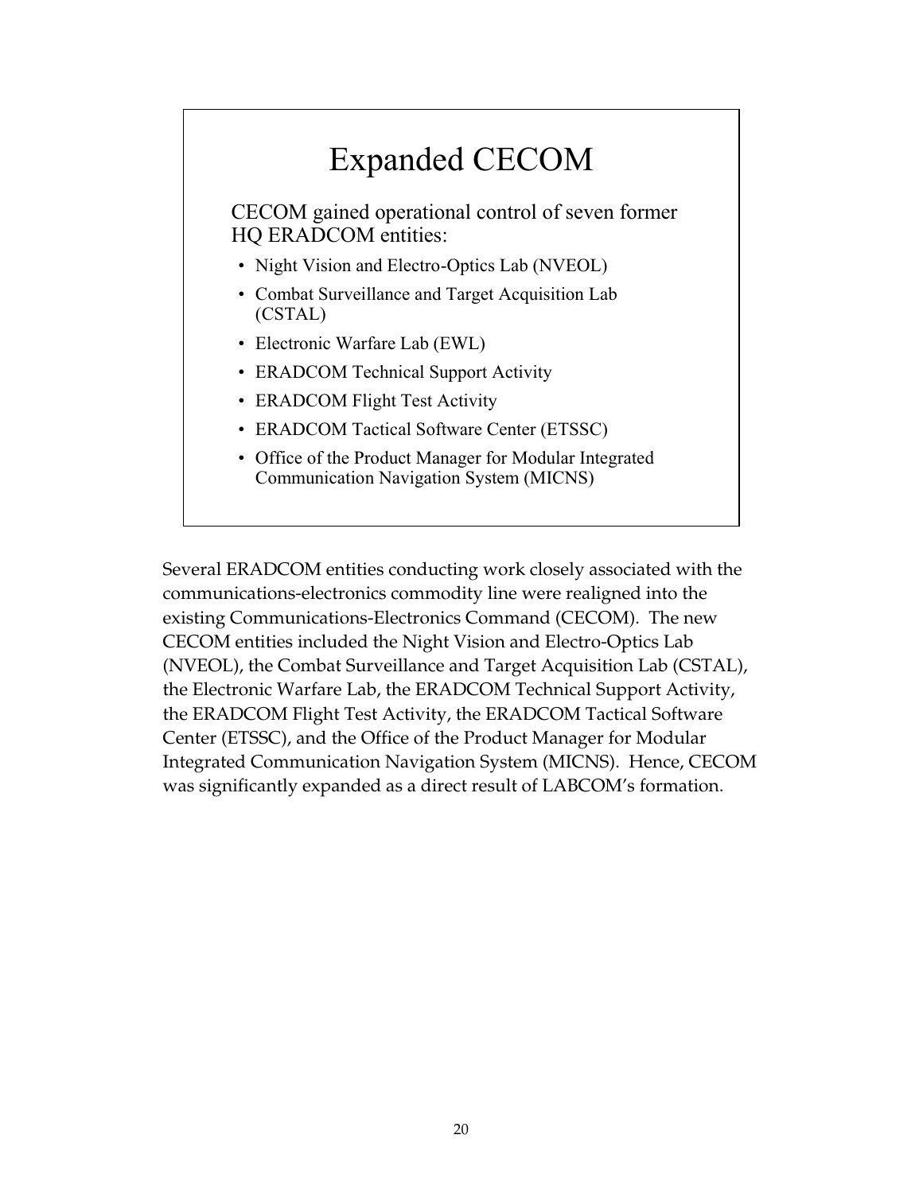## Expanded CECOM

CECOM gained operational control of seven former HQ ERADCOM entities:

- Night Vision and Electro-Optics Lab (NVEOL)
- Combat Surveillance and Target Acquisition Lab (CSTAL)
- Electronic Warfare Lab (EWL)
- ERADCOM Technical Support Activity
- ERADCOM Flight Test Activity
- ERADCOM Tactical Software Center (ETSSC)
- Office of the Product Manager for Modular Integrated Communication Navigation System (MICNS)

Several ERADCOM entities conducting work closely associated with the communications-electronics commodity line were realigned into the existing Communications-Electronics Command (CECOM). The new CECOM entities included the Night Vision and Electro-Optics Lab (NVEOL), the Combat Surveillance and Target Acquisition Lab (CSTAL), the Electronic Warfare Lab, the ERADCOM Technical Support Activity, the ERADCOM Flight Test Activity, the ERADCOM Tactical Software Center (ETSSC), and the Office of the Product Manager for Modular Integrated Communication Navigation System (MICNS). Hence, CECOM was significantly expanded as a direct result of LABCOM's formation.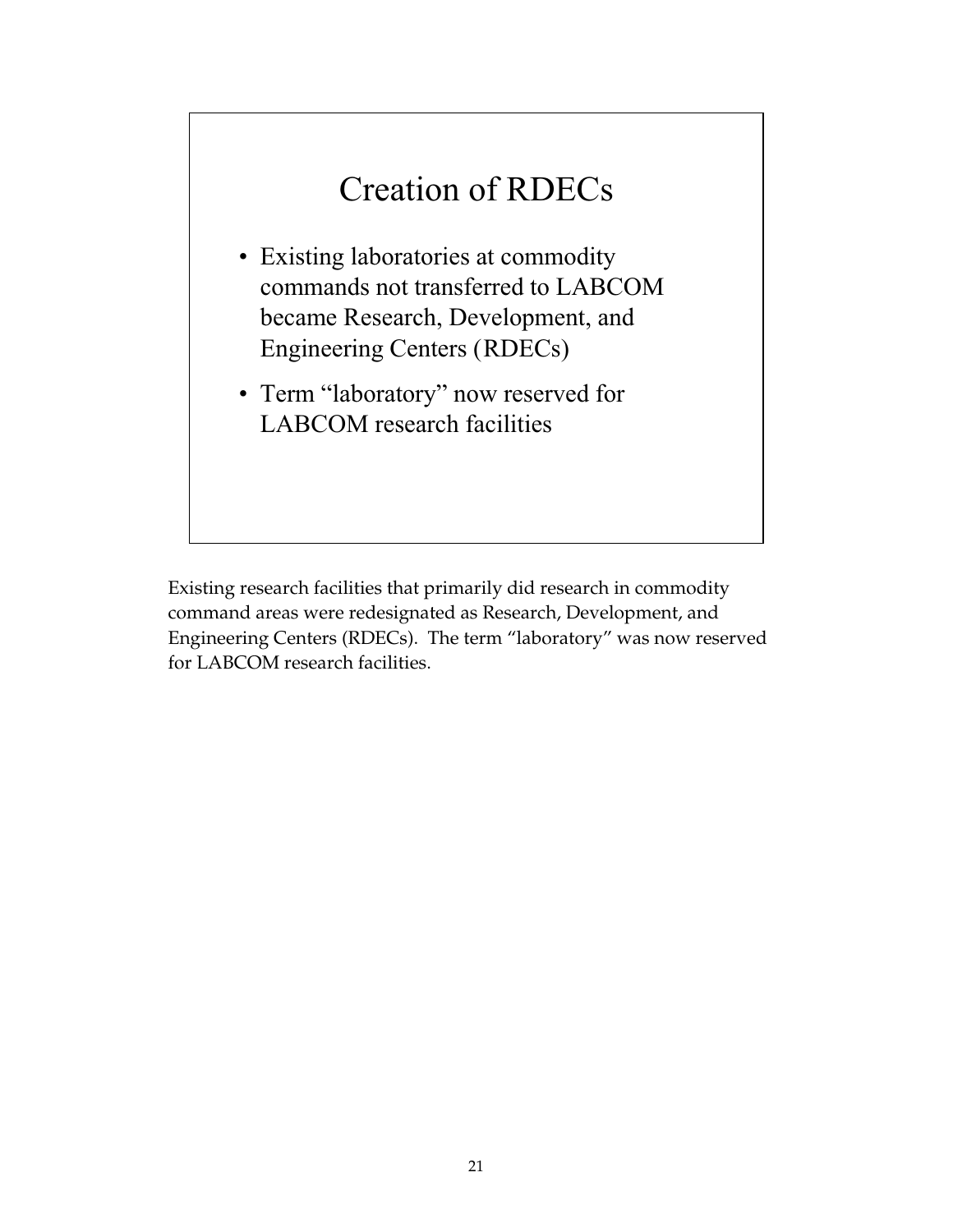## Creation of RDECs

- Existing laboratories at commodity commands not transferred to LABCOM became Research, Development, and Engineering Centers (RDECs)
- Term "laboratory" now reserved for LABCOM research facilities

Existing research facilities that primarily did research in commodity command areas were redesignated as Research, Development, and Engineering Centers (RDECs). The term "laboratory" was now reserved for LABCOM research facilities.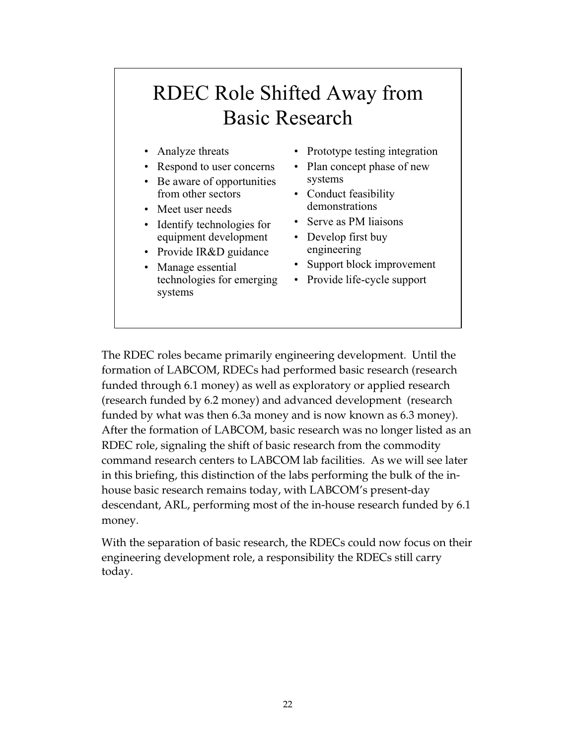## RDEC Role Shifted Away from Basic Research

- Analyze threats
- Respond to user concerns
- Be aware of opportunities from other sectors
- Meet user needs
- Identify technologies for equipment development
- Provide IR&D guidance
- Manage essential technologies for emerging systems
- Prototype testing integration
- Plan concept phase of new systems
- Conduct feasibility demonstrations
- Serve as PM liaisons
- Develop first buy engineering
- Support block improvement
- Provide life-cycle support

The RDEC roles became primarily engineering development. Until the formation of LABCOM, RDECs had performed basic research (research funded through 6.1 money) as well as exploratory or applied research (research funded by 6.2 money) and advanced development (research funded by what was then 6.3a money and is now known as 6.3 money). After the formation of LABCOM, basic research was no longer listed as an RDEC role, signaling the shift of basic research from the commodity command research centers to LABCOM lab facilities. As we will see later in this briefing, this distinction of the labs performing the bulk of the in-house basic research remains today, with LABCOM's present-day descendant, ARL, performing most of the in-house research funded by 6.1 money.

With the separation of basic research, the RDECs could now focus on their engineering development role, a responsibility the RDECs still carry today.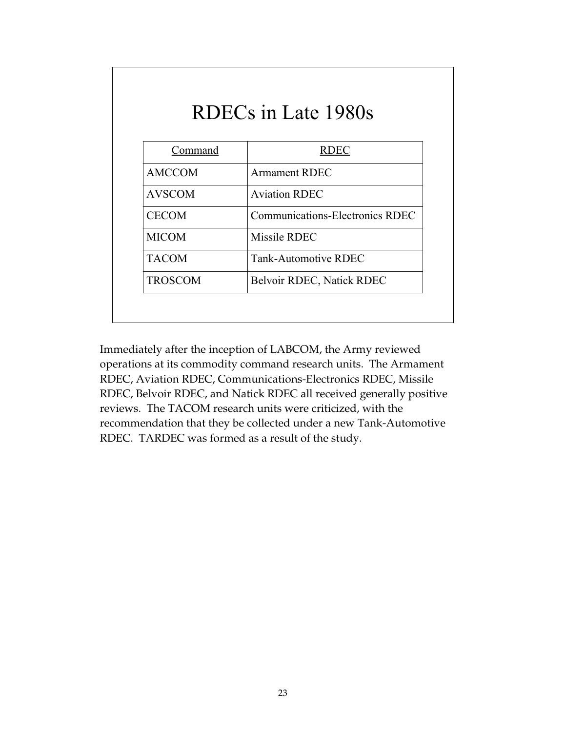## RDECs in Late 1980s

| Command | RDEC |
|---|---|
| AMCCOM | Armament RDEC |
| AVSCOM | Aviation RDEC |
| CECOM | Communications-Electronics RDEC |
| MICOM | Missile RDEC |
| TACOM | Tank-Automotive RDEC |
| TROSCOM | Belvoir RDEC, Natick RDEC |

Immediately after the inception of LABCOM, the Army reviewed operations at its commodity command research units. The Armament RDEC, Aviation RDEC, Communications-Electronics RDEC, Missile RDEC, Belvoir RDEC, and Natick RDEC all received generally positive reviews. The TACOM research units were criticized, with the recommendation that they be collected under a new Tank-Automotive RDEC. TARDEC was formed as a result of the study.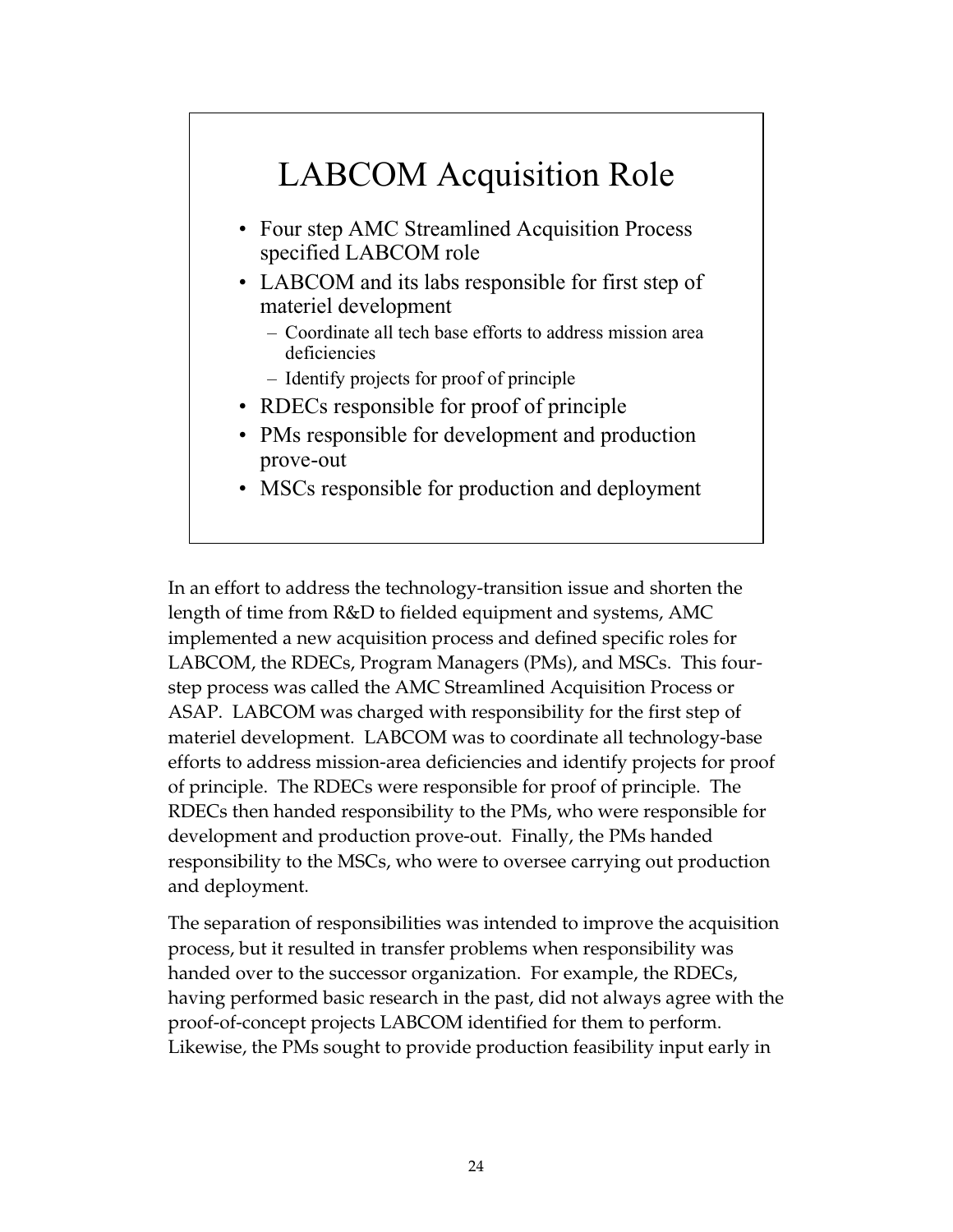## LABCOM Acquisition Role

- Four step AMC Streamlined Acquisition Process specified LABCOM role
- LABCOM and its labs responsible for first step of materiel development
  - Coordinate all tech base efforts to address mission area deficiencies
  - Identify projects for proof of principle
- RDECs responsible for proof of principle
- PMs responsible for development and production prove-out
- MSCs responsible for production and deployment

In an effort to address the technology-transition issue and shorten the length of time from R&D to fielded equipment and systems, AMC implemented a new acquisition process and defined specific roles for LABCOM, the RDECs, Program Managers (PMs), and MSCs. This four-step process was called the AMC Streamlined Acquisition Process or ASAP. LABCOM was charged with responsibility for the first step of materiel development. LABCOM was to coordinate all technology-base efforts to address mission-area deficiencies and identify projects for proof of principle. The RDECs were responsible for proof of principle. The RDECs then handed responsibility to the PMs, who were responsible for development and production prove-out. Finally, the PMs handed responsibility to the MSCs, who were to oversee carrying out production and deployment.

The separation of responsibilities was intended to improve the acquisition process, but it resulted in transfer problems when responsibility was handed over to the successor organization. For example, the RDECs, having performed basic research in the past, did not always agree with the proof-of-concept projects LABCOM identified for them to perform. Likewise, the PMs sought to provide production feasibility input early in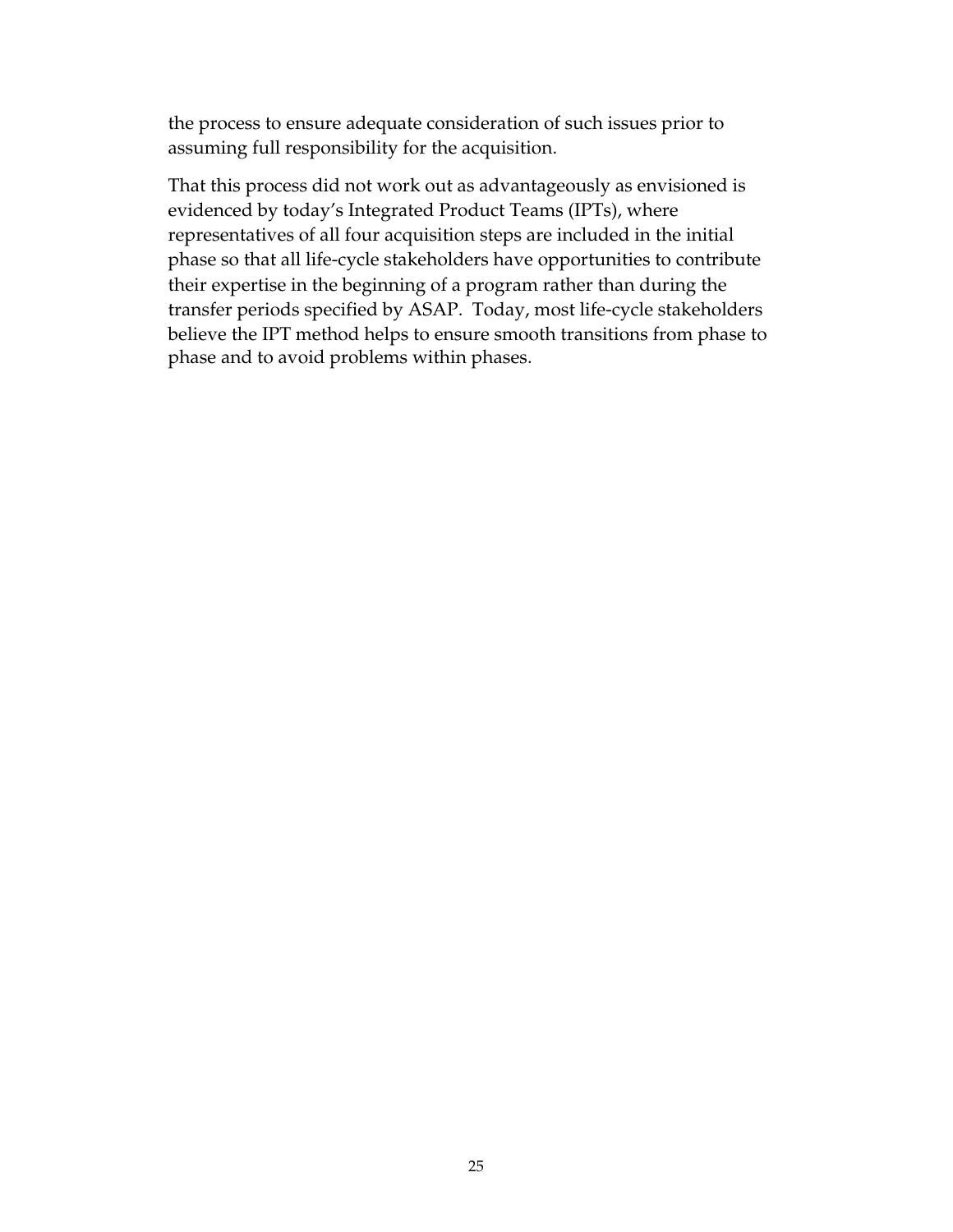the process to ensure adequate consideration of such issues prior to assuming full responsibility for the acquisition.

That this process did not work out as advantageously as envisioned is evidenced by today's Integrated Product Teams (IPTs), where representatives of all four acquisition steps are included in the initial phase so that all life-cycle stakeholders have opportunities to contribute their expertise in the beginning of a program rather than during the transfer periods specified by ASAP. Today, most life-cycle stakeholders believe the IPT method helps to ensure smooth transitions from phase to phase and to avoid problems within phases.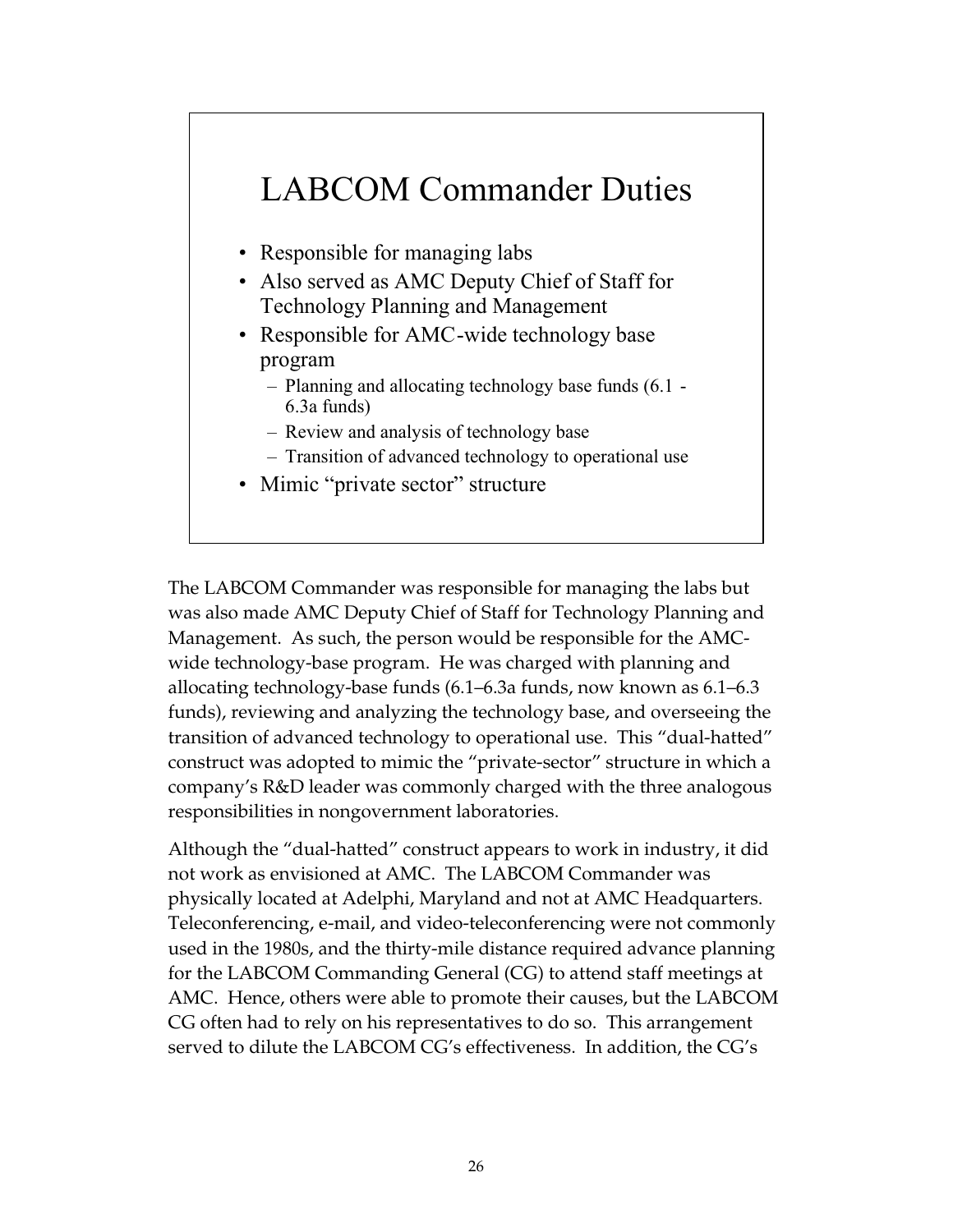## LABCOM Commander Duties

- Responsible for managing labs
- Also served as AMC Deputy Chief of Staff for Technology Planning and Management
- Responsible for AMC-wide technology base program
  - Planning and allocating technology base funds (6.1 - 6.3a funds)
  - Review and analysis of technology base
  - Transition of advanced technology to operational use
- Mimic "private sector" structure

The LABCOM Commander was responsible for managing the labs but was also made AMC Deputy Chief of Staff for Technology Planning and Management. As such, the person would be responsible for the AMC-wide technology-base program. He was charged with planning and allocating technology-base funds (6.1–6.3a funds, now known as 6.1–6.3 funds), reviewing and analyzing the technology base, and overseeing the transition of advanced technology to operational use. This "dual-hatted" construct was adopted to mimic the "private-sector" structure in which a company's R&D leader was commonly charged with the three analogous responsibilities in nongovernment laboratories.

Although the "dual-hatted" construct appears to work in industry, it did not work as envisioned at AMC. The LABCOM Commander was physically located at Adelphi, Maryland and not at AMC Headquarters. Teleconferencing, e-mail, and video-teleconferencing were not commonly used in the 1980s, and the thirty-mile distance required advance planning for the LABCOM Commanding General (CG) to attend staff meetings at AMC. Hence, others were able to promote their causes, but the LABCOM CG often had to rely on his representatives to do so. This arrangement served to dilute the LABCOM CG's effectiveness. In addition, the CG's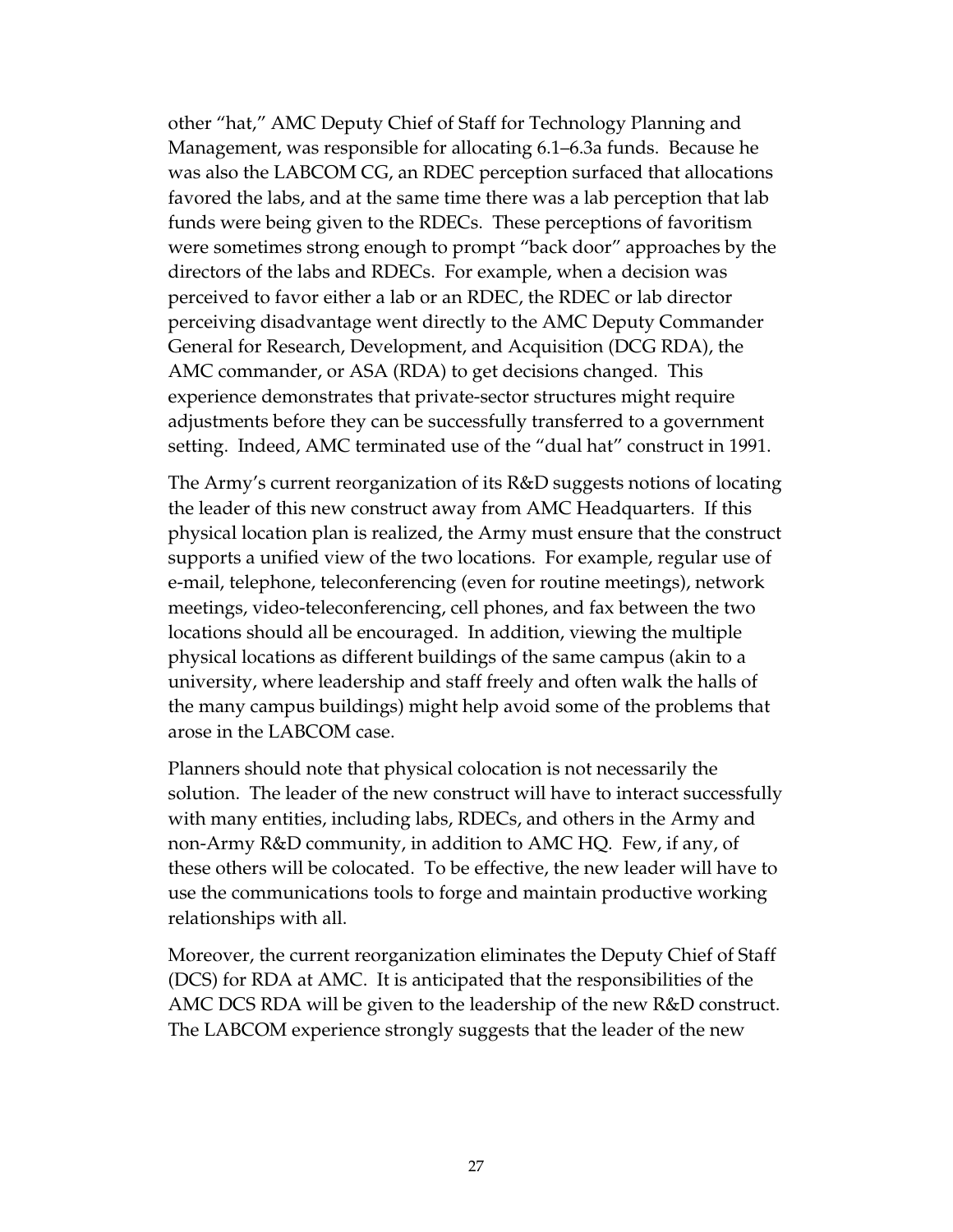other "hat," AMC Deputy Chief of Staff for Technology Planning and Management, was responsible for allocating 6.1–6.3a funds. Because he was also the LABCOM CG, an RDEC perception surfaced that allocations favored the labs, and at the same time there was a lab perception that lab funds were being given to the RDECs. These perceptions of favoritism were sometimes strong enough to prompt "back door" approaches by the directors of the labs and RDECs. For example, when a decision was perceived to favor either a lab or an RDEC, the RDEC or lab director perceiving disadvantage went directly to the AMC Deputy Commander General for Research, Development, and Acquisition (DCG RDA), the AMC commander, or ASA (RDA) to get decisions changed. This experience demonstrates that private-sector structures might require adjustments before they can be successfully transferred to a government setting. Indeed, AMC terminated use of the "dual hat" construct in 1991.

The Army's current reorganization of its R&D suggests notions of locating the leader of this new construct away from AMC Headquarters. If this physical location plan is realized, the Army must ensure that the construct supports a unified view of the two locations. For example, regular use of e-mail, telephone, teleconferencing (even for routine meetings), network meetings, video-teleconferencing, cell phones, and fax between the two locations should all be encouraged. In addition, viewing the multiple physical locations as different buildings of the same campus (akin to a university, where leadership and staff freely and often walk the halls of the many campus buildings) might help avoid some of the problems that arose in the LABCOM case.

Planners should note that physical colocation is not necessarily the solution. The leader of the new construct will have to interact successfully with many entities, including labs, RDECs, and others in the Army and non-Army R&D community, in addition to AMC HQ. Few, if any, of these others will be colocated. To be effective, the new leader will have to use the communications tools to forge and maintain productive working relationships with all.

Moreover, the current reorganization eliminates the Deputy Chief of Staff (DCS) for RDA at AMC. It is anticipated that the responsibilities of the AMC DCS RDA will be given to the leadership of the new R&D construct. The LABCOM experience strongly suggests that the leader of the new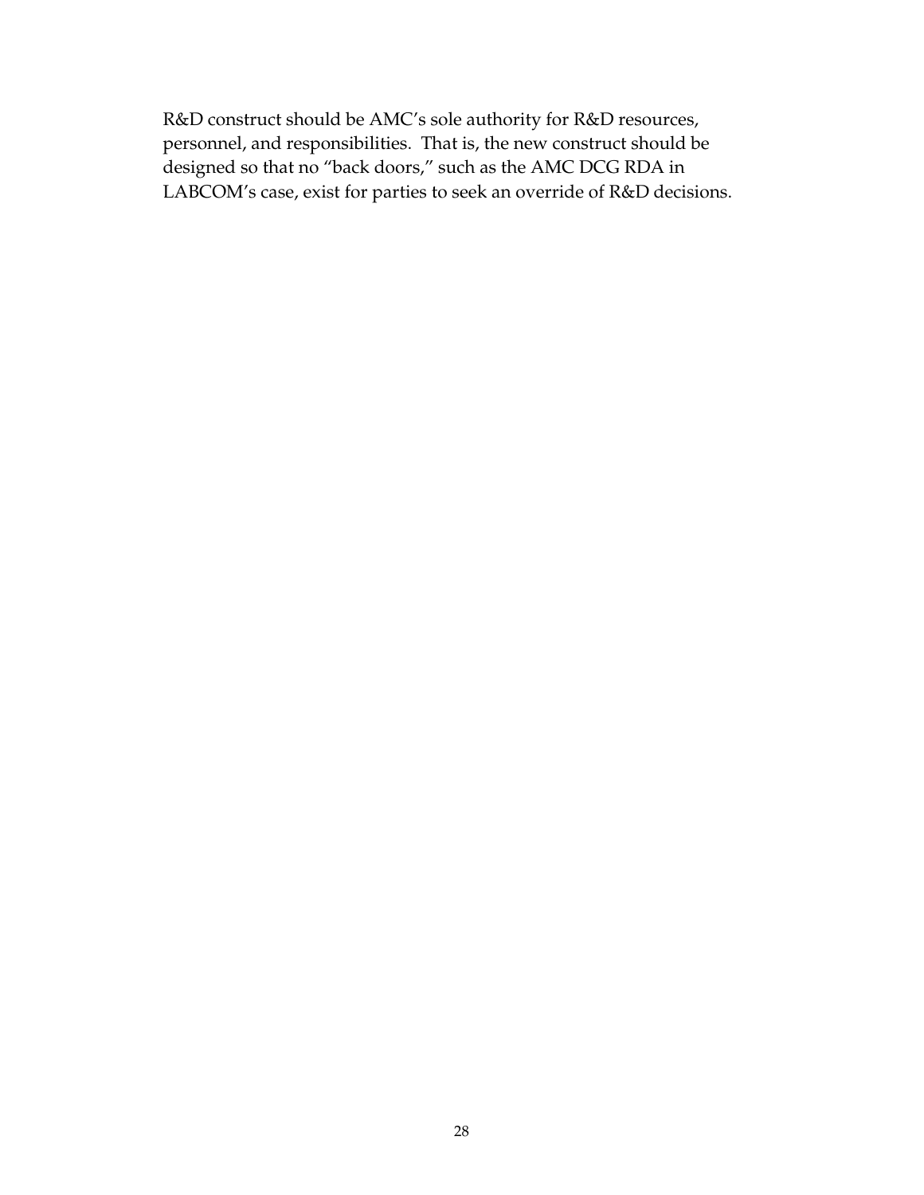R&D construct should be AMC's sole authority for R&D resources, personnel, and responsibilities. That is, the new construct should be designed so that no "back doors," such as the AMC DCG RDA in LABCOM's case, exist for parties to seek an override of R&D decisions.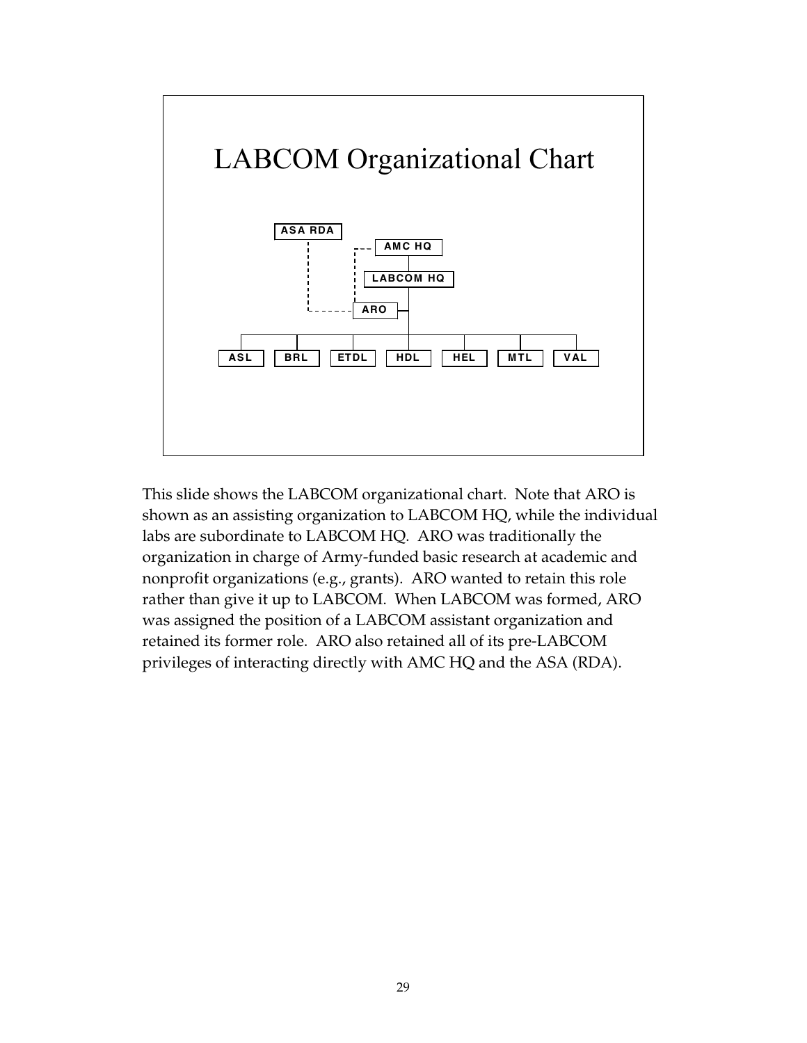# LABCOM Organizational Chart

ASA RDA

AMC HQ

LABCOM HQ

ARO

ASL | BRL | ETDL | HDL | HEL | MTL | VAL

This slide shows the LABCOM organizational chart. Note that ARO is shown as an assisting organization to LABCOM HQ, while the individual labs are subordinate to LABCOM HQ. ARO was traditionally the organization in charge of Army-funded basic research at academic and nonprofit organizations (e.g., grants). ARO wanted to retain this role rather than give it up to LABCOM. When LABCOM was formed, ARO was assigned the position of a LABCOM assistant organization and retained its former role. ARO also retained all of its pre-LABCOM privileges of interacting directly with AMC HQ and the ASA (RDA).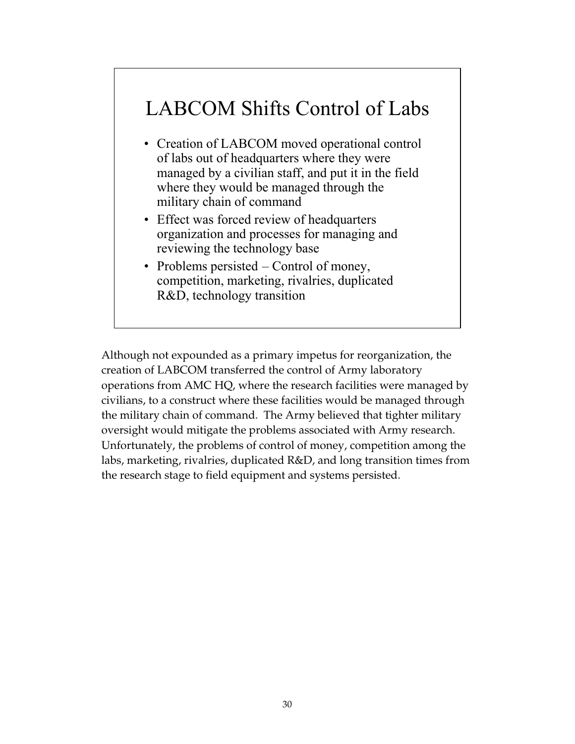## LABCOM Shifts Control of Labs

- Creation of LABCOM moved operational control of labs out of headquarters where they were managed by a civilian staff, and put it in the field where they would be managed through the military chain of command
- Effect was forced review of headquarters organization and processes for managing and reviewing the technology base
- Problems persisted – Control of money, competition, marketing, rivalries, duplicated R&D, technology transition

Although not expounded as a primary impetus for reorganization, the creation of LABCOM transferred the control of Army laboratory operations from AMC HQ, where the research facilities were managed by civilians, to a construct where these facilities would be managed through the military chain of command. The Army believed that tighter military oversight would mitigate the problems associated with Army research. Unfortunately, the problems of control of money, competition among the labs, marketing, rivalries, duplicated R&D, and long transition times from the research stage to field equipment and systems persisted.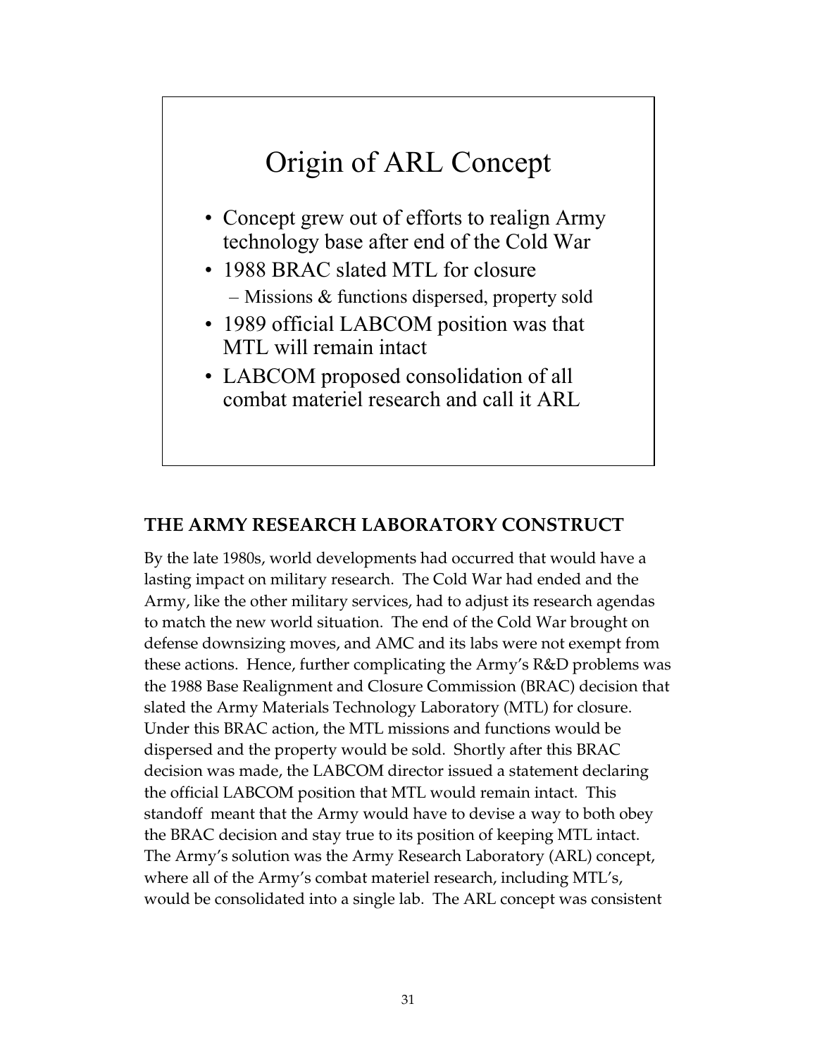## Origin of ARL Concept

- Concept grew out of efforts to realign Army technology base after end of the Cold War
- 1988 BRAC slated MTL for closure
  - Missions & functions dispersed, property sold
- 1989 official LABCOM position was that MTL will remain intact
- LABCOM proposed consolidation of all combat materiel research and call it ARL

## THE ARMY RESEARCH LABORATORY CONSTRUCT

By the late 1980s, world developments had occurred that would have a lasting impact on military research. The Cold War had ended and the Army, like the other military services, had to adjust its research agendas to match the new world situation. The end of the Cold War brought on defense downsizing moves, and AMC and its labs were not exempt from these actions. Hence, further complicating the Army's R&D problems was the 1988 Base Realignment and Closure Commission (BRAC) decision that slated the Army Materials Technology Laboratory (MTL) for closure. Under this BRAC action, the MTL missions and functions would be dispersed and the property would be sold. Shortly after this BRAC decision was made, the LABCOM director issued a statement declaring the official LABCOM position that MTL would remain intact. This standoff meant that the Army would have to devise a way to both obey the BRAC decision and stay true to its position of keeping MTL intact. The Army's solution was the Army Research Laboratory (ARL) concept, where all of the Army's combat materiel research, including MTL's, would be consolidated into a single lab. The ARL concept was consistent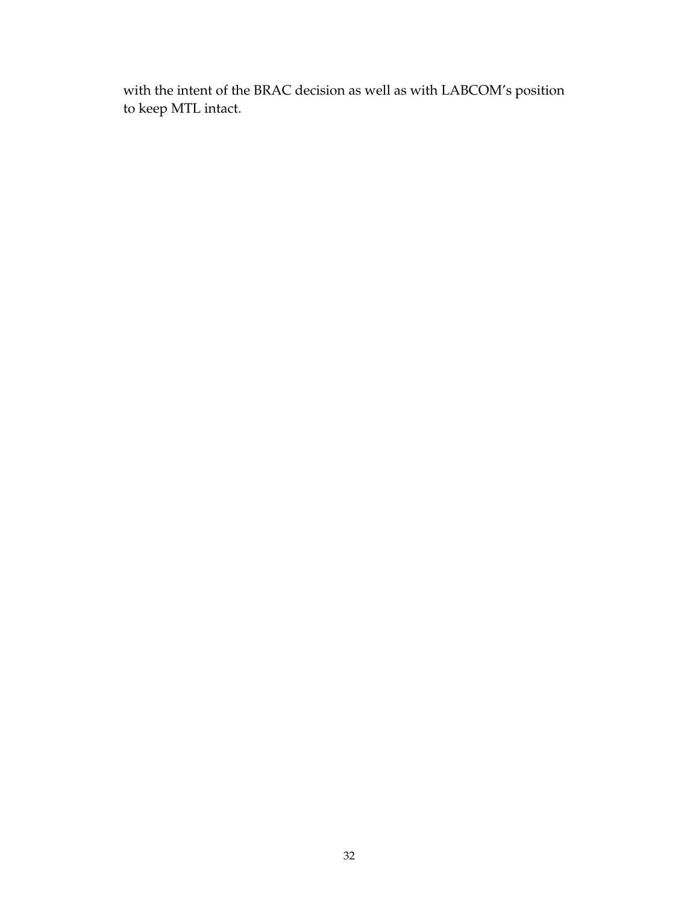with the intent of the BRAC decision as well as with LABCOM's position to keep MTL intact.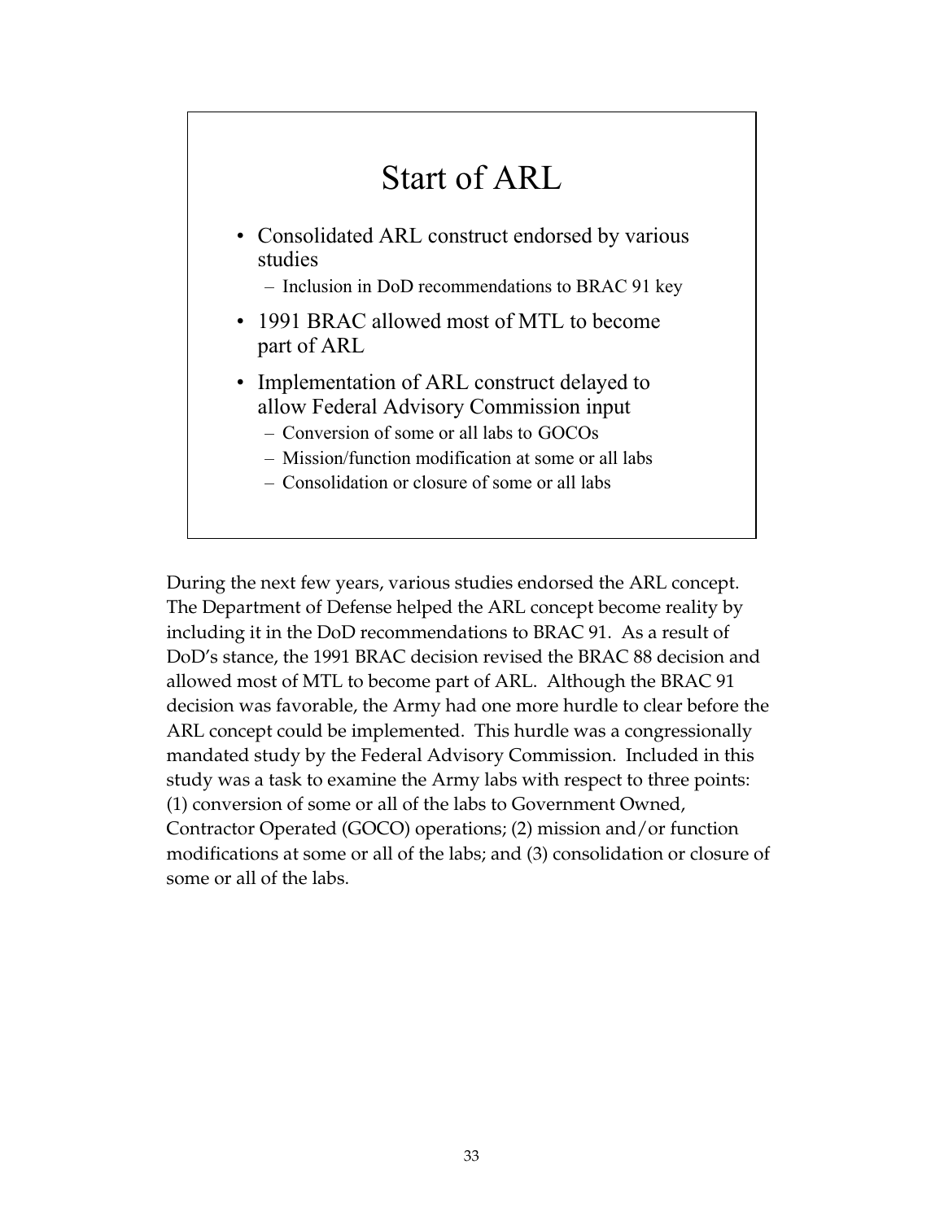## Start of ARL

- Consolidated ARL construct endorsed by various studies
  - Inclusion in DoD recommendations to BRAC 91 key
- 1991 BRAC allowed most of MTL to become part of ARL
- Implementation of ARL construct delayed to allow Federal Advisory Commission input
  - Conversion of some or all labs to GOCOs
  - Mission/function modification at some or all labs
  - Consolidation or closure of some or all labs

During the next few years, various studies endorsed the ARL concept. The Department of Defense helped the ARL concept become reality by including it in the DoD recommendations to BRAC 91. As a result of DoD's stance, the 1991 BRAC decision revised the BRAC 88 decision and allowed most of MTL to become part of ARL. Although the BRAC 91 decision was favorable, the Army had one more hurdle to clear before the ARL concept could be implemented. This hurdle was a congressionally mandated study by the Federal Advisory Commission. Included in this study was a task to examine the Army labs with respect to three points: (1) conversion of some or all of the labs to Government Owned, Contractor Operated (GOCO) operations; (2) mission and/or function modifications at some or all of the labs; and (3) consolidation or closure of some or all of the labs.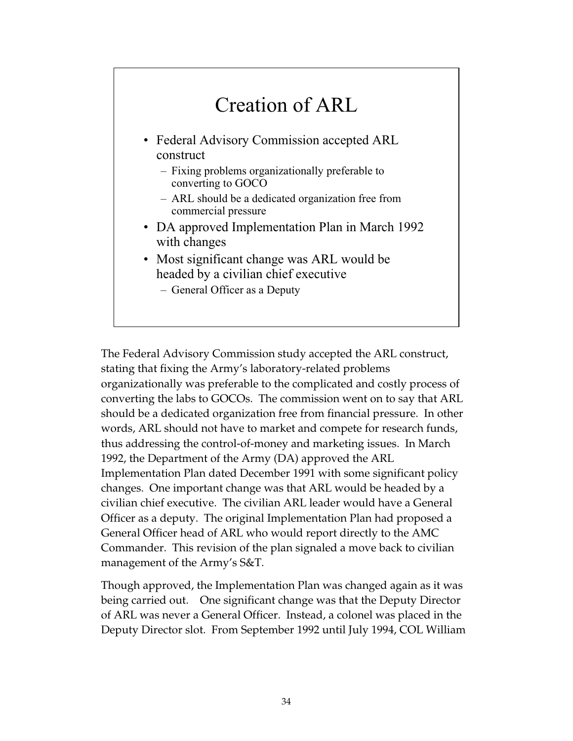## Creation of ARL

- Federal Advisory Commission accepted ARL construct
  - Fixing problems organizationally preferable to converting to GOCO
  - ARL should be a dedicated organization free from commercial pressure
- DA approved Implementation Plan in March 1992 with changes
- Most significant change was ARL would be headed by a civilian chief executive
  - General Officer as a Deputy

The Federal Advisory Commission study accepted the ARL construct, stating that fixing the Army's laboratory-related problems organizationally was preferable to the complicated and costly process of converting the labs to GOCOs. The commission went on to say that ARL should be a dedicated organization free from financial pressure. In other words, ARL should not have to market and compete for research funds, thus addressing the control-of-money and marketing issues. In March 1992, the Department of the Army (DA) approved the ARL Implementation Plan dated December 1991 with some significant policy changes. One important change was that ARL would be headed by a civilian chief executive. The civilian ARL leader would have a General Officer as a deputy. The original Implementation Plan had proposed a General Officer head of ARL who would report directly to the AMC Commander. This revision of the plan signaled a move back to civilian management of the Army's S&T.

Though approved, the Implementation Plan was changed again as it was being carried out. One significant change was that the Deputy Director of ARL was never a General Officer. Instead, a colonel was placed in the Deputy Director slot. From September 1992 until July 1994, COL William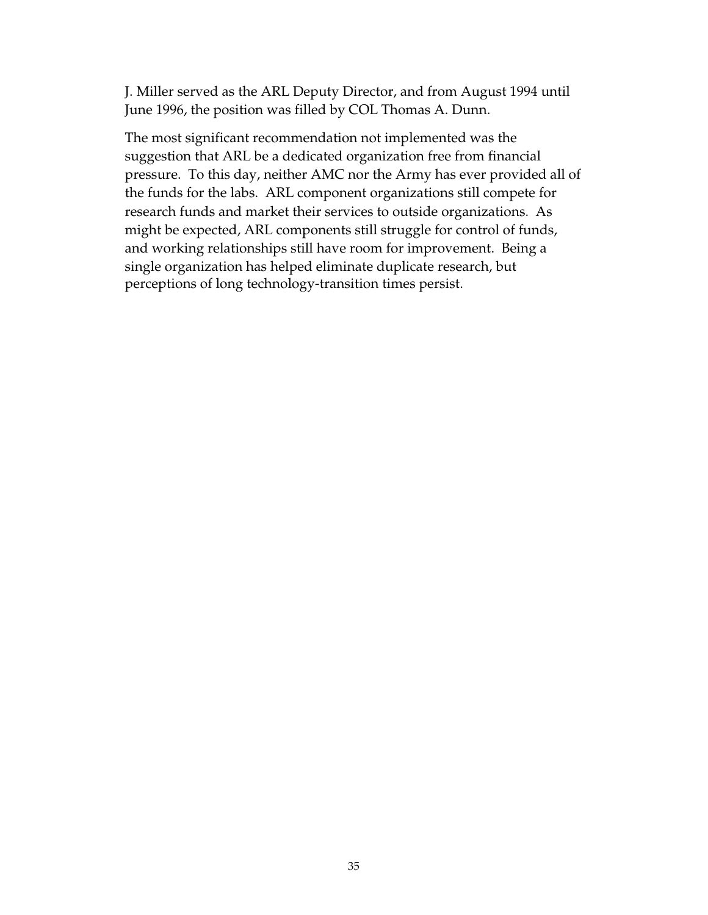J. Miller served as the ARL Deputy Director, and from August 1994 until June 1996, the position was filled by COL Thomas A. Dunn.

The most significant recommendation not implemented was the suggestion that ARL be a dedicated organization free from financial pressure. To this day, neither AMC nor the Army has ever provided all of the funds for the labs. ARL component organizations still compete for research funds and market their services to outside organizations. As might be expected, ARL components still struggle for control of funds, and working relationships still have room for improvement. Being a single organization has helped eliminate duplicate research, but perceptions of long technology-transition times persist.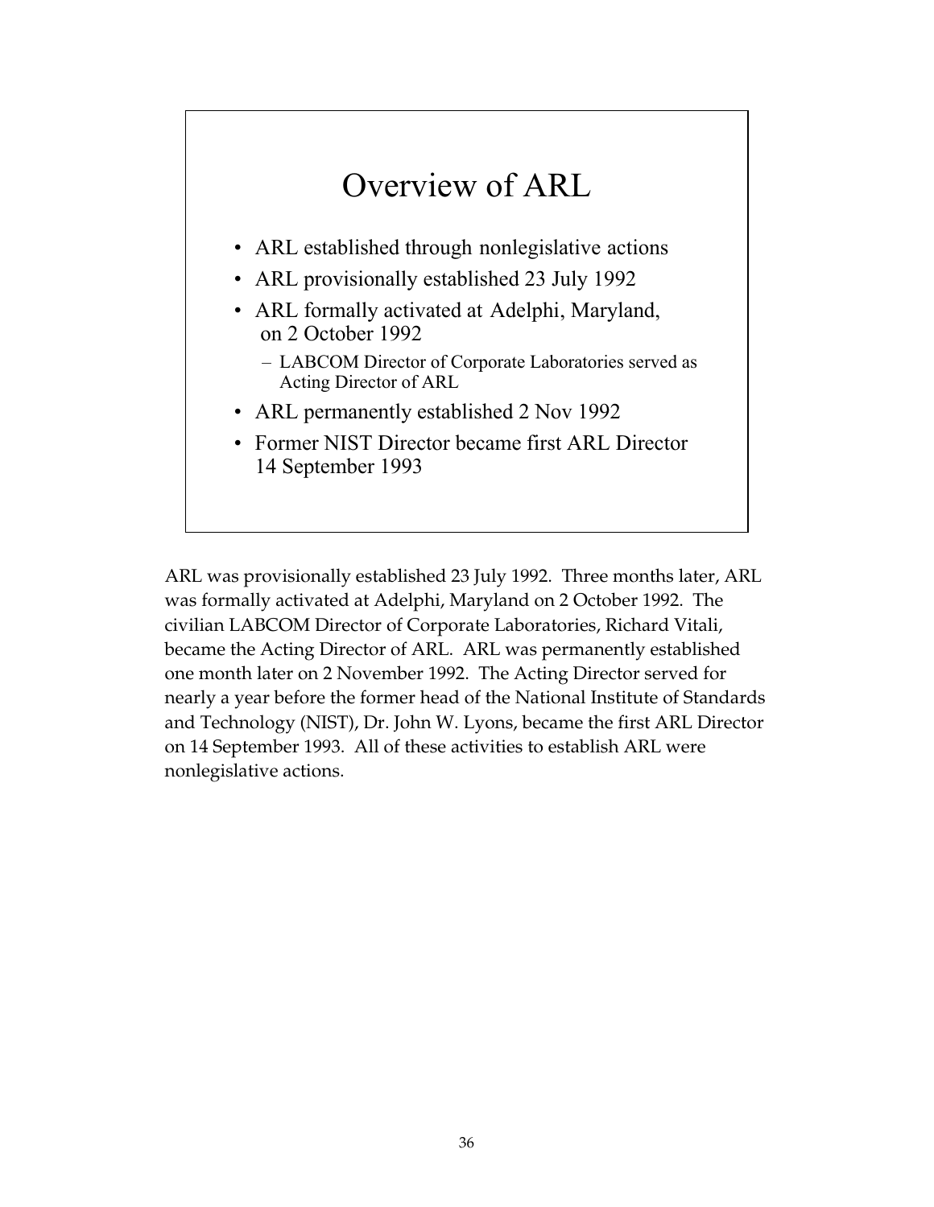## Overview of ARL

- ARL established through nonlegislative actions
- ARL provisionally established 23 July 1992
- ARL formally activated at Adelphi, Maryland, on 2 October 1992
  - LABCOM Director of Corporate Laboratories served as Acting Director of ARL
- ARL permanently established 2 Nov 1992
- Former NIST Director became first ARL Director 14 September 1993

ARL was provisionally established 23 July 1992. Three months later, ARL was formally activated at Adelphi, Maryland on 2 October 1992. The civilian LABCOM Director of Corporate Laboratories, Richard Vitali, became the Acting Director of ARL. ARL was permanently established one month later on 2 November 1992. The Acting Director served for nearly a year before the former head of the National Institute of Standards and Technology (NIST), Dr. John W. Lyons, became the first ARL Director on 14 September 1993. All of these activities to establish ARL were nonlegislative actions.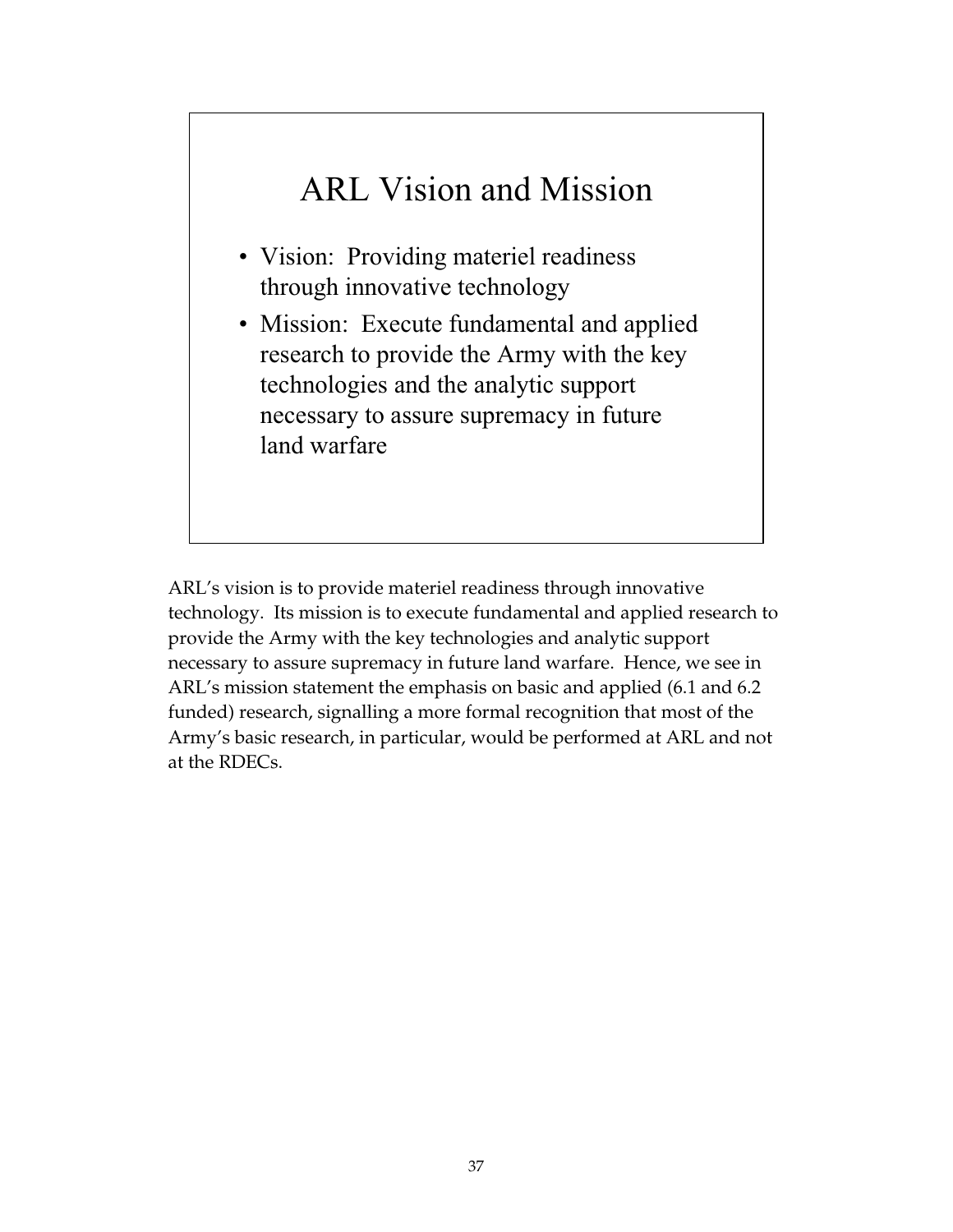## ARL Vision and Mission

- Vision: Providing materiel readiness through innovative technology
- Mission: Execute fundamental and applied research to provide the Army with the key technologies and the analytic support necessary to assure supremacy in future land warfare

ARL's vision is to provide materiel readiness through innovative technology. Its mission is to execute fundamental and applied research to provide the Army with the key technologies and analytic support necessary to assure supremacy in future land warfare. Hence, we see in ARL's mission statement the emphasis on basic and applied (6.1 and 6.2 funded) research, signalling a more formal recognition that most of the Army's basic research, in particular, would be performed at ARL and not at the RDECs.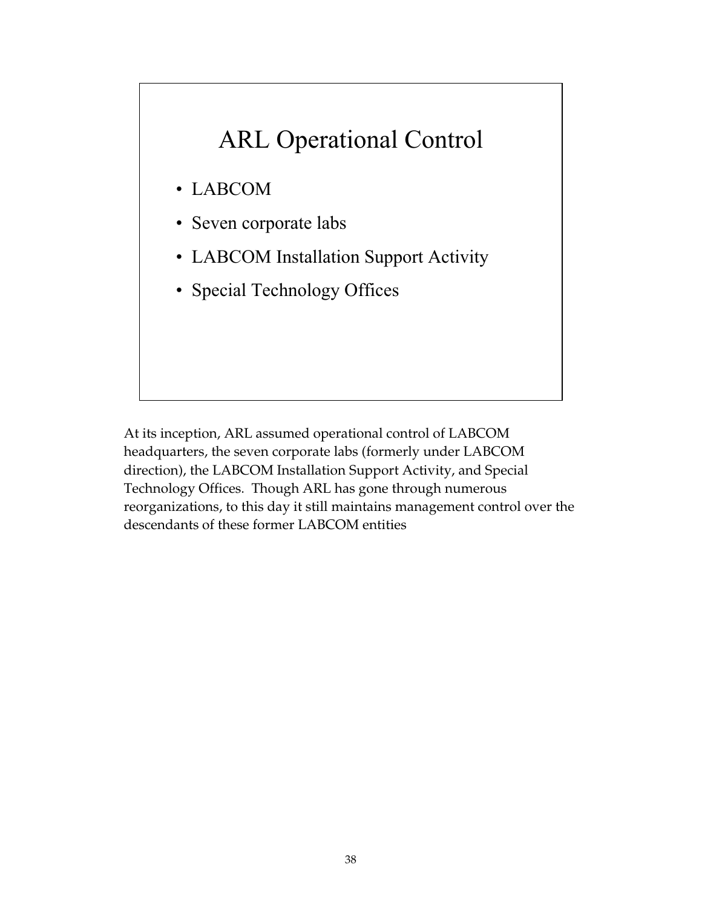## ARL Operational Control

- LABCOM
- Seven corporate labs
- LABCOM Installation Support Activity
- Special Technology Offices

At its inception, ARL assumed operational control of LABCOM headquarters, the seven corporate labs (formerly under LABCOM direction), the LABCOM Installation Support Activity, and Special Technology Offices. Though ARL has gone through numerous reorganizations, to this day it still maintains management control over the descendants of these former LABCOM entities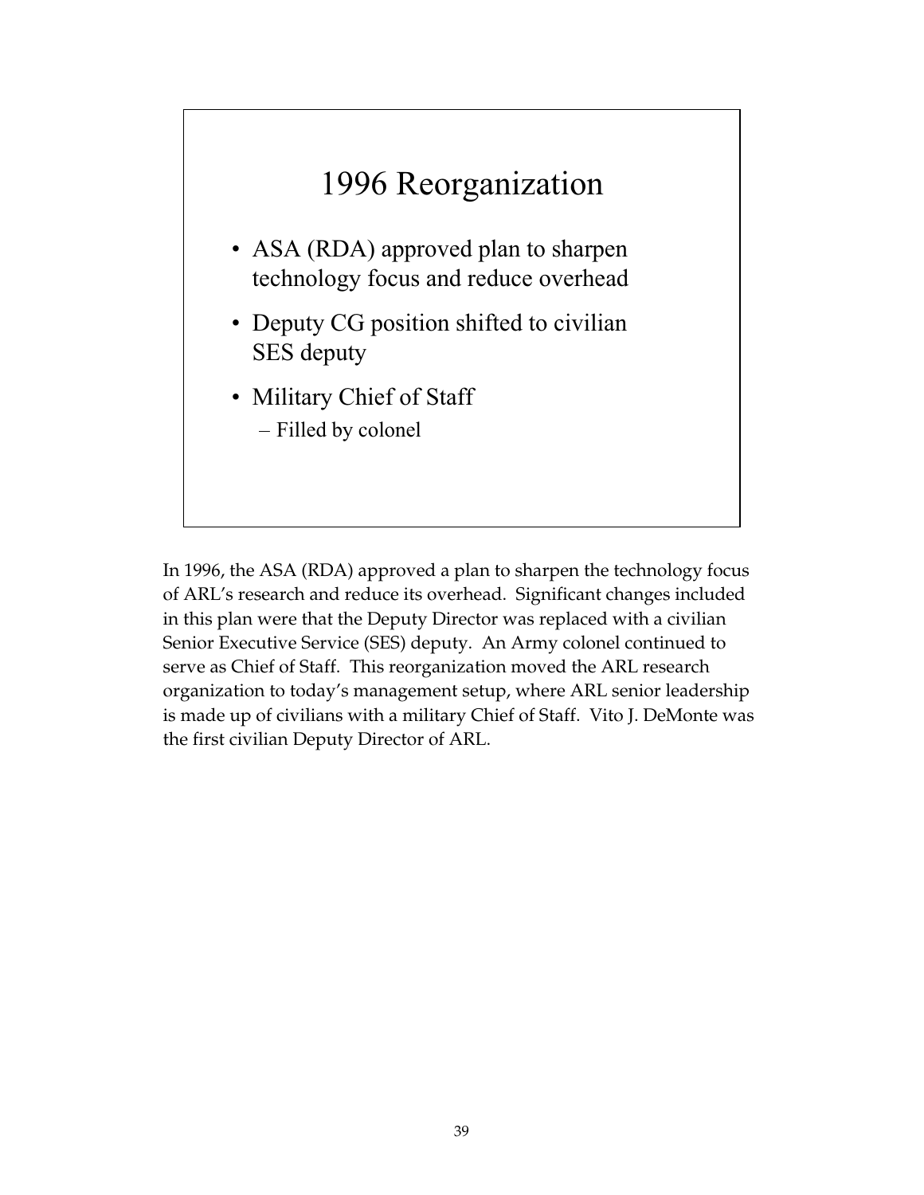## 1996 Reorganization

- ASA (RDA) approved plan to sharpen technology focus and reduce overhead
- Deputy CG position shifted to civilian SES deputy
- Military Chief of Staff
  - Filled by colonel

In 1996, the ASA (RDA) approved a plan to sharpen the technology focus of ARL's research and reduce its overhead. Significant changes included in this plan were that the Deputy Director was replaced with a civilian Senior Executive Service (SES) deputy. An Army colonel continued to serve as Chief of Staff. This reorganization moved the ARL research organization to today's management setup, where ARL senior leadership is made up of civilians with a military Chief of Staff. Vito J. DeMonte was the first civilian Deputy Director of ARL.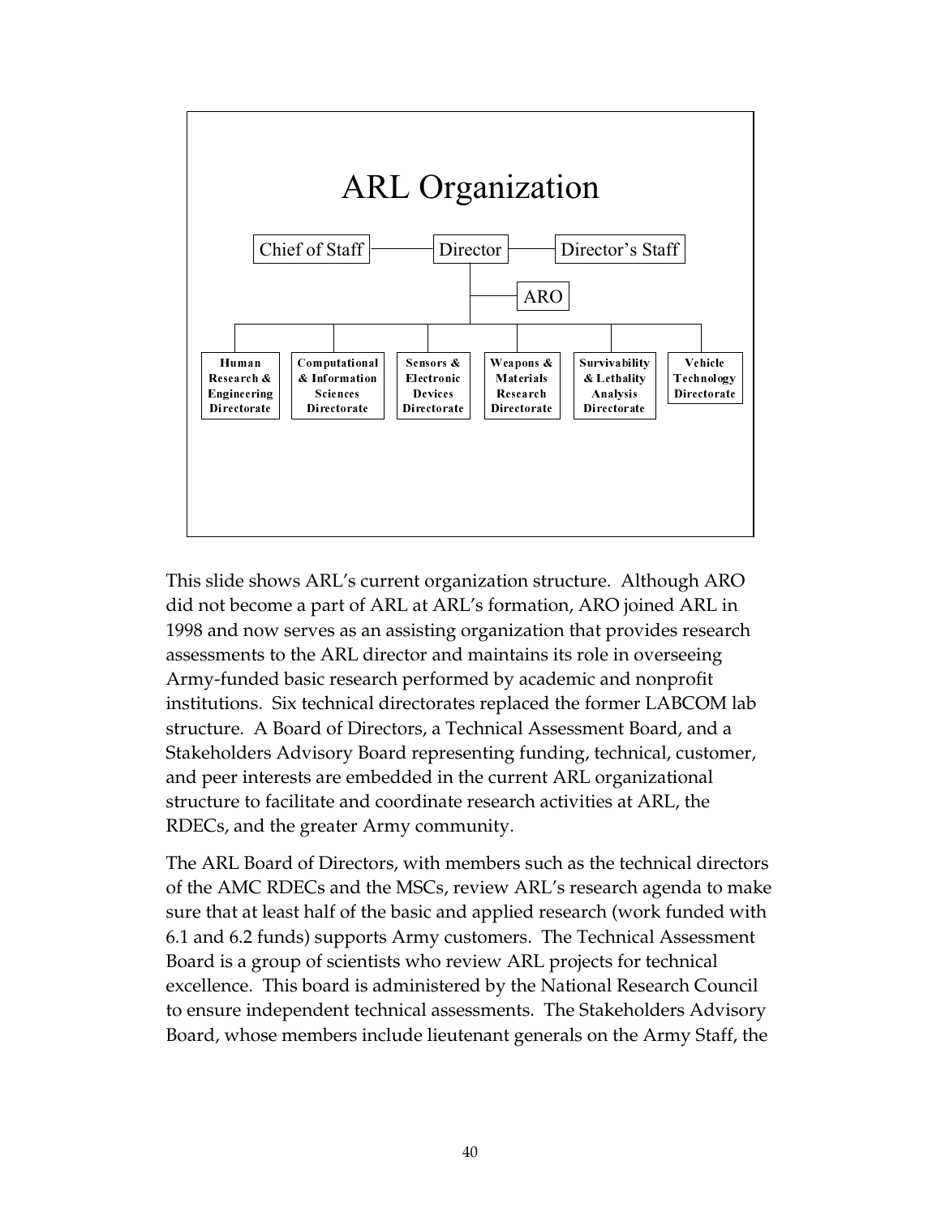# ARL Organization

- Director
  - Chief of Staff
  - Director's Staff
  - ARO
  - Human Research & Engineering Directorate
  - Computational & Information Sciences Directorate
  - Sensors & Electronic Devices Directorate
  - Weapons & Materials Research Directorate
  - Survivability & Lethality Analysis Directorate
  - Vehicle Technology Directorate

This slide shows ARL's current organization structure. Although ARO did not become a part of ARL at ARL's formation, ARO joined ARL in 1998 and now serves as an assisting organization that provides research assessments to the ARL director and maintains its role in overseeing Army-funded basic research performed by academic and nonprofit institutions. Six technical directorates replaced the former LABCOM lab structure. A Board of Directors, a Technical Assessment Board, and a Stakeholders Advisory Board representing funding, technical, customer, and peer interests are embedded in the current ARL organizational structure to facilitate and coordinate research activities at ARL, the RDECs, and the greater Army community.

The ARL Board of Directors, with members such as the technical directors of the AMC RDECs and the MSCs, review ARL's research agenda to make sure that at least half of the basic and applied research (work funded with 6.1 and 6.2 funds) supports Army customers. The Technical Assessment Board is a group of scientists who review ARL projects for technical excellence. This board is administered by the National Research Council to ensure independent technical assessments. The Stakeholders Advisory Board, whose members include lieutenant generals on the Army Staff, the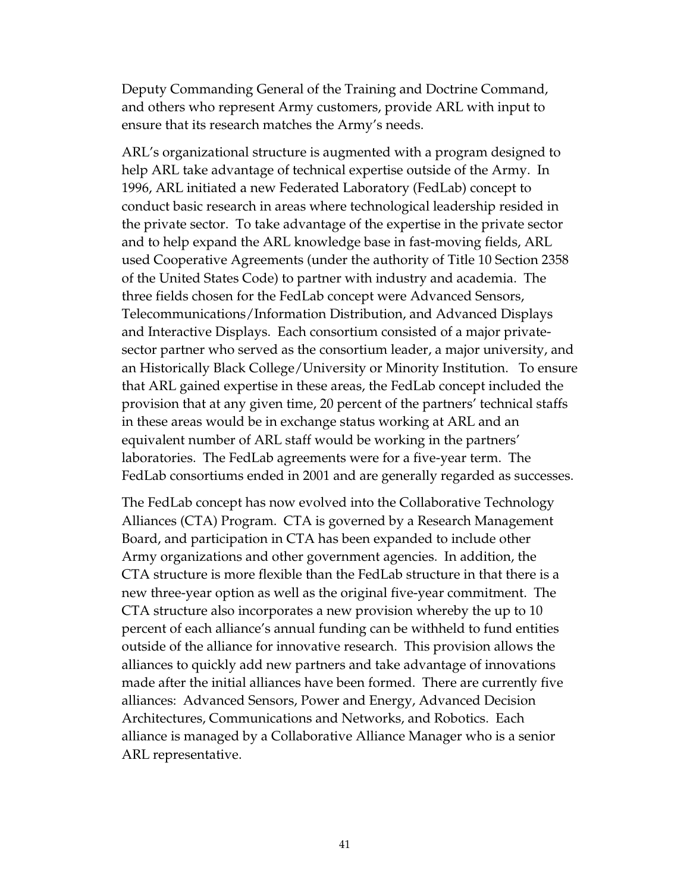Deputy Commanding General of the Training and Doctrine Command, and others who represent Army customers, provide ARL with input to ensure that its research matches the Army's needs.

ARL's organizational structure is augmented with a program designed to help ARL take advantage of technical expertise outside of the Army. In 1996, ARL initiated a new Federated Laboratory (FedLab) concept to conduct basic research in areas where technological leadership resided in the private sector. To take advantage of the expertise in the private sector and to help expand the ARL knowledge base in fast-moving fields, ARL used Cooperative Agreements (under the authority of Title 10 Section 2358 of the United States Code) to partner with industry and academia. The three fields chosen for the FedLab concept were Advanced Sensors, Telecommunications/Information Distribution, and Advanced Displays and Interactive Displays. Each consortium consisted of a major private-sector partner who served as the consortium leader, a major university, and an Historically Black College/University or Minority Institution. To ensure that ARL gained expertise in these areas, the FedLab concept included the provision that at any given time, 20 percent of the partners' technical staffs in these areas would be in exchange status working at ARL and an equivalent number of ARL staff would be working in the partners' laboratories. The FedLab agreements were for a five-year term. The FedLab consortiums ended in 2001 and are generally regarded as successes.

The FedLab concept has now evolved into the Collaborative Technology Alliances (CTA) Program. CTA is governed by a Research Management Board, and participation in CTA has been expanded to include other Army organizations and other government agencies. In addition, the CTA structure is more flexible than the FedLab structure in that there is a new three-year option as well as the original five-year commitment. The CTA structure also incorporates a new provision whereby the up to 10 percent of each alliance's annual funding can be withheld to fund entities outside of the alliance for innovative research. This provision allows the alliances to quickly add new partners and take advantage of innovations made after the initial alliances have been formed. There are currently five alliances: Advanced Sensors, Power and Energy, Advanced Decision Architectures, Communications and Networks, and Robotics. Each alliance is managed by a Collaborative Alliance Manager who is a senior ARL representative.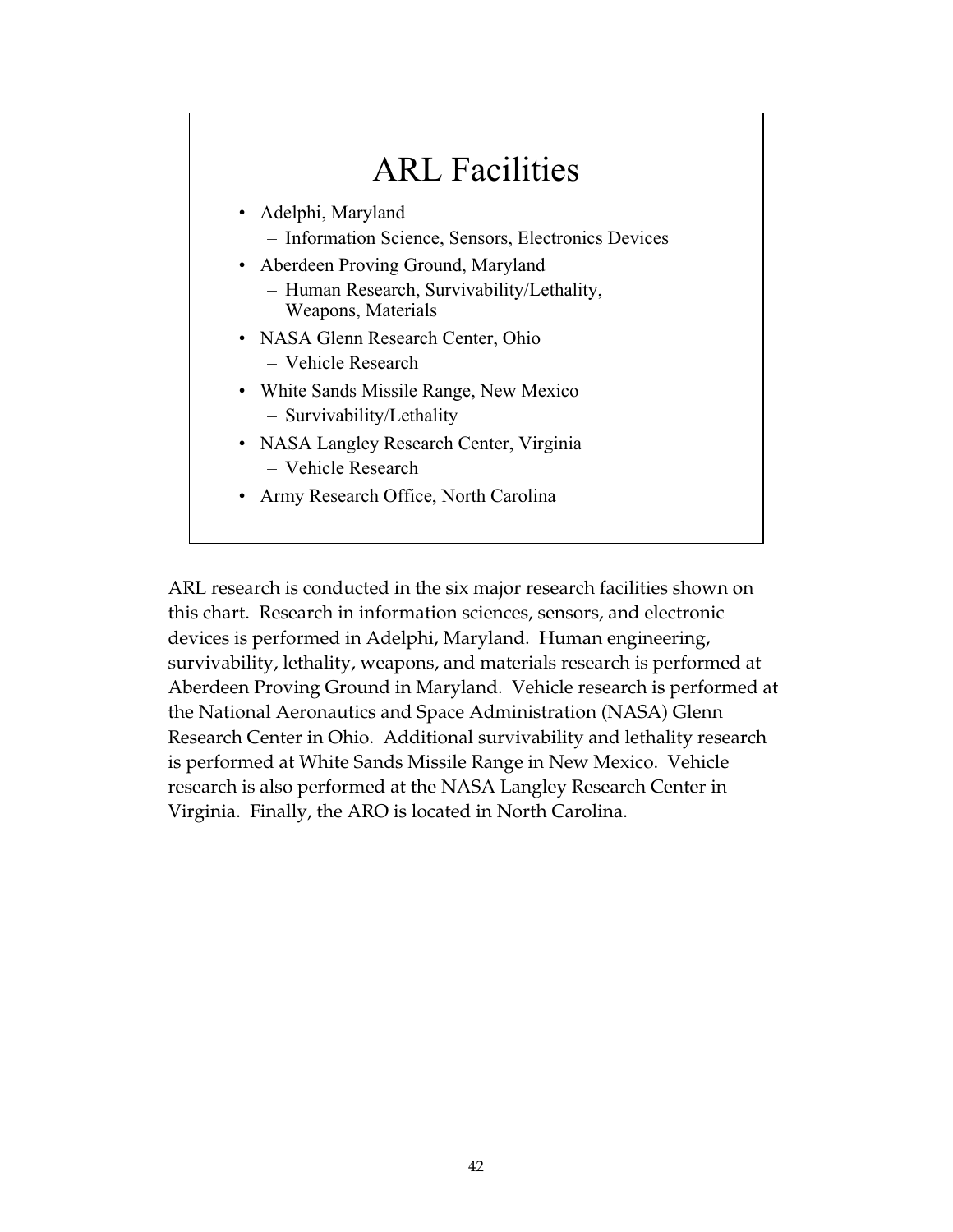## ARL Facilities

- Adelphi, Maryland
  - Information Science, Sensors, Electronics Devices
- Aberdeen Proving Ground, Maryland
  - Human Research, Survivability/Lethality, Weapons, Materials
- NASA Glenn Research Center, Ohio
  - Vehicle Research
- White Sands Missile Range, New Mexico
  - Survivability/Lethality
- NASA Langley Research Center, Virginia
  - Vehicle Research
- Army Research Office, North Carolina

ARL research is conducted in the six major research facilities shown on this chart. Research in information sciences, sensors, and electronic devices is performed in Adelphi, Maryland. Human engineering, survivability, lethality, weapons, and materials research is performed at Aberdeen Proving Ground in Maryland. Vehicle research is performed at the National Aeronautics and Space Administration (NASA) Glenn Research Center in Ohio. Additional survivability and lethality research is performed at White Sands Missile Range in New Mexico. Vehicle research is also performed at the NASA Langley Research Center in Virginia. Finally, the ARO is located in North Carolina.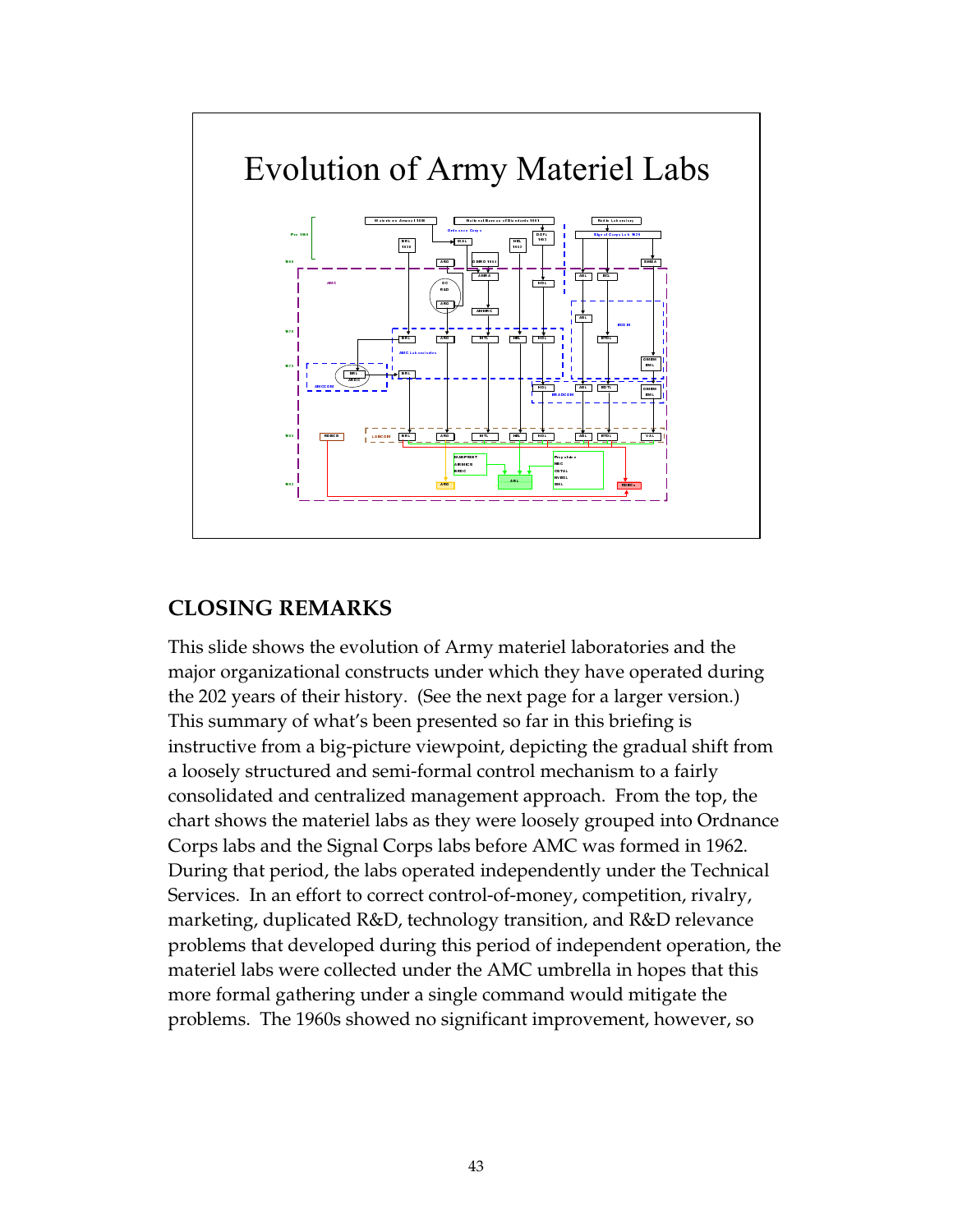Evolution of Army Materiel Labs

## CLOSING REMARKS

This slide shows the evolution of Army materiel laboratories and the major organizational constructs under which they have operated during the 202 years of their history. (See the next page for a larger version.) This summary of what's been presented so far in this briefing is instructive from a big-picture viewpoint, depicting the gradual shift from a loosely structured and semi-formal control mechanism to a fairly consolidated and centralized management approach. From the top, the chart shows the materiel labs as they were loosely grouped into Ordnance Corps labs and the Signal Corps labs before AMC was formed in 1962. During that period, the labs operated independently under the Technical Services. In an effort to correct control-of-money, competition, rivalry, marketing, duplicated R&D, technology transition, and R&D relevance problems that developed during this period of independent operation, the materiel labs were collected under the AMC umbrella in hopes that this more formal gathering under a single command would mitigate the problems. The 1960s showed no significant improvement, however, so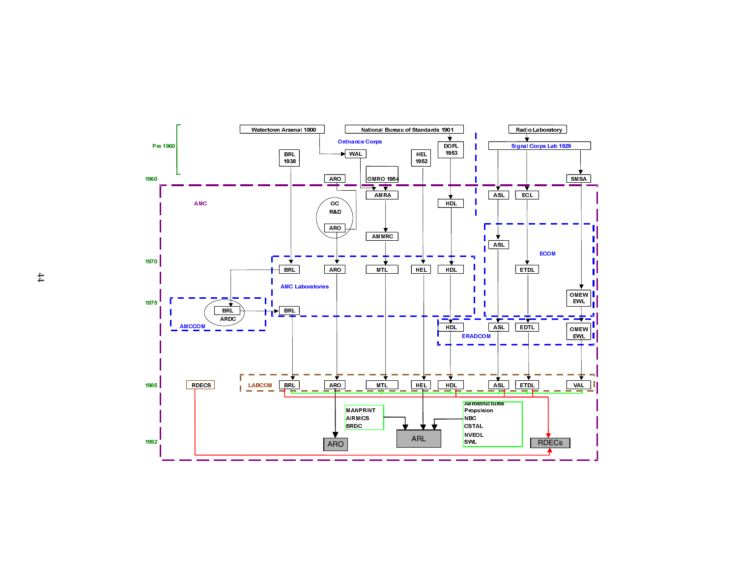Pre 1960

Watertown Arsenal 1800

National Bureau of Standards 1901

Radio Laboratory

Ordnance Corps

Signal Corps Lab 1929

BRL 1938

WAL

HEL 1952

DOFL 1953

OMRO 1954

1960

ARO

SMSA

AMC

AMRA

HDL

ASL

ECL

OC R&D

ARO

AMMRC

ASL

ECOM

1970

BRL

ARO

MTL

HEL

HDL

ETDL

AMC Laboratories

1975

BRL ARDC

BRL

AMCCOM

OMEW EWL

HDL

ASL

EDTL

OMEW EWL

ERADCOM

1985

RDECS

LABCOM

BRL

ARO

MTL

HEL

HDL

ASL

ETDL

VAL

MANPRINT
AIRMICS
BRDC

Aerostructures
Propulsion
NBC
CSTAL
NVEOL
SWL

1992

ARO

ARL

RDECs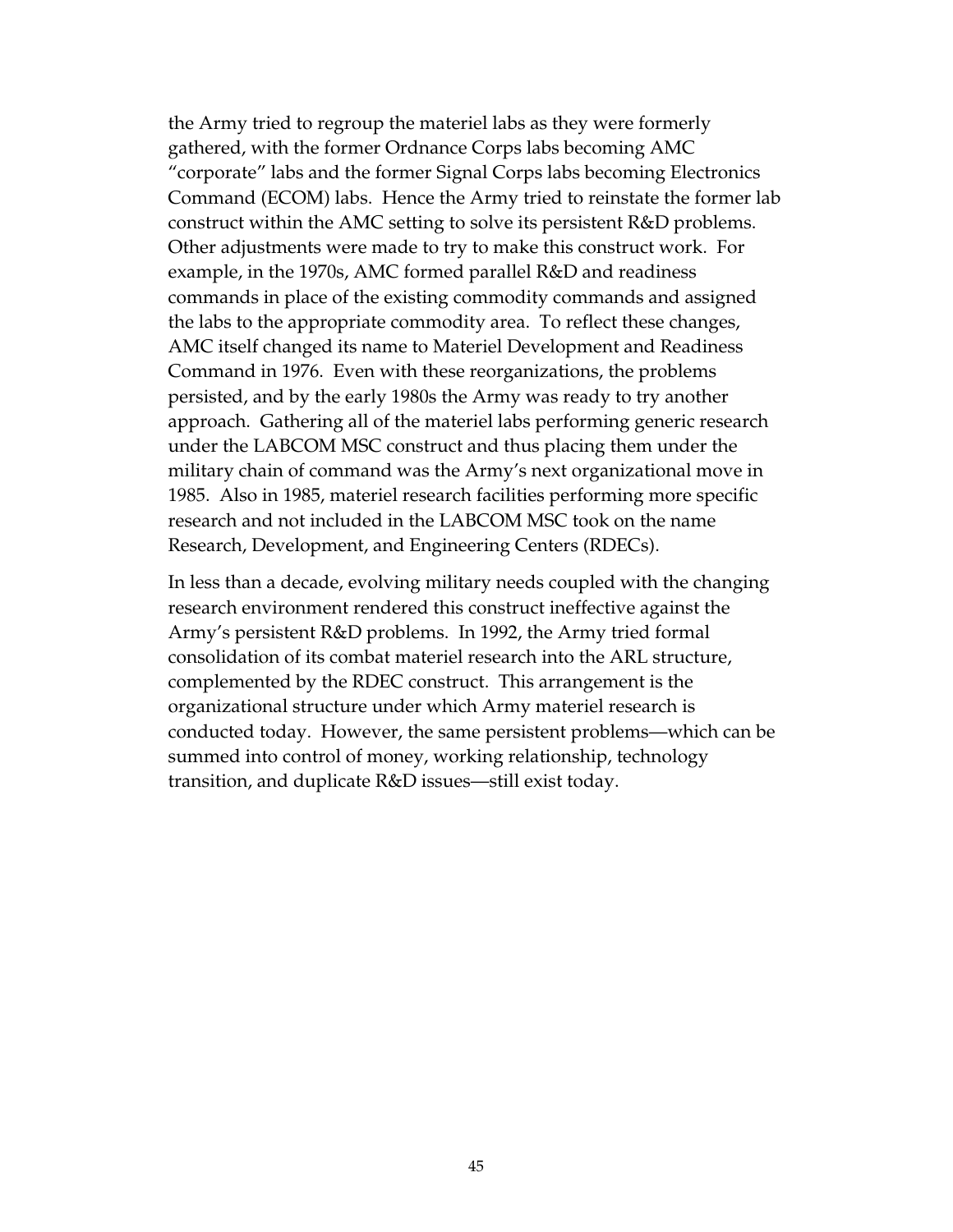the Army tried to regroup the materiel labs as they were formerly gathered, with the former Ordnance Corps labs becoming AMC "corporate" labs and the former Signal Corps labs becoming Electronics Command (ECOM) labs. Hence the Army tried to reinstate the former lab construct within the AMC setting to solve its persistent R&D problems. Other adjustments were made to try to make this construct work. For example, in the 1970s, AMC formed parallel R&D and readiness commands in place of the existing commodity commands and assigned the labs to the appropriate commodity area. To reflect these changes, AMC itself changed its name to Materiel Development and Readiness Command in 1976. Even with these reorganizations, the problems persisted, and by the early 1980s the Army was ready to try another approach. Gathering all of the materiel labs performing generic research under the LABCOM MSC construct and thus placing them under the military chain of command was the Army's next organizational move in 1985. Also in 1985, materiel research facilities performing more specific research and not included in the LABCOM MSC took on the name Research, Development, and Engineering Centers (RDECs).

In less than a decade, evolving military needs coupled with the changing research environment rendered this construct ineffective against the Army's persistent R&D problems. In 1992, the Army tried formal consolidation of its combat materiel research into the ARL structure, complemented by the RDEC construct. This arrangement is the organizational structure under which Army materiel research is conducted today. However, the same persistent problems—which can be summed into control of money, working relationship, technology transition, and duplicate R&D issues—still exist today.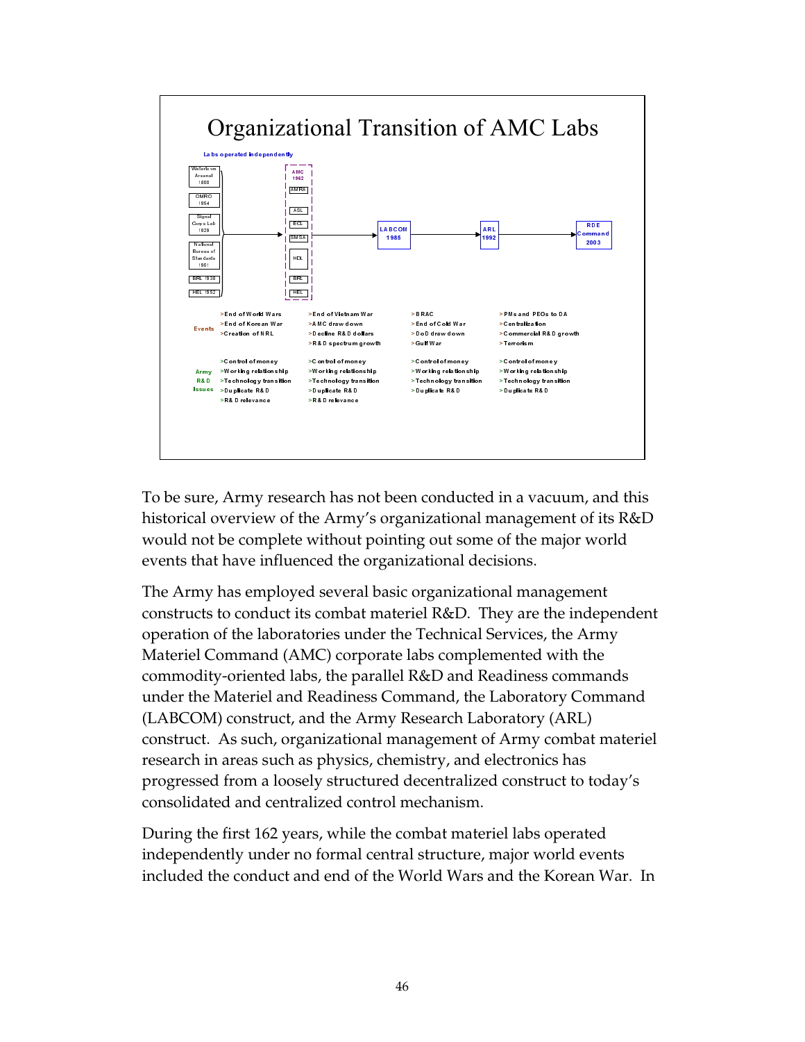# Organizational Transition of AMC Labs

Labs operated independently

- Watertown Arsenal 1800
- OMRO 1954
- Signal Corps Lab 1929
- National Bureau of Standards 1901
- BRL 1938
- HEL 1952

AMC 1962: AMRA, ASL, ECL, SMSA, HDL, BRL, HEL

→ LABCOM 1985 → ARL 1992 → RDE Command 2003

| | Labs operated independently | AMC 1962 | LABCOM 1985 | ARL 1992 / RDE Command 2003 |
|---|---|---|---|---|
| **Events** | >End of World Wars<br>>End of Korean War<br>>Creation of NRL | >End of Vietnam War<br>>AMC draw down<br>>Decline R&D dollars<br>>R&D spectrum growth | >BRAC<br>>End of Cold War<br>>DoD draw down<br>>Gulf War | >PMs and PEOs to DA<br>>Centralization<br>>Commercial R&D growth<br>>Terrorism |
| **Army R&D Issues** | >Control of money<br>>Working relationship<br>>Technology transition<br>>Duplicate R&D<br>>R&D relevance | >Control of money<br>>Working relationship<br>>Technology transition<br>>Duplicate R&D<br>>R&D relevance | >Control of money<br>>Working relationship<br>>Technology transition<br>>Duplicate R&D | >Control of money<br>>Working relationship<br>>Technology transition<br>>Duplicate R&D |

To be sure, Army research has not been conducted in a vacuum, and this historical overview of the Army's organizational management of its R&D would not be complete without pointing out some of the major world events that have influenced the organizational decisions.

The Army has employed several basic organizational management constructs to conduct its combat materiel R&D. They are the independent operation of the laboratories under the Technical Services, the Army Materiel Command (AMC) corporate labs complemented with the commodity-oriented labs, the parallel R&D and Readiness commands under the Materiel and Readiness Command, the Laboratory Command (LABCOM) construct, and the Army Research Laboratory (ARL) construct. As such, organizational management of Army combat materiel research in areas such as physics, chemistry, and electronics has progressed from a loosely structured decentralized construct to today's consolidated and centralized control mechanism.

During the first 162 years, while the combat materiel labs operated independently under no formal central structure, major world events included the conduct and end of the World Wars and the Korean War. In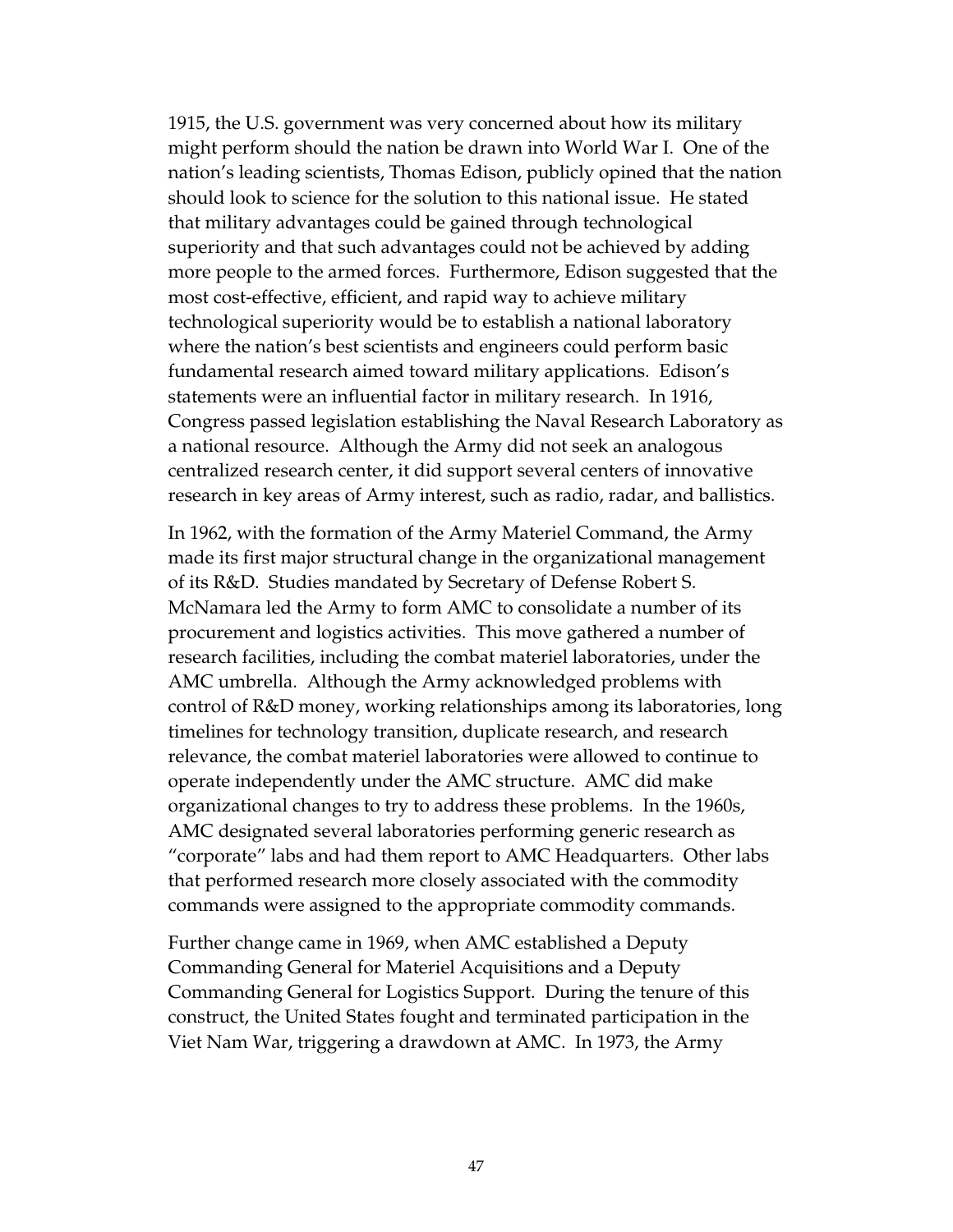1915, the U.S. government was very concerned about how its military might perform should the nation be drawn into World War I. One of the nation's leading scientists, Thomas Edison, publicly opined that the nation should look to science for the solution to this national issue. He stated that military advantages could be gained through technological superiority and that such advantages could not be achieved by adding more people to the armed forces. Furthermore, Edison suggested that the most cost-effective, efficient, and rapid way to achieve military technological superiority would be to establish a national laboratory where the nation's best scientists and engineers could perform basic fundamental research aimed toward military applications. Edison's statements were an influential factor in military research. In 1916, Congress passed legislation establishing the Naval Research Laboratory as a national resource. Although the Army did not seek an analogous centralized research center, it did support several centers of innovative research in key areas of Army interest, such as radio, radar, and ballistics.

In 1962, with the formation of the Army Materiel Command, the Army made its first major structural change in the organizational management of its R&D. Studies mandated by Secretary of Defense Robert S. McNamara led the Army to form AMC to consolidate a number of its procurement and logistics activities. This move gathered a number of research facilities, including the combat materiel laboratories, under the AMC umbrella. Although the Army acknowledged problems with control of R&D money, working relationships among its laboratories, long timelines for technology transition, duplicate research, and research relevance, the combat materiel laboratories were allowed to continue to operate independently under the AMC structure. AMC did make organizational changes to try to address these problems. In the 1960s, AMC designated several laboratories performing generic research as "corporate" labs and had them report to AMC Headquarters. Other labs that performed research more closely associated with the commodity commands were assigned to the appropriate commodity commands.

Further change came in 1969, when AMC established a Deputy Commanding General for Materiel Acquisitions and a Deputy Commanding General for Logistics Support. During the tenure of this construct, the United States fought and terminated participation in the Viet Nam War, triggering a drawdown at AMC. In 1973, the Army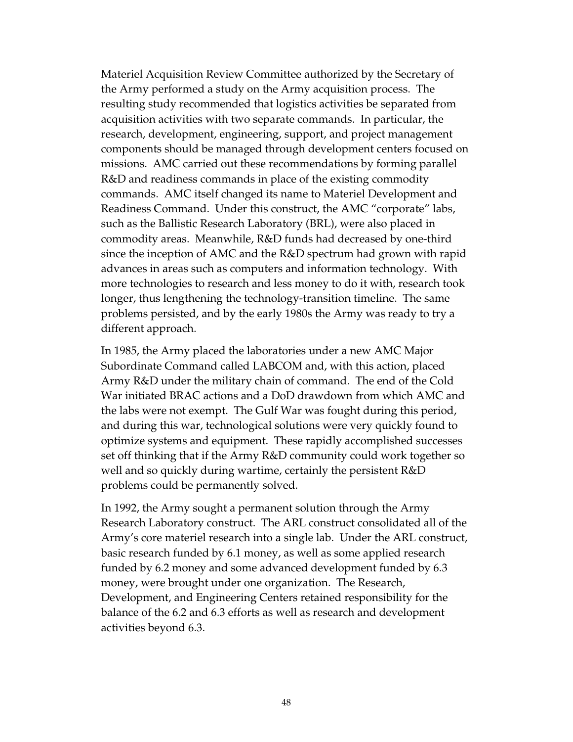Materiel Acquisition Review Committee authorized by the Secretary of the Army performed a study on the Army acquisition process. The resulting study recommended that logistics activities be separated from acquisition activities with two separate commands. In particular, the research, development, engineering, support, and project management components should be managed through development centers focused on missions. AMC carried out these recommendations by forming parallel R&D and readiness commands in place of the existing commodity commands. AMC itself changed its name to Materiel Development and Readiness Command. Under this construct, the AMC "corporate" labs, such as the Ballistic Research Laboratory (BRL), were also placed in commodity areas. Meanwhile, R&D funds had decreased by one-third since the inception of AMC and the R&D spectrum had grown with rapid advances in areas such as computers and information technology. With more technologies to research and less money to do it with, research took longer, thus lengthening the technology-transition timeline. The same problems persisted, and by the early 1980s the Army was ready to try a different approach.

In 1985, the Army placed the laboratories under a new AMC Major Subordinate Command called LABCOM and, with this action, placed Army R&D under the military chain of command. The end of the Cold War initiated BRAC actions and a DoD drawdown from which AMC and the labs were not exempt. The Gulf War was fought during this period, and during this war, technological solutions were very quickly found to optimize systems and equipment. These rapidly accomplished successes set off thinking that if the Army R&D community could work together so well and so quickly during wartime, certainly the persistent R&D problems could be permanently solved.

In 1992, the Army sought a permanent solution through the Army Research Laboratory construct. The ARL construct consolidated all of the Army's core materiel research into a single lab. Under the ARL construct, basic research funded by 6.1 money, as well as some applied research funded by 6.2 money and some advanced development funded by 6.3 money, were brought under one organization. The Research, Development, and Engineering Centers retained responsibility for the balance of the 6.2 and 6.3 efforts as well as research and development activities beyond 6.3.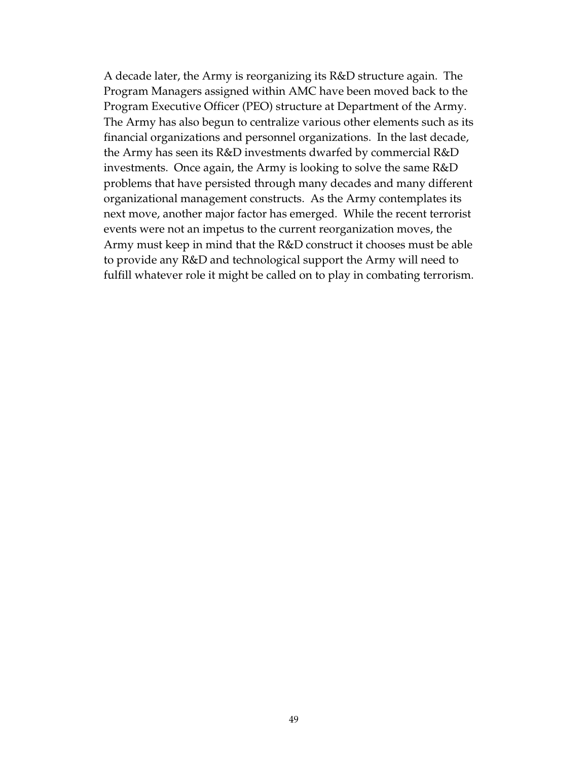A decade later, the Army is reorganizing its R&D structure again. The Program Managers assigned within AMC have been moved back to the Program Executive Officer (PEO) structure at Department of the Army. The Army has also begun to centralize various other elements such as its financial organizations and personnel organizations. In the last decade, the Army has seen its R&D investments dwarfed by commercial R&D investments. Once again, the Army is looking to solve the same R&D problems that have persisted through many decades and many different organizational management constructs. As the Army contemplates its next move, another major factor has emerged. While the recent terrorist events were not an impetus to the current reorganization moves, the Army must keep in mind that the R&D construct it chooses must be able to provide any R&D and technological support the Army will need to fulfill whatever role it might be called on to play in combating terrorism.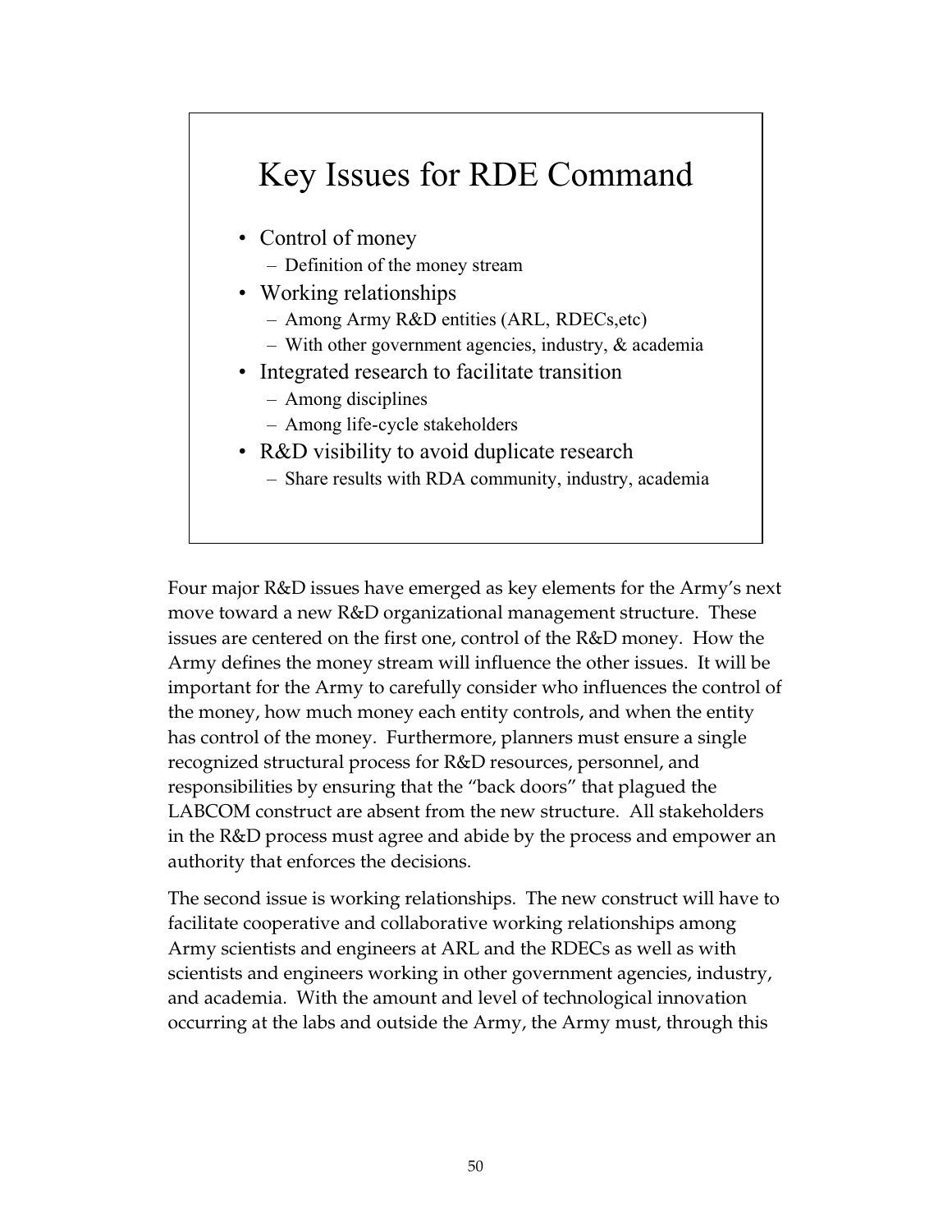## Key Issues for RDE Command

- Control of money
  - Definition of the money stream
- Working relationships
  - Among Army R&D entities (ARL, RDECs,etc)
  - With other government agencies, industry, & academia
- Integrated research to facilitate transition
  - Among disciplines
  - Among life-cycle stakeholders
- R&D visibility to avoid duplicate research
  - Share results with RDA community, industry, academia

Four major R&D issues have emerged as key elements for the Army's next move toward a new R&D organizational management structure. These issues are centered on the first one, control of the R&D money. How the Army defines the money stream will influence the other issues. It will be important for the Army to carefully consider who influences the control of the money, how much money each entity controls, and when the entity has control of the money. Furthermore, planners must ensure a single recognized structural process for R&D resources, personnel, and responsibilities by ensuring that the "back doors" that plagued the LABCOM construct are absent from the new structure. All stakeholders in the R&D process must agree and abide by the process and empower an authority that enforces the decisions.

The second issue is working relationships. The new construct will have to facilitate cooperative and collaborative working relationships among Army scientists and engineers at ARL and the RDECs as well as with scientists and engineers working in other government agencies, industry, and academia. With the amount and level of technological innovation occurring at the labs and outside the Army, the Army must, through this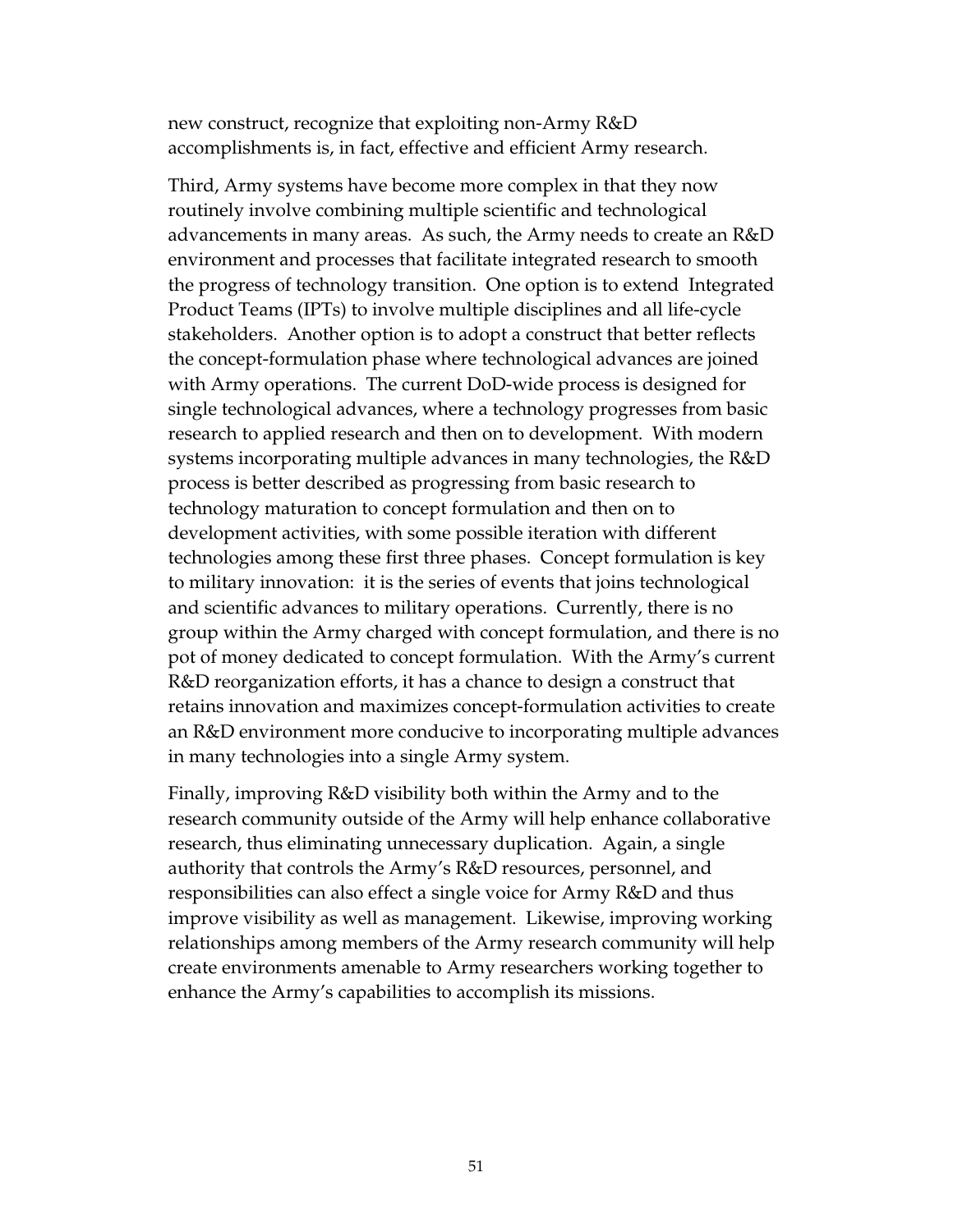new construct, recognize that exploiting non-Army R&D accomplishments is, in fact, effective and efficient Army research.

Third, Army systems have become more complex in that they now routinely involve combining multiple scientific and technological advancements in many areas. As such, the Army needs to create an R&D environment and processes that facilitate integrated research to smooth the progress of technology transition. One option is to extend Integrated Product Teams (IPTs) to involve multiple disciplines and all life-cycle stakeholders. Another option is to adopt a construct that better reflects the concept-formulation phase where technological advances are joined with Army operations. The current DoD-wide process is designed for single technological advances, where a technology progresses from basic research to applied research and then on to development. With modern systems incorporating multiple advances in many technologies, the R&D process is better described as progressing from basic research to technology maturation to concept formulation and then on to development activities, with some possible iteration with different technologies among these first three phases. Concept formulation is key to military innovation: it is the series of events that joins technological and scientific advances to military operations. Currently, there is no group within the Army charged with concept formulation, and there is no pot of money dedicated to concept formulation. With the Army's current R&D reorganization efforts, it has a chance to design a construct that retains innovation and maximizes concept-formulation activities to create an R&D environment more conducive to incorporating multiple advances in many technologies into a single Army system.

Finally, improving R&D visibility both within the Army and to the research community outside of the Army will help enhance collaborative research, thus eliminating unnecessary duplication. Again, a single authority that controls the Army's R&D resources, personnel, and responsibilities can also effect a single voice for Army R&D and thus improve visibility as well as management. Likewise, improving working relationships among members of the Army research community will help create environments amenable to Army researchers working together to enhance the Army's capabilities to accomplish its missions.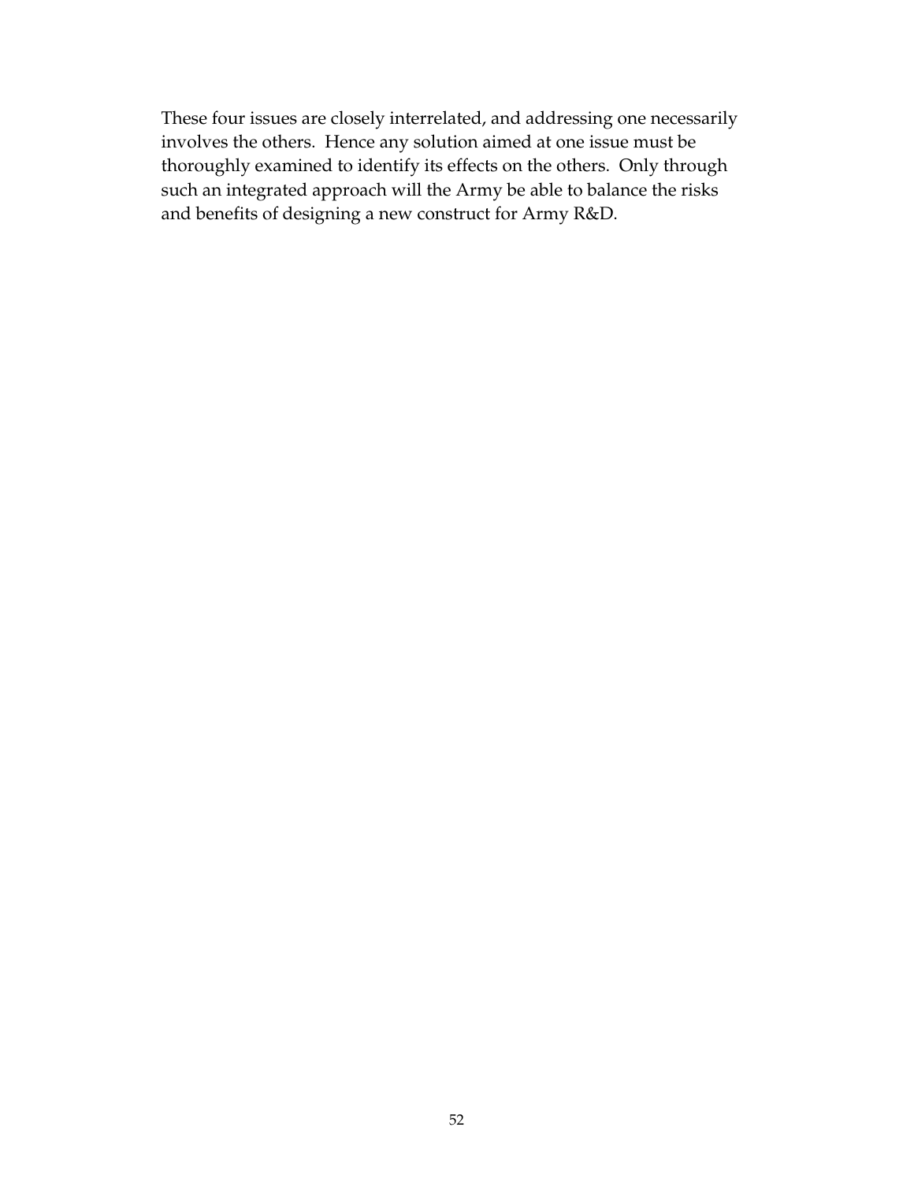These four issues are closely interrelated, and addressing one necessarily involves the others. Hence any solution aimed at one issue must be thoroughly examined to identify its effects on the others. Only through such an integrated approach will the Army be able to balance the risks and benefits of designing a new construct for Army R&D.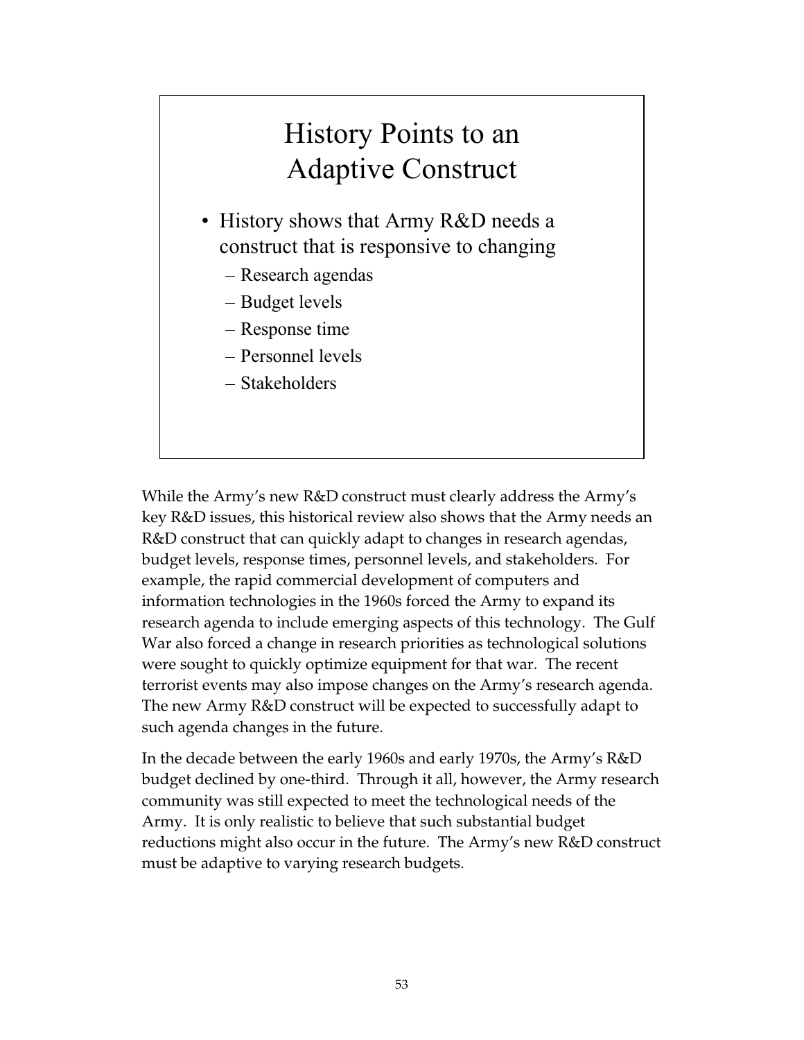## History Points to an Adaptive Construct

- History shows that Army R&D needs a construct that is responsive to changing
  - Research agendas
  - Budget levels
  - Response time
  - Personnel levels
  - Stakeholders

While the Army's new R&D construct must clearly address the Army's key R&D issues, this historical review also shows that the Army needs an R&D construct that can quickly adapt to changes in research agendas, budget levels, response times, personnel levels, and stakeholders. For example, the rapid commercial development of computers and information technologies in the 1960s forced the Army to expand its research agenda to include emerging aspects of this technology. The Gulf War also forced a change in research priorities as technological solutions were sought to quickly optimize equipment for that war. The recent terrorist events may also impose changes on the Army's research agenda. The new Army R&D construct will be expected to successfully adapt to such agenda changes in the future.

In the decade between the early 1960s and early 1970s, the Army's R&D budget declined by one-third. Through it all, however, the Army research community was still expected to meet the technological needs of the Army. It is only realistic to believe that such substantial budget reductions might also occur in the future. The Army's new R&D construct must be adaptive to varying research budgets.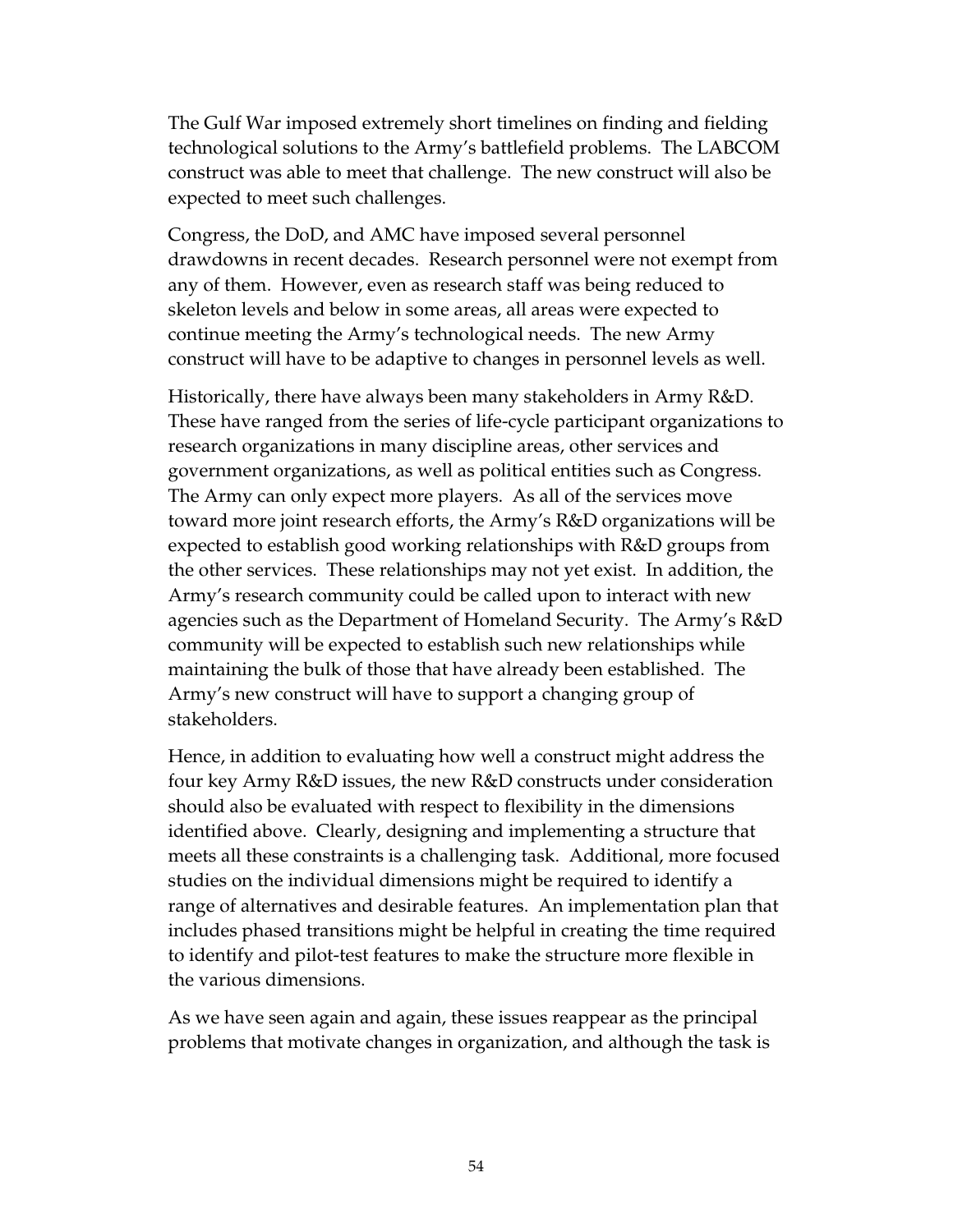The Gulf War imposed extremely short timelines on finding and fielding technological solutions to the Army's battlefield problems. The LABCOM construct was able to meet that challenge. The new construct will also be expected to meet such challenges.

Congress, the DoD, and AMC have imposed several personnel drawdowns in recent decades. Research personnel were not exempt from any of them. However, even as research staff was being reduced to skeleton levels and below in some areas, all areas were expected to continue meeting the Army's technological needs. The new Army construct will have to be adaptive to changes in personnel levels as well.

Historically, there have always been many stakeholders in Army R&D. These have ranged from the series of life-cycle participant organizations to research organizations in many discipline areas, other services and government organizations, as well as political entities such as Congress. The Army can only expect more players. As all of the services move toward more joint research efforts, the Army's R&D organizations will be expected to establish good working relationships with R&D groups from the other services. These relationships may not yet exist. In addition, the Army's research community could be called upon to interact with new agencies such as the Department of Homeland Security. The Army's R&D community will be expected to establish such new relationships while maintaining the bulk of those that have already been established. The Army's new construct will have to support a changing group of stakeholders.

Hence, in addition to evaluating how well a construct might address the four key Army R&D issues, the new R&D constructs under consideration should also be evaluated with respect to flexibility in the dimensions identified above. Clearly, designing and implementing a structure that meets all these constraints is a challenging task. Additional, more focused studies on the individual dimensions might be required to identify a range of alternatives and desirable features. An implementation plan that includes phased transitions might be helpful in creating the time required to identify and pilot-test features to make the structure more flexible in the various dimensions.

As we have seen again and again, these issues reappear as the principal problems that motivate changes in organization, and although the task is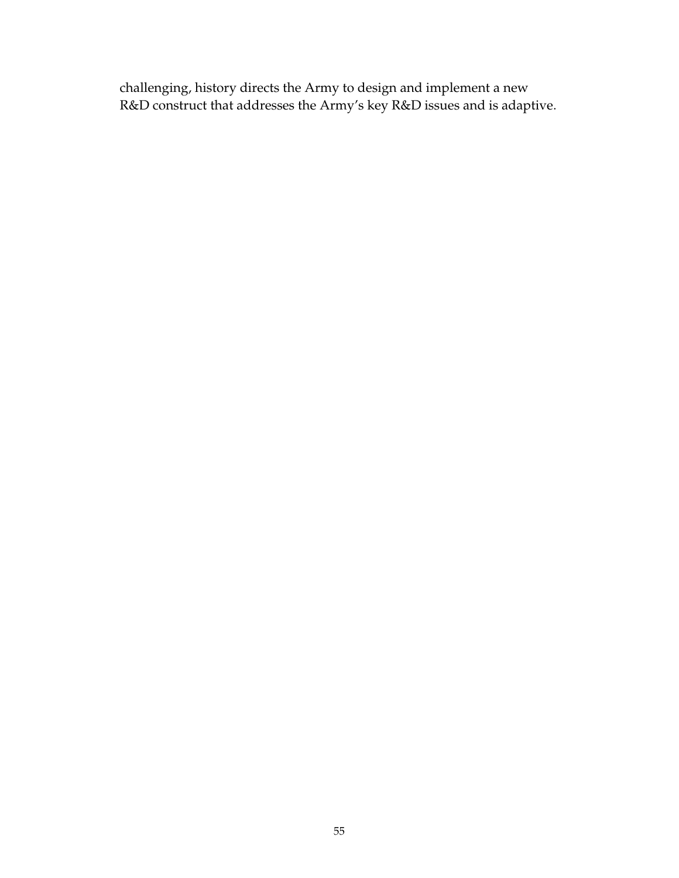challenging, history directs the Army to design and implement a new R&D construct that addresses the Army's key R&D issues and is adaptive.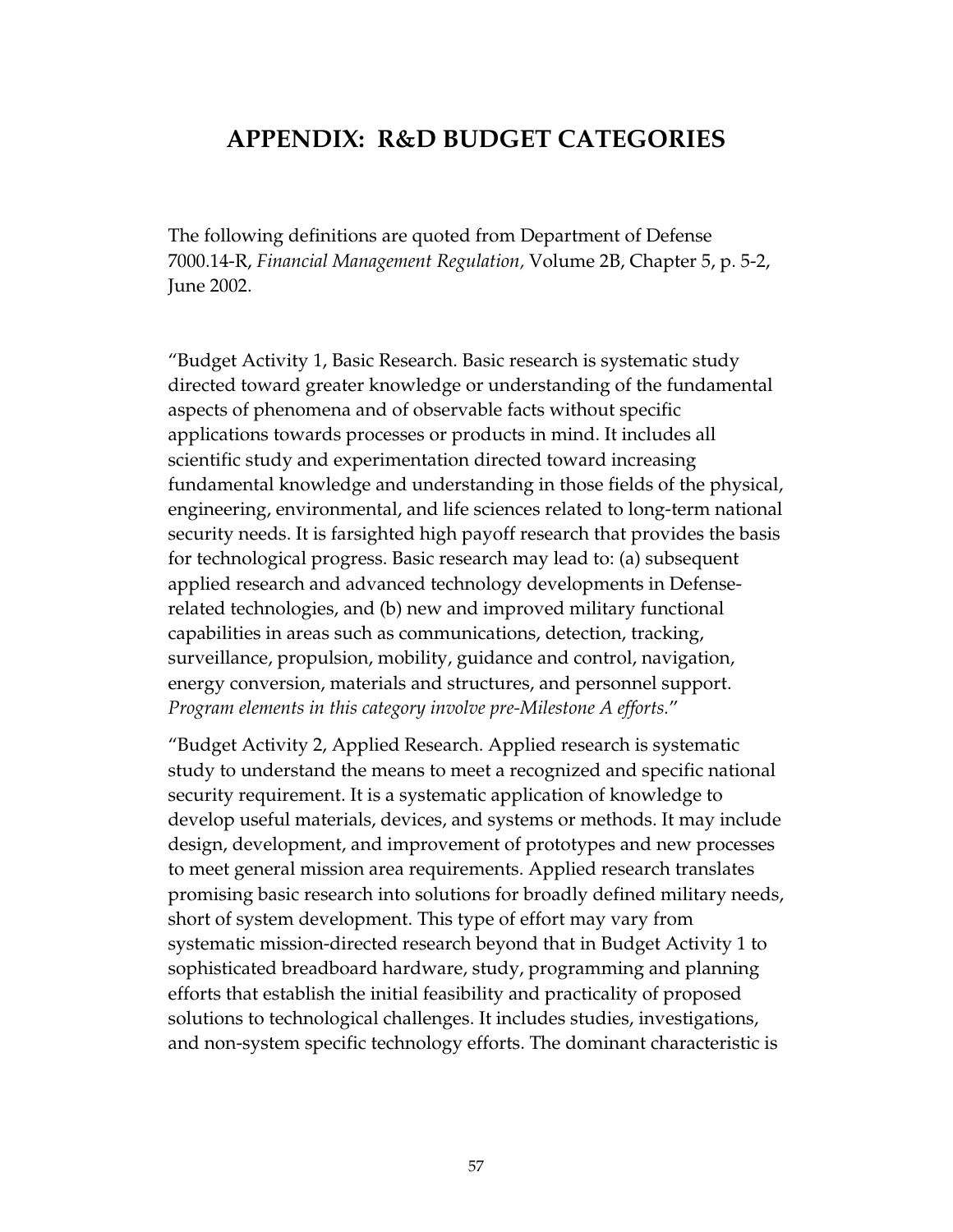# APPENDIX: R&D BUDGET CATEGORIES

The following definitions are quoted from Department of Defense 7000.14-R, *Financial Management Regulation,* Volume 2B, Chapter 5, p. 5-2, June 2002.

"Budget Activity 1, Basic Research. Basic research is systematic study directed toward greater knowledge or understanding of the fundamental aspects of phenomena and of observable facts without specific applications towards processes or products in mind. It includes all scientific study and experimentation directed toward increasing fundamental knowledge and understanding in those fields of the physical, engineering, environmental, and life sciences related to long-term national security needs. It is farsighted high payoff research that provides the basis for technological progress. Basic research may lead to: (a) subsequent applied research and advanced technology developments in Defense-related technologies, and (b) new and improved military functional capabilities in areas such as communications, detection, tracking, surveillance, propulsion, mobility, guidance and control, navigation, energy conversion, materials and structures, and personnel support. *Program elements in this category involve pre-Milestone A efforts.*"

"Budget Activity 2, Applied Research. Applied research is systematic study to understand the means to meet a recognized and specific national security requirement. It is a systematic application of knowledge to develop useful materials, devices, and systems or methods. It may include design, development, and improvement of prototypes and new processes to meet general mission area requirements. Applied research translates promising basic research into solutions for broadly defined military needs, short of system development. This type of effort may vary from systematic mission-directed research beyond that in Budget Activity 1 to sophisticated breadboard hardware, study, programming and planning efforts that establish the initial feasibility and practicality of proposed solutions to technological challenges. It includes studies, investigations, and non-system specific technology efforts. The dominant characteristic is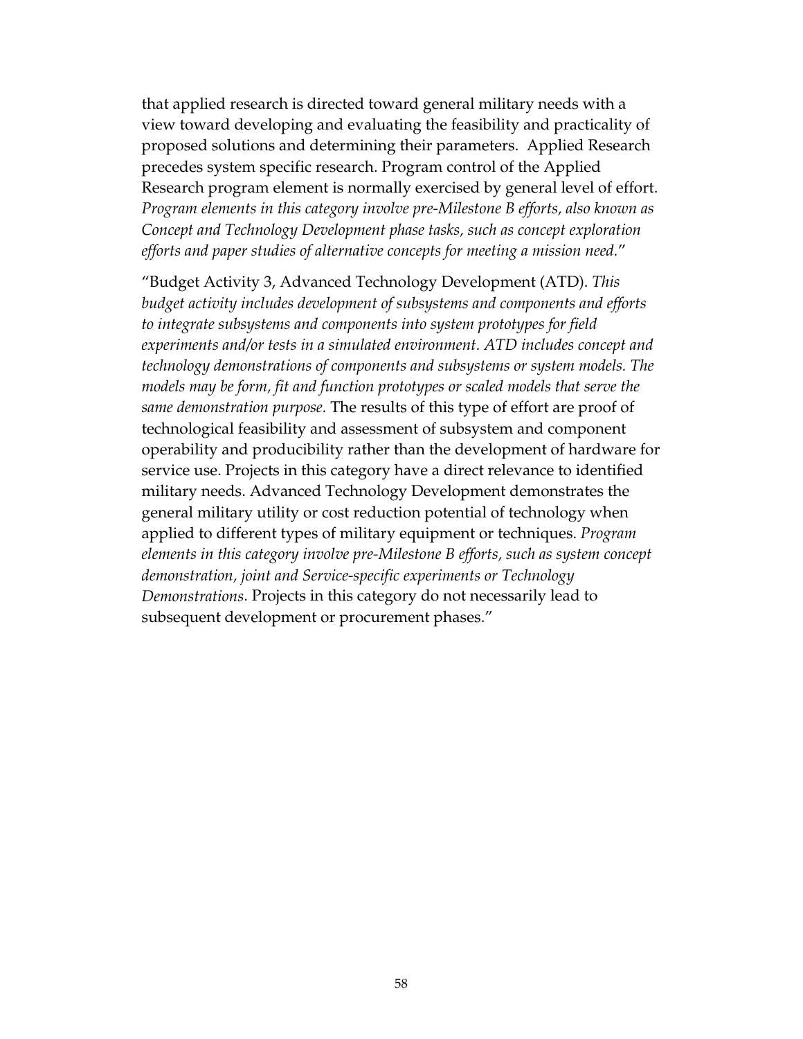that applied research is directed toward general military needs with a view toward developing and evaluating the feasibility and practicality of proposed solutions and determining their parameters.  Applied Research precedes system specific research. Program control of the Applied Research program element is normally exercised by general level of effort. *Program elements in this category involve pre-Milestone B efforts, also known as Concept and Technology Development phase tasks, such as concept exploration efforts and paper studies of alternative concepts for meeting a mission need.*"

"Budget Activity 3, Advanced Technology Development (ATD). *This budget activity includes development of subsystems and components and efforts to integrate subsystems and components into system prototypes for field experiments and/or tests in a simulated environment. ATD includes concept and technology demonstrations of components and subsystems or system models. The models may be form, fit and function prototypes or scaled models that serve the same demonstration purpose.* The results of this type of effort are proof of technological feasibility and assessment of subsystem and component operability and producibility rather than the development of hardware for service use. Projects in this category have a direct relevance to identified military needs. Advanced Technology Development demonstrates the general military utility or cost reduction potential of technology when applied to different types of military equipment or techniques. *Program elements in this category involve pre-Milestone B efforts, such as system concept demonstration, joint and Service-specific experiments or Technology Demonstrations.* Projects in this category do not necessarily lead to subsequent development or procurement phases."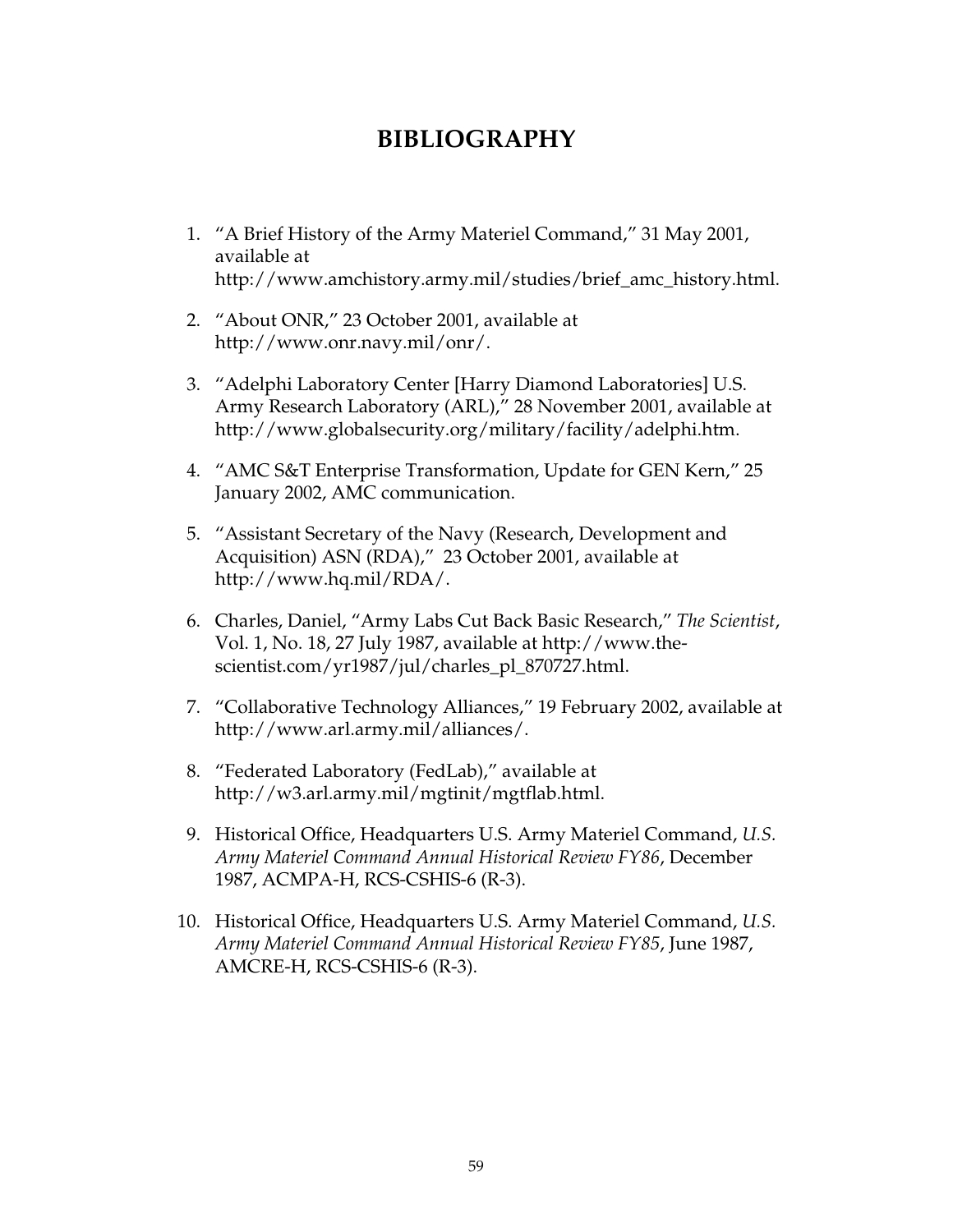# BIBLIOGRAPHY

1. "A Brief History of the Army Materiel Command," 31 May 2001, available at http://www.amchistory.army.mil/studies/brief_amc_history.html.

2. "About ONR," 23 October 2001, available at http://www.onr.navy.mil/onr/.

3. "Adelphi Laboratory Center [Harry Diamond Laboratories] U.S. Army Research Laboratory (ARL)," 28 November 2001, available at http://www.globalsecurity.org/military/facility/adelphi.htm.

4. "AMC S&T Enterprise Transformation, Update for GEN Kern," 25 January 2002, AMC communication.

5. "Assistant Secretary of the Navy (Research, Development and Acquisition) ASN (RDA)," 23 October 2001, available at http://www.hq.mil/RDA/.

6. Charles, Daniel, "Army Labs Cut Back Basic Research," *The Scientist*, Vol. 1, No. 18, 27 July 1987, available at http://www.the-scientist.com/yr1987/jul/charles_pl_870727.html.

7. "Collaborative Technology Alliances," 19 February 2002, available at http://www.arl.army.mil/alliances/.

8. "Federated Laboratory (FedLab)," available at http://w3.arl.army.mil/mgtinit/mgtflab.html.

9. Historical Office, Headquarters U.S. Army Materiel Command, *U.S. Army Materiel Command Annual Historical Review FY86*, December 1987, ACMPA-H, RCS-CSHIS-6 (R-3).

10. Historical Office, Headquarters U.S. Army Materiel Command, *U.S. Army Materiel Command Annual Historical Review FY85*, June 1987, AMCRE-H, RCS-CSHIS-6 (R-3).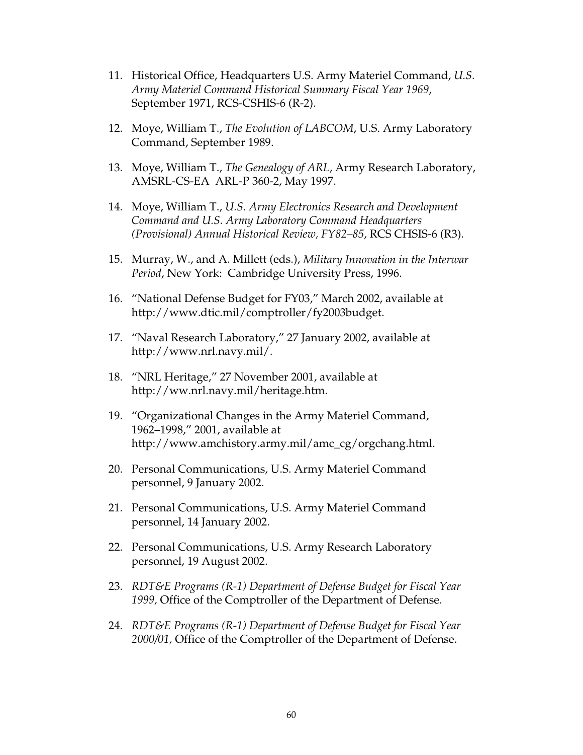11. Historical Office, Headquarters U.S. Army Materiel Command, *U.S. Army Materiel Command Historical Summary Fiscal Year 1969*, September 1971, RCS-CSHIS-6 (R-2).

12. Moye, William T., *The Evolution of LABCOM*, U.S. Army Laboratory Command, September 1989.

13. Moye, William T., *The Genealogy of ARL*, Army Research Laboratory, AMSRL-CS-EA ARL-P 360-2, May 1997.

14. Moye, William T., *U.S. Army Electronics Research and Development Command and U.S. Army Laboratory Command Headquarters (Provisional) Annual Historical Review, FY82–85*, RCS CHSIS-6 (R3).

15. Murray, W., and A. Millett (eds.), *Military Innovation in the Interwar Period*, New York: Cambridge University Press, 1996.

16. "National Defense Budget for FY03," March 2002, available at http://www.dtic.mil/comptroller/fy2003budget.

17. "Naval Research Laboratory," 27 January 2002, available at http://www.nrl.navy.mil/.

18. "NRL Heritage," 27 November 2001, available at http://ww.nrl.navy.mil/heritage.htm.

19. "Organizational Changes in the Army Materiel Command, 1962–1998," 2001, available at http://www.amchistory.army.mil/amc_cg/orgchang.html.

20. Personal Communications, U.S. Army Materiel Command personnel, 9 January 2002.

21. Personal Communications, U.S. Army Materiel Command personnel, 14 January 2002.

22. Personal Communications, U.S. Army Research Laboratory personnel, 19 August 2002.

23. *RDT&E Programs (R-1) Department of Defense Budget for Fiscal Year 1999,* Office of the Comptroller of the Department of Defense.

24. *RDT&E Programs (R-1) Department of Defense Budget for Fiscal Year 2000/01,* Office of the Comptroller of the Department of Defense.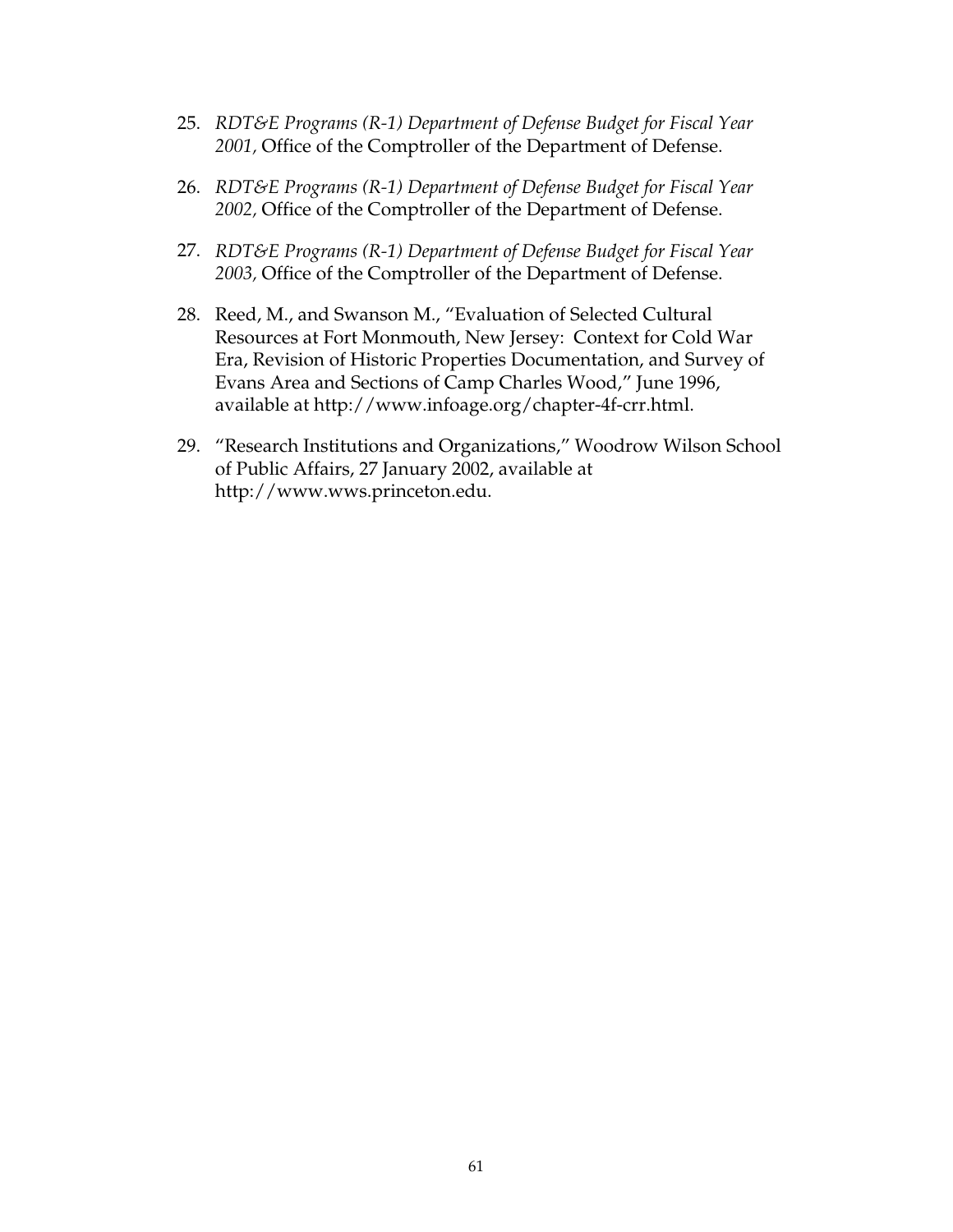25. *RDT&E Programs (R-1) Department of Defense Budget for Fiscal Year 2001,* Office of the Comptroller of the Department of Defense.

26. *RDT&E Programs (R-1) Department of Defense Budget for Fiscal Year 2002,* Office of the Comptroller of the Department of Defense.

27. *RDT&E Programs (R-1) Department of Defense Budget for Fiscal Year 2003,* Office of the Comptroller of the Department of Defense.

28. Reed, M., and Swanson M., "Evaluation of Selected Cultural Resources at Fort Monmouth, New Jersey: Context for Cold War Era, Revision of Historic Properties Documentation, and Survey of Evans Area and Sections of Camp Charles Wood," June 1996, available at http://www.infoage.org/chapter-4f-crr.html.

29. "Research Institutions and Organizations," Woodrow Wilson School of Public Affairs, 27 January 2002, available at http://www.wws.princeton.edu.